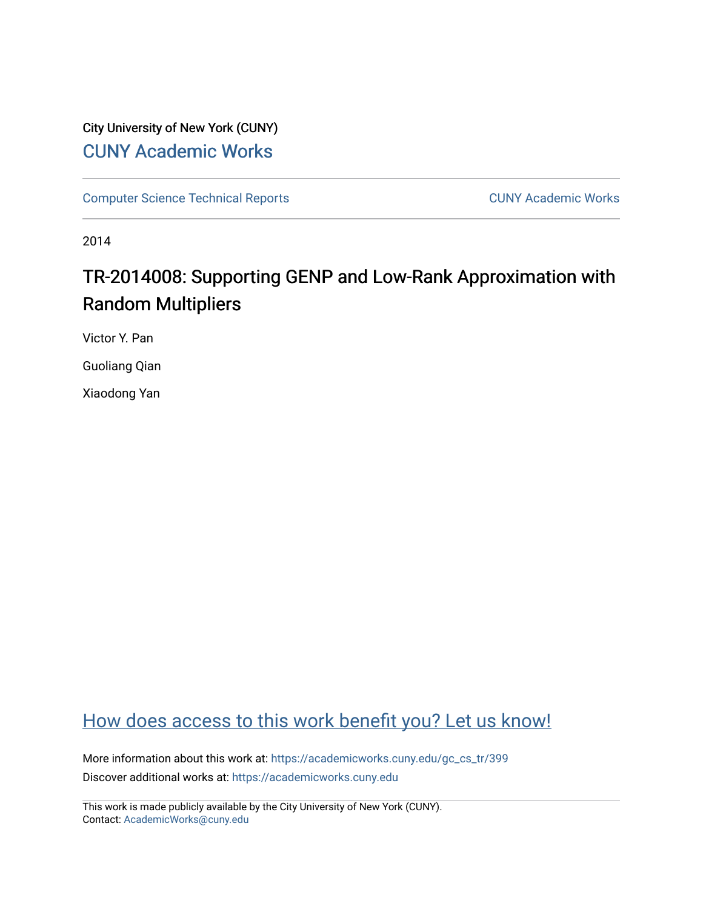City University of New York (CUNY)

CUNY Academic Works

Computer Science Technical Reports

CUNY Academic Works

2014

# TR-2014008: Supporting GENP and Low-Rank Approximation with Random Multipliers

Victor Y. Pan

Guoliang Qian

Xiaodong Yan

How does access to this work benefit you? Let us know!

More information about this work at: https://academicworks.cuny.edu/gc_cs_tr/399

Discover additional works at: https://academicworks.cuny.edu

This work is made publicly available by the City University of New York (CUNY).
Contact: AcademicWorks@cuny.edu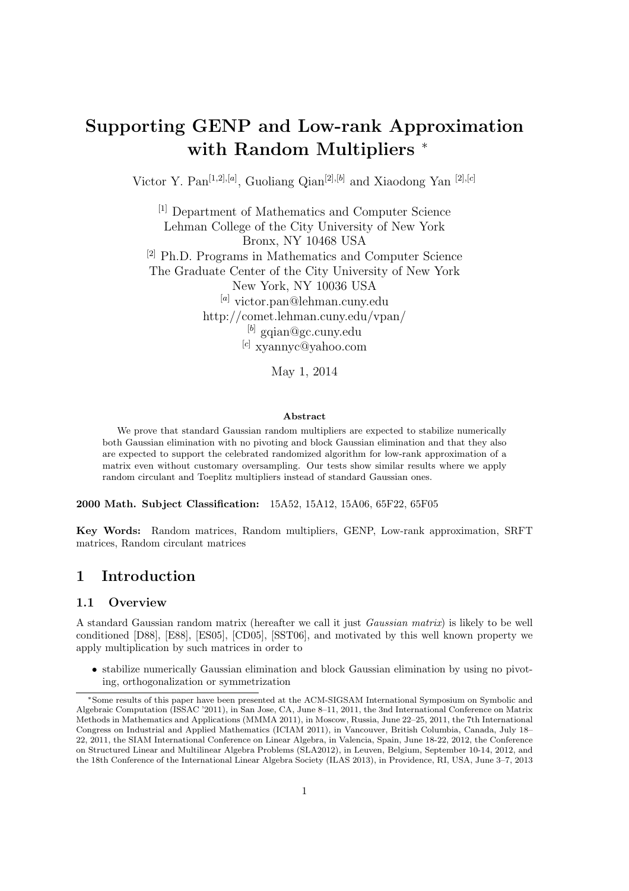# Supporting GENP and Low-rank Approximation with Random Multipliers *

Victor Y. Pan[1,2],[a], Guoliang Qian[2],[b] and Xiaodong Yan [2],[c]

[1] Department of Mathematics and Computer Science  
Lehman College of the City University of New York  
Bronx, NY 10468 USA  
[2] Ph.D. Programs in Mathematics and Computer Science  
The Graduate Center of the City University of New York  
New York, NY 10036 USA  
[a] victor.pan@lehman.cuny.edu  
http://comet.lehman.cuny.edu/vpan/  
[b] gqian@gc.cuny.edu  
[c] xyannyc@yahoo.com

May 1, 2014

**Abstract**

We prove that standard Gaussian random multipliers are expected to stabilize numerically both Gaussian elimination with no pivoting and block Gaussian elimination and that they also are expected to support the celebrated randomized algorithm for low-rank approximation of a matrix even without customary oversampling. Our tests show similar results where we apply random circulant and Toeplitz multipliers instead of standard Gaussian ones.

**2000 Math. Subject Classification:** 15A52, 15A12, 15A06, 65F22, 65F05

**Key Words:** Random matrices, Random multipliers, GENP, Low-rank approximation, SRFT matrices, Random circulant matrices

## 1 Introduction

### 1.1 Overview

A standard Gaussian random matrix (hereafter we call it just *Gaussian matrix*) is likely to be well conditioned [D88], [E88], [ES05], [CD05], [SST06], and motivated by this well known property we apply multiplication by such matrices in order to

- stabilize numerically Gaussian elimination and block Gaussian elimination by using no pivoting, orthogonalization or symmetrization

*Some results of this paper have been presented at the ACM-SIGSAM International Symposium on Symbolic and Algebraic Computation (ISSAC '2011), in San Jose, CA, June 8–11, 2011, the 3nd International Conference on Matrix Methods in Mathematics and Applications (MMMA 2011), in Moscow, Russia, June 22–25, 2011, the 7th International Congress on Industrial and Applied Mathematics (ICIAM 2011), in Vancouver, British Columbia, Canada, July 18–22, 2011, the SIAM International Conference on Linear Algebra, in Valencia, Spain, June 18-22, 2012, the Conference on Structured Linear and Multilinear Algebra Problems (SLA2012), in Leuven, Belgium, September 10-14, 2012, and the 18th Conference of the International Linear Algebra Society (ILAS 2013), in Providence, RI, USA, June 3–7, 2013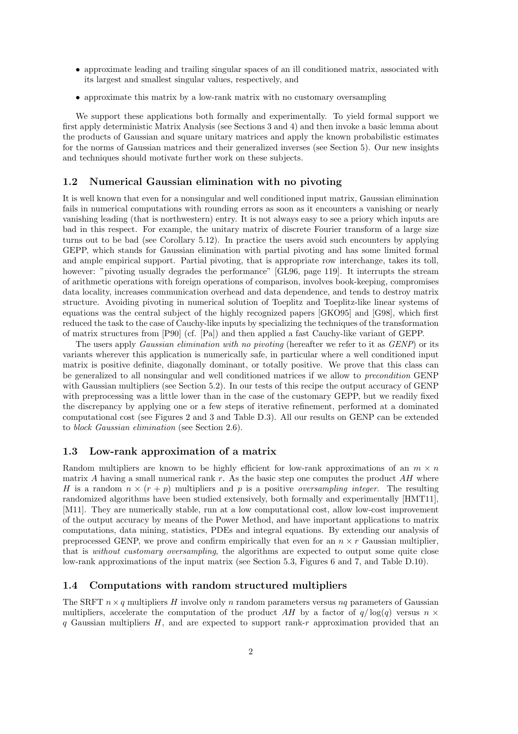- approximate leading and trailing singular spaces of an ill conditioned matrix, associated with its largest and smallest singular values, respectively, and
- approximate this matrix by a low-rank matrix with no customary oversampling

We support these applications both formally and experimentally. To yield formal support we first apply deterministic Matrix Analysis (see Sections 3 and 4) and then invoke a basic lemma about the products of Gaussian and square unitary matrices and apply the known probabilistic estimates for the norms of Gaussian matrices and their generalized inverses (see Section 5). Our new insights and techniques should motivate further work on these subjects.

### 1.2 Numerical Gaussian elimination with no pivoting

It is well known that even for a nonsingular and well conditioned input matrix, Gaussian elimination fails in numerical computations with rounding errors as soon as it encounters a vanishing or nearly vanishing leading (that is northwestern) entry. It is not always easy to see a priory which inputs are bad in this respect. For example, the unitary matrix of discrete Fourier transform of a large size turns out to be bad (see Corollary 5.12). In practice the users avoid such encounters by applying GEPP, which stands for Gaussian elimination with partial pivoting and has some limited formal and ample empirical support. Partial pivoting, that is appropriate row interchange, takes its toll, however: "pivoting usually degrades the performance" [GL96, page 119]. It interrupts the stream of arithmetic operations with foreign operations of comparison, involves book-keeping, compromises data locality, increases communication overhead and data dependence, and tends to destroy matrix structure. Avoiding pivoting in numerical solution of Toeplitz and Toeplitz-like linear systems of equations was the central subject of the highly recognized papers [GKO95] and [G98], which first reduced the task to the case of Cauchy-like inputs by specializing the techniques of the transformation of matrix structures from [P90] (cf. [Pa]) and then applied a fast Cauchy-like variant of GEPP.

The users apply *Gaussian elimination with no pivoting* (hereafter we refer to it as *GENP*) or its variants wherever this application is numerically safe, in particular where a well conditioned input matrix is positive definite, diagonally dominant, or totally positive. We prove that this class can be generalized to all nonsingular and well conditioned matrices if we allow to *precondition* GENP with Gaussian multipliers (see Section 5.2). In our tests of this recipe the output accuracy of GENP with preprocessing was a little lower than in the case of the customary GEPP, but we readily fixed the discrepancy by applying one or a few steps of iterative refinement, performed at a dominated computational cost (see Figures 2 and 3 and Table D.3). All our results on GENP can be extended to *block Gaussian elimination* (see Section 2.6).

### 1.3 Low-rank approximation of a matrix

Random multipliers are known to be highly efficient for low-rank approximations of an $m \times n$ matrix $A$ having a small numerical rank $r$. As the basic step one computes the product $AH$ where $H$ is a random $n \times (r + p)$ multipliers and $p$ is a positive *oversampling integer*. The resulting randomized algorithms have been studied extensively, both formally and experimentally [HMT11], [M11]. They are numerically stable, run at a low computational cost, allow low-cost improvement of the output accuracy by means of the Power Method, and have important applications to matrix computations, data mining, statistics, PDEs and integral equations. By extending our analysis of preprocessed GENP, we prove and confirm empirically that even for an $n \times r$ Gaussian multiplier, that is *without customary oversampling*, the algorithms are expected to output some quite close low-rank approximations of the input matrix (see Section 5.3, Figures 6 and 7, and Table D.10).

### 1.4 Computations with random structured multipliers

The SRFT $n \times q$ multipliers $H$ involve only $n$ random parameters versus $nq$ parameters of Gaussian multipliers, accelerate the computation of the product $AH$ by a factor of $q/\log(q)$ versus $n \times q$ Gaussian multipliers $H$, and are expected to support rank-$r$ approximation provided that an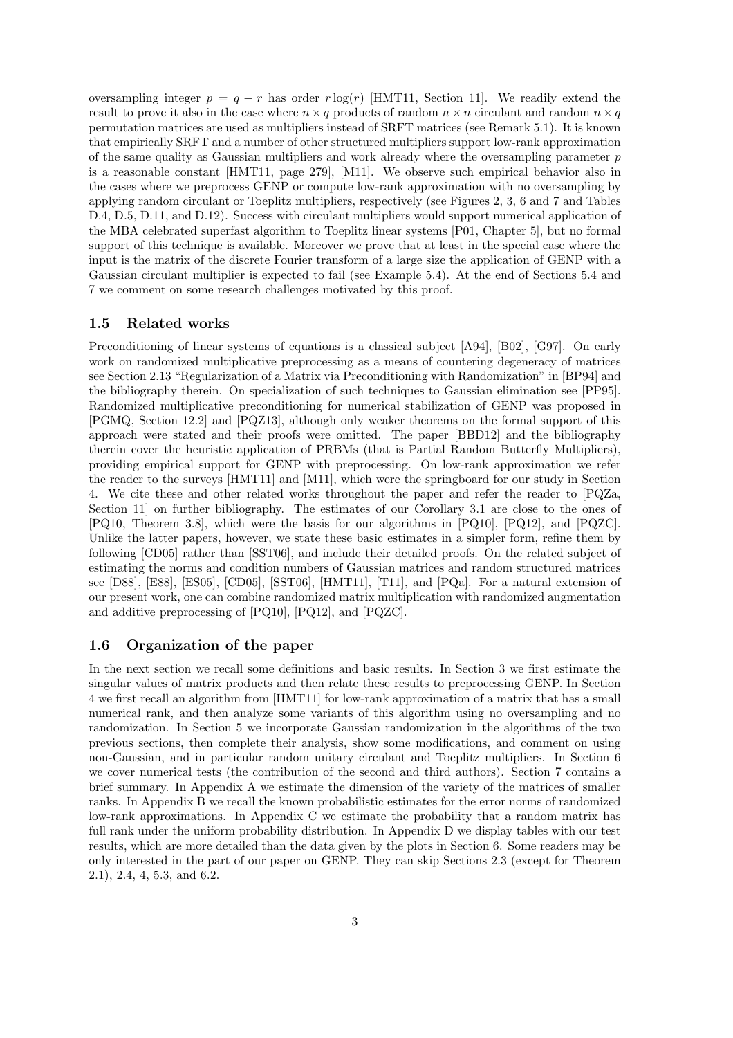oversampling integer $p = q - r$ has order $r \log(r)$ [HMT11, Section 11]. We readily extend the result to prove it also in the case where $n \times q$ products of random $n \times n$ circulant and random $n \times q$ permutation matrices are used as multipliers instead of SRFT matrices (see Remark 5.1). It is known that empirically SRFT and a number of other structured multipliers support low-rank approximation of the same quality as Gaussian multipliers and work already where the oversampling parameter $p$ is a reasonable constant [HMT11, page 279], [M11]. We observe such empirical behavior also in the cases where we preprocess GENP or compute low-rank approximation with no oversampling by applying random circulant or Toeplitz multipliers, respectively (see Figures 2, 3, 6 and 7 and Tables D.4, D.5, D.11, and D.12). Success with circulant multipliers would support numerical application of the MBA celebrated superfast algorithm to Toeplitz linear systems [P01, Chapter 5], but no formal support of this technique is available. Moreover we prove that at least in the special case where the input is the matrix of the discrete Fourier transform of a large size the application of GENP with a Gaussian circulant multiplier is expected to fail (see Example 5.4). At the end of Sections 5.4 and 7 we comment on some research challenges motivated by this proof.

### 1.5 Related works

Preconditioning of linear systems of equations is a classical subject [A94], [B02], [G97]. On early work on randomized multiplicative preprocessing as a means of countering degeneracy of matrices see Section 2.13 "Regularization of a Matrix via Preconditioning with Randomization" in [BP94] and the bibliography therein. On specialization of such techniques to Gaussian elimination see [PP95]. Randomized multiplicative preconditioning for numerical stabilization of GENP was proposed in [PGMQ, Section 12.2] and [PQZ13], although only weaker theorems on the formal support of this approach were stated and their proofs were omitted. The paper [BBD12] and the bibliography therein cover the heuristic application of PRBMs (that is Partial Random Butterfly Multipliers), providing empirical support for GENP with preprocessing. On low-rank approximation we refer the reader to the surveys [HMT11] and [M11], which were the springboard for our study in Section 4. We cite these and other related works throughout the paper and refer the reader to [PQZa, Section 11] on further bibliography. The estimates of our Corollary 3.1 are close to the ones of [PQ10, Theorem 3.8], which were the basis for our algorithms in [PQ10], [PQ12], and [PQZC]. Unlike the latter papers, however, we state these basic estimates in a simpler form, refine them by following [CD05] rather than [SST06], and include their detailed proofs. On the related subject of estimating the norms and condition numbers of Gaussian matrices and random structured matrices see [D88], [E88], [ES05], [CD05], [SST06], [HMT11], [T11], and [PQa]. For a natural extension of our present work, one can combine randomized matrix multiplication with randomized augmentation and additive preprocessing of [PQ10], [PQ12], and [PQZC].

### 1.6 Organization of the paper

In the next section we recall some definitions and basic results. In Section 3 we first estimate the singular values of matrix products and then relate these results to preprocessing GENP. In Section 4 we first recall an algorithm from [HMT11] for low-rank approximation of a matrix that has a small numerical rank, and then analyze some variants of this algorithm using no oversampling and no randomization. In Section 5 we incorporate Gaussian randomization in the algorithms of the two previous sections, then complete their analysis, show some modifications, and comment on using non-Gaussian, and in particular random unitary circulant and Toeplitz multipliers. In Section 6 we cover numerical tests (the contribution of the second and third authors). Section 7 contains a brief summary. In Appendix A we estimate the dimension of the variety of the matrices of smaller ranks. In Appendix B we recall the known probabilistic estimates for the error norms of randomized low-rank approximations. In Appendix C we estimate the probability that a random matrix has full rank under the uniform probability distribution. In Appendix D we display tables with our test results, which are more detailed than the data given by the plots in Section 6. Some readers may be only interested in the part of our paper on GENP. They can skip Sections 2.3 (except for Theorem 2.1), 2.4, 4, 5.3, and 6.2.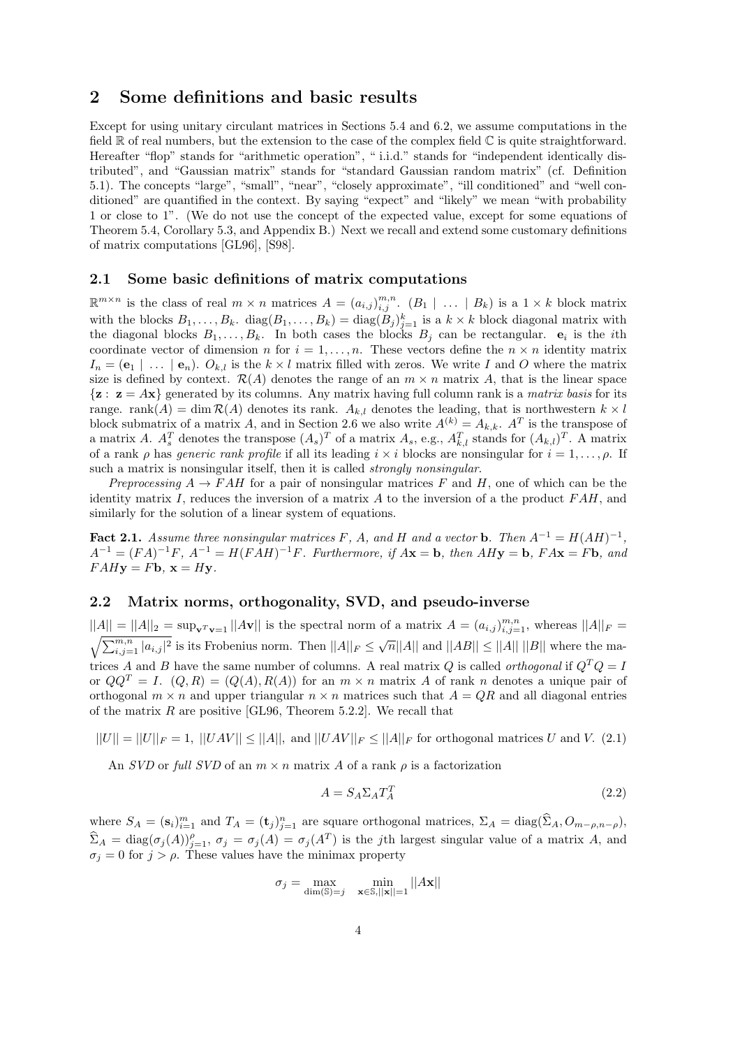## 2 Some definitions and basic results

Except for using unitary circulant matrices in Sections 5.4 and 6.2, we assume computations in the field $\mathbb{R}$ of real numbers, but the extension to the case of the complex field $\mathbb{C}$ is quite straightforward. Hereafter "flop" stands for "arithmetic operation", " i.i.d." stands for "independent identically distributed", and "Gaussian matrix" stands for "standard Gaussian random matrix" (cf. Definition 5.1). The concepts "large", "small", "near", "closely approximate", "ill conditioned" and "well conditioned" are quantified in the context. By saying "expect" and "likely" we mean "with probability 1 or close to 1". (We do not use the concept of the expected value, except for some equations of Theorem 5.4, Corollary 5.3, and Appendix B.) Next we recall and extend some customary definitions of matrix computations [GL96], [S98].

### 2.1 Some basic definitions of matrix computations

$\mathbb{R}^{m\times n}$ is the class of real $m \times n$ matrices $A = (a_{i,j})_{i,j}^{m,n}$. $(B_1 \mid \ldots \mid B_k)$ is a $1 \times k$ block matrix with the blocks $B_1, \ldots, B_k$. $\operatorname{diag}(B_1, \ldots, B_k) = \operatorname{diag}(B_j)_{j=1}^k$ is a $k \times k$ block diagonal matrix with the diagonal blocks $B_1, \ldots, B_k$. In both cases the blocks $B_j$ can be rectangular. $\mathbf{e}_i$ is the $i$th coordinate vector of dimension $n$ for $i = 1, \ldots, n$. These vectors define the $n \times n$ identity matrix $I_n = (\mathbf{e}_1 \mid \ldots \mid \mathbf{e}_n)$. $O_{k,l}$ is the $k \times l$ matrix filled with zeros. We write $I$ and $O$ where the matrix size is defined by context. $\mathcal{R}(A)$ denotes the range of an $m \times n$ matrix $A$, that is the linear space $\{\mathbf{z} : \mathbf{z} = A\mathbf{x}\}$ generated by its columns. Any matrix having full column rank is a *matrix basis* for its range. $\operatorname{rank}(A) = \dim \mathcal{R}(A)$ denotes its rank. $A_{k,l}$ denotes the leading, that is northwestern $k \times l$ block submatrix of a matrix $A$, and in Section 2.6 we also write $A^{(k)} = A_{k,k}$. $A^T$ is the transpose of a matrix $A$. $A_s^T$ denotes the transpose $(A_s)^T$ of a matrix $A_s$, e.g., $A_{k,l}^T$ stands for $(A_{k,l})^T$. A matrix of a rank $\rho$ has *generic rank profile* if all its leading $i \times i$ blocks are nonsingular for $i = 1, \ldots, \rho$. If such a matrix is nonsingular itself, then it is called *strongly nonsingular*.

*Preprocessing* $A \to FAH$ for a pair of nonsingular matrices $F$ and $H$, one of which can be the identity matrix $I$, reduces the inversion of a matrix $A$ to the inversion of a the product $FAH$, and similarly for the solution of a linear system of equations.

**Fact 2.1.** *Assume three nonsingular matrices $F$, $A$, and $H$ and a vector $\mathbf{b}$. Then $A^{-1} = H(AH)^{-1}$, $A^{-1} = (FA)^{-1}F$, $A^{-1} = H(FAH)^{-1}F$. Furthermore, if $A\mathbf{x} = \mathbf{b}$, then $AH\mathbf{y} = \mathbf{b}$, $FA\mathbf{x} = F\mathbf{b}$, and $FAH\mathbf{y} = F\mathbf{b}$, $\mathbf{x} = H\mathbf{y}$.*

### 2.2 Matrix norms, orthogonality, SVD, and pseudo-inverse

$||A|| = ||A||_2 = \sup_{\mathbf{v}^T\mathbf{v}=1} ||A\mathbf{v}||$ is the spectral norm of a matrix $A = (a_{i,j})_{i,j=1}^{m,n}$, whereas $||A||_F = \sqrt{\sum_{i,j=1}^{m,n} |a_{i,j}|^2}$ is its Frobenius norm. Then $||A||_F \le \sqrt{n}||A||$ and $||AB|| \le ||A||\,||B||$ where the matrices $A$ and $B$ have the same number of columns. A real matrix $Q$ is called *orthogonal* if $Q^TQ = I$ or $QQ^T = I$. $(Q, R) = (Q(A), R(A))$ for an $m \times n$ matrix $A$ of rank $n$ denotes a unique pair of orthogonal $m \times n$ and upper triangular $n \times n$ matrices such that $A = QR$ and all diagonal entries of the matrix $R$ are positive [GL96, Theorem 5.2.2]. We recall that

$$||U|| = ||U||_F = 1,\ ||UAV|| \le ||A||,\ \text{and}\ ||UAV||_F \le ||A||_F\ \text{for orthogonal matrices}\ U\ \text{and}\ V. \tag{2.1}$$

An *SVD* or *full SVD* of an $m \times n$ matrix $A$ of a rank $\rho$ is a factorization

$$A = S_A \Sigma_A T_A^T \tag{2.2}$$

where $S_A = (\mathbf{s}_i)_{i=1}^m$ and $T_A = (\mathbf{t}_j)_{j=1}^n$ are square orthogonal matrices, $\Sigma_A = \operatorname{diag}(\widehat{\Sigma}_A, O_{m-\rho,n-\rho})$, $\widehat{\Sigma}_A = \operatorname{diag}(\sigma_j(A))_{j=1}^{\rho}$, $\sigma_j = \sigma_j(A) = \sigma_j(A^T)$ is the $j$th largest singular value of a matrix $A$, and $\sigma_j = 0$ for $j > \rho$. These values have the minimax property

$$\sigma_j = \max_{\dim(\mathbb{S})=j} \ \min_{\mathbf{x}\in\mathbb{S}, ||\mathbf{x}||=1} ||A\mathbf{x}||$$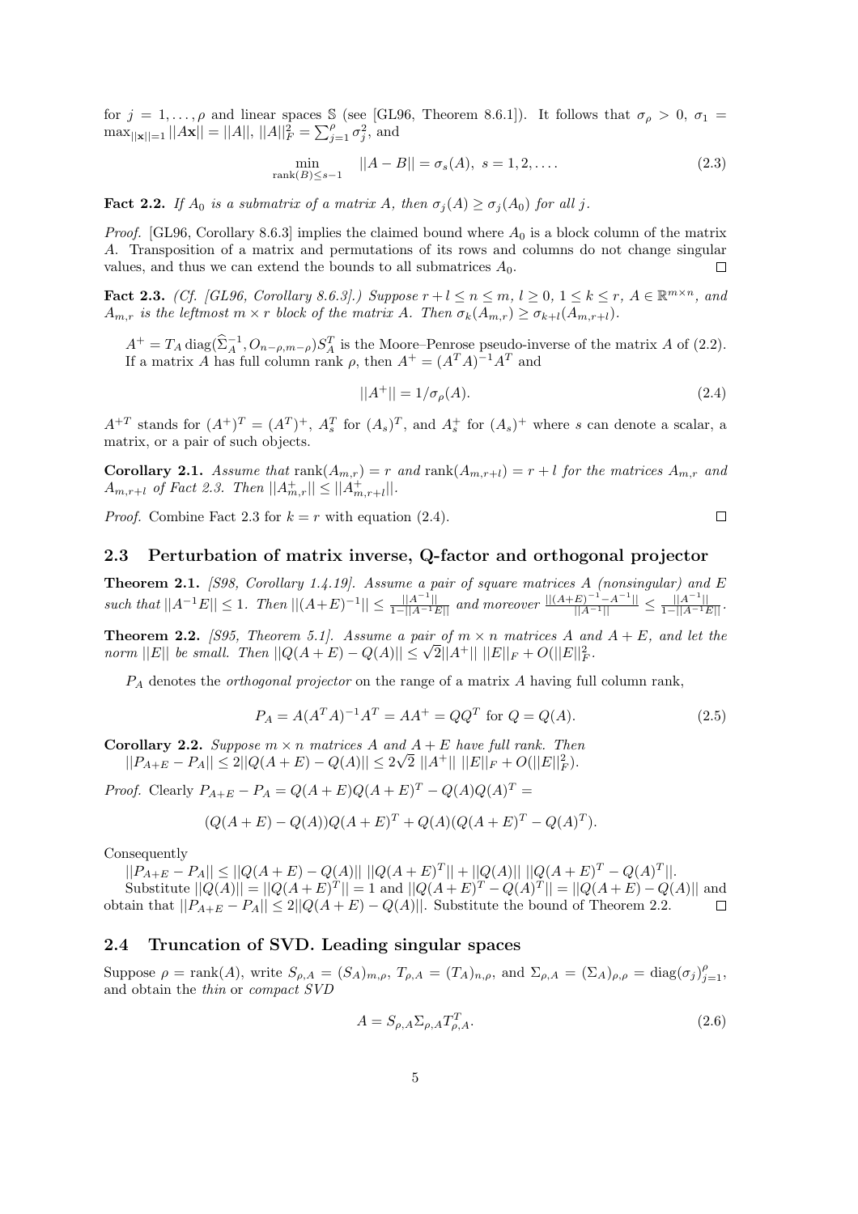for $j = 1, \ldots, \rho$ and linear spaces $\mathbb{S}$ (see [GL96, Theorem 8.6.1]). It follows that $\sigma_\rho > 0$, $\sigma_1 = \max_{||\mathbf{x}||=1} ||A\mathbf{x}|| = ||A||$, $||A||_F^2 = \sum_{j=1}^{\rho} \sigma_j^2$, and

$$\min_{\operatorname{rank}(B) \leq s-1} ||A - B|| = \sigma_s(A), \ s = 1, 2, \ldots. \tag{2.3}$$

**Fact 2.2.** *If $A_0$ is a submatrix of a matrix $A$, then $\sigma_j(A) \geq \sigma_j(A_0)$ for all $j$.*

*Proof.* [GL96, Corollary 8.6.3] implies the claimed bound where $A_0$ is a block column of the matrix $A$. Transposition of a matrix and permutations of its rows and columns do not change singular values, and thus we can extend the bounds to all submatrices $A_0$. $\square$

**Fact 2.3.** *(Cf. [GL96, Corollary 8.6.3].) Suppose $r + l \leq n \leq m$, $l \geq 0$, $1 \leq k \leq r$, $A \in \mathbb{R}^{m \times n}$, and $A_{m,r}$ is the leftmost $m \times r$ block of the matrix $A$. Then $\sigma_k(A_{m,r}) \geq \sigma_{k+l}(A_{m,r+l})$.*

$A^+ = T_A \operatorname{diag}(\widehat{\Sigma}_A^{-1}, O_{n-\rho,m-\rho}) S_A^T$ is the Moore–Penrose pseudo-inverse of the matrix $A$ of (2.2). If a matrix $A$ has full column rank $\rho$, then $A^+ = (A^T A)^{-1} A^T$ and

$$||A^+|| = 1/\sigma_\rho(A). \tag{2.4}$$

$A^{+T}$ stands for $(A^+)^T = (A^T)^+$, $A_s^T$ for $(A_s)^T$, and $A_s^+$ for $(A_s)^+$ where $s$ can denote a scalar, a matrix, or a pair of such objects.

**Corollary 2.1.** *Assume that $\operatorname{rank}(A_{m,r}) = r$ and $\operatorname{rank}(A_{m,r+l}) = r + l$ for the matrices $A_{m,r}$ and $A_{m,r+l}$ of Fact 2.3. Then $||A_{m,r}^+|| \leq ||A_{m,r+l}^+||$.*

*Proof.* Combine Fact 2.3 for $k = r$ with equation (2.4). $\square$

## 2.3 Perturbation of matrix inverse, Q-factor and orthogonal projector

**Theorem 2.1.** *[S98, Corollary 1.4.19]. Assume a pair of square matrices $A$ (nonsingular) and $E$ such that $||A^{-1}E|| \leq 1$. Then $||(A+E)^{-1}|| \leq \frac{||A^{-1}||}{1-||A^{-1}E||}$ and moreover $\frac{||(A+E)^{-1}-A^{-1}||}{||A^{-1}||} \leq \frac{||A^{-1}||}{1-||A^{-1}E||}$.*

**Theorem 2.2.** *[S95, Theorem 5.1]. Assume a pair of $m \times n$ matrices $A$ and $A + E$, and let the norm $||E||$ be small. Then $||Q(A+E) - Q(A)|| \leq \sqrt{2}||A^+|| \ ||E||_F + O(||E||_F^2$.*

$P_A$ denotes the *orthogonal projector* on the range of a matrix $A$ having full column rank,

$$P_A = A(A^T A)^{-1} A^T = AA^+ = QQ^T \text{ for } Q = Q(A). \tag{2.5}$$

**Corollary 2.2.** *Suppose $m \times n$ matrices $A$ and $A + E$ have full rank. Then*
$||P_{A+E} - P_A|| \leq 2||Q(A+E) - Q(A)|| \leq 2\sqrt{2} \ ||A^+|| \ ||E||_F + O(||E||_F^2)$.

*Proof.* Clearly $P_{A+E} - P_A = Q(A+E)Q(A+E)^T - Q(A)Q(A)^T =$

$$(Q(A+E) - Q(A))Q(A+E)^T + Q(A)(Q(A+E)^T - Q(A)^T).$$

Consequently

$||P_{A+E} - P_A|| \leq ||Q(A+E) - Q(A)|| \ ||Q(A+E)^T|| + ||Q(A)|| \ ||Q(A+E)^T - Q(A)^T||$.

Substitute $||Q(A)|| = ||Q(A+E)^T|| = 1$ and $||Q(A+E)^T - Q(A)^T|| = ||Q(A+E) - Q(A)||$ and obtain that $||P_{A+E} - P_A|| \leq 2||Q(A+E) - Q(A)||$. Substitute the bound of Theorem 2.2. $\square$

## 2.4 Truncation of SVD. Leading singular spaces

Suppose $\rho = \operatorname{rank}(A)$, write $S_{\rho,A} = (S_A)_{m,\rho}$, $T_{\rho,A} = (T_A)_{n,\rho}$, and $\Sigma_{\rho,A} = (\Sigma_A)_{\rho,\rho} = \operatorname{diag}(\sigma_j)_{j=1}^{\rho}$, and obtain the *thin* or *compact SVD*

$$A = S_{\rho,A} \Sigma_{\rho,A} T_{\rho,A}^T. \tag{2.6}$$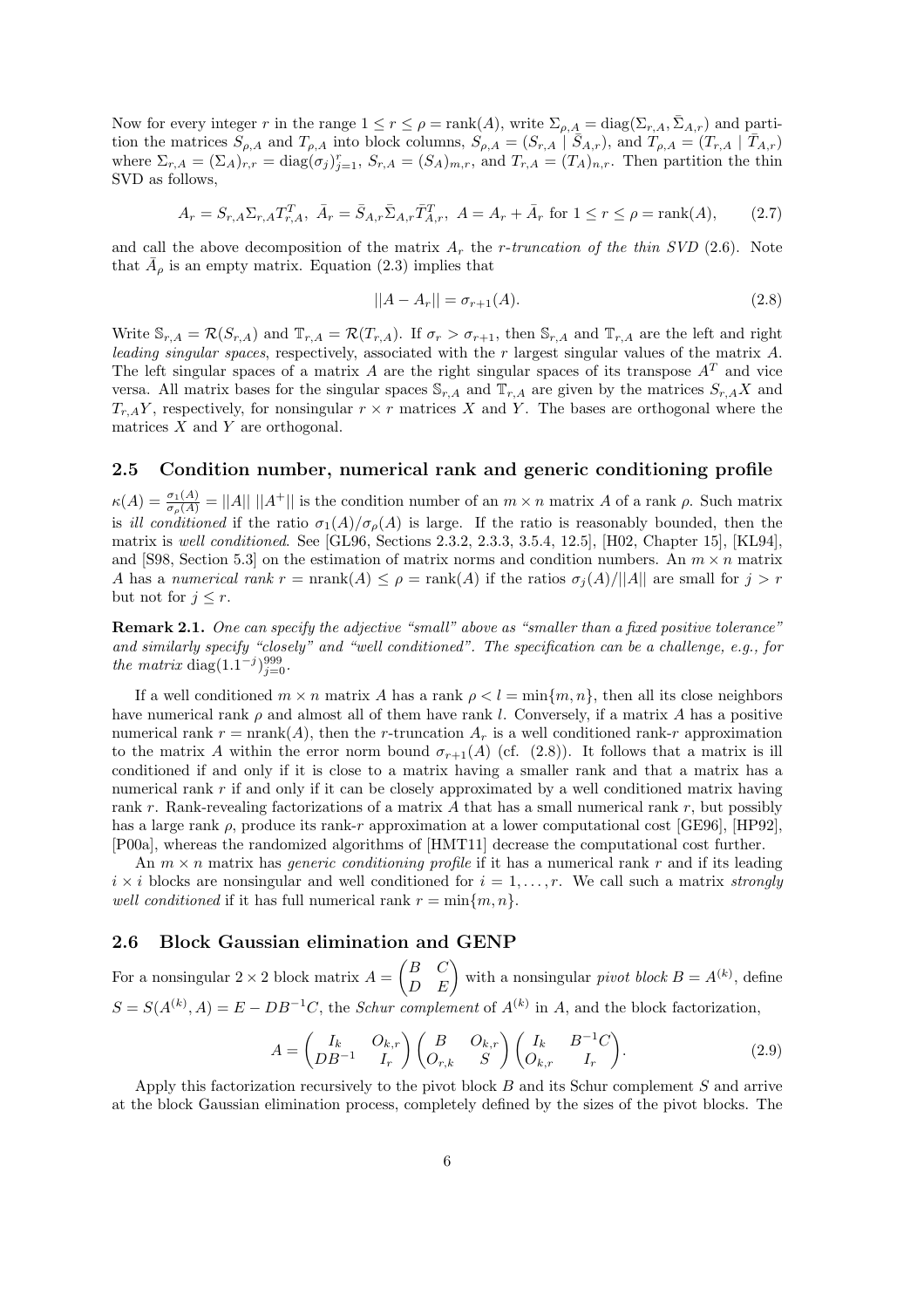Now for every integer $r$ in the range $1 \le r \le \rho = \text{rank}(A)$, write $\Sigma_{\rho,A} = \text{diag}(\Sigma_{r,A}, \bar{\Sigma}_{A,r})$ and partition the matrices $S_{\rho,A}$ and $T_{\rho,A}$ into block columns, $S_{\rho,A} = (S_{r,A} \mid \bar{S}_{A,r})$, and $T_{\rho,A} = (T_{r,A} \mid \bar{T}_{A,r})$ where $\Sigma_{r,A} = (\Sigma_A)_{r,r} = \text{diag}(\sigma_j)_{j=1}^r$, $S_{r,A} = (S_A)_{m,r}$, and $T_{r,A} = (T_A)_{n,r}$. Then partition the thin SVD as follows,

$$A_r = S_{r,A}\Sigma_{r,A}T_{r,A}^T,\ \bar{A}_r = \bar{S}_{A,r}\bar{\Sigma}_{A,r}\bar{T}_{A,r}^T,\ A = A_r + \bar{A}_r \text{ for } 1 \le r \le \rho = \text{rank}(A), \tag{2.7}$$

and call the above decomposition of the matrix $A_r$ the *r-truncation of the thin SVD* (2.6). Note that $\bar{A}_\rho$ is an empty matrix. Equation (2.3) implies that

$$||A - A_r|| = \sigma_{r+1}(A). \tag{2.8}$$

Write $\mathbb{S}_{r,A} = \mathcal{R}(S_{r,A})$ and $\mathbb{T}_{r,A} = \mathcal{R}(T_{r,A})$. If $\sigma_r > \sigma_{r+1}$, then $\mathbb{S}_{r,A}$ and $\mathbb{T}_{r,A}$ are the left and right *leading singular spaces*, respectively, associated with the $r$ largest singular values of the matrix $A$. The left singular spaces of a matrix $A$ are the right singular spaces of its transpose $A^T$ and vice versa. All matrix bases for the singular spaces $\mathbb{S}_{r,A}$ and $\mathbb{T}_{r,A}$ are given by the matrices $S_{r,A}X$ and $T_{r,A}Y$, respectively, for nonsingular $r \times r$ matrices $X$ and $Y$. The bases are orthogonal where the matrices $X$ and $Y$ are orthogonal.

## 2.5 Condition number, numerical rank and generic conditioning profile

$\kappa(A) = \frac{\sigma_1(A)}{\sigma_\rho(A)} = ||A||\ ||A^+||$ is the condition number of an $m \times n$ matrix $A$ of a rank $\rho$. Such matrix is *ill conditioned* if the ratio $\sigma_1(A)/\sigma_\rho(A)$ is large. If the ratio is reasonably bounded, then the matrix is *well conditioned*. See [GL96, Sections 2.3.2, 2.3.3, 3.5.4, 12.5], [H02, Chapter 15], [KL94], and [S98, Section 5.3] on the estimation of matrix norms and condition numbers. An $m \times n$ matrix $A$ has a *numerical rank* $r = \text{nrank}(A) \le \rho = \text{rank}(A)$ if the ratios $\sigma_j(A)/||A||$ are small for $j > r$ but not for $j \le r$.

**Remark 2.1.** *One can specify the adjective "small" above as "smaller than a fixed positive tolerance" and similarly specify "closely" and "well conditioned". The specification can be a challenge, e.g., for the matrix* $\text{diag}(1.1^{-j})_{j=0}^{999}$.

If a well conditioned $m \times n$ matrix $A$ has a rank $\rho < l = \min\{m, n\}$, then all its close neighbors have numerical rank $\rho$ and almost all of them have rank $l$. Conversely, if a matrix $A$ has a positive numerical rank $r = \text{nrank}(A)$, then the $r$-truncation $A_r$ is a well conditioned rank-$r$ approximation to the matrix $A$ within the error norm bound $\sigma_{r+1}(A)$ (cf. (2.8)). It follows that a matrix is ill conditioned if and only if it is close to a matrix having a smaller rank and that a matrix has a numerical rank $r$ if and only if it can be closely approximated by a well conditioned matrix having rank $r$. Rank-revealing factorizations of a matrix $A$ that has a small numerical rank $r$, but possibly has a large rank $\rho$, produce its rank-$r$ approximation at a lower computational cost [GE96], [HP92], [P00a], whereas the randomized algorithms of [HMT11] decrease the computational cost further.

An $m \times n$ matrix has *generic conditioning profile* if it has a numerical rank $r$ and if its leading $i \times i$ blocks are nonsingular and well conditioned for $i = 1, \ldots, r$. We call such a matrix *strongly well conditioned* if it has full numerical rank $r = \min\{m, n\}$.

## 2.6 Block Gaussian elimination and GENP

For a nonsingular $2 \times 2$ block matrix $A = \begin{pmatrix} B & C \\ D & E \end{pmatrix}$ with a nonsingular *pivot block* $B = A^{(k)}$, define $S = S(A^{(k)}, A) = E - DB^{-1}C$, the *Schur complement* of $A^{(k)}$ in $A$, and the block factorization,

$$A = \begin{pmatrix} I_k & O_{k,r} \\ DB^{-1} & I_r \end{pmatrix} \begin{pmatrix} B & O_{k,r} \\ O_{r,k} & S \end{pmatrix} \begin{pmatrix} I_k & B^{-1}C \\ O_{k,r} & I_r \end{pmatrix}. \tag{2.9}$$

Apply this factorization recursively to the pivot block $B$ and its Schur complement $S$ and arrive at the block Gaussian elimination process, completely defined by the sizes of the pivot blocks. The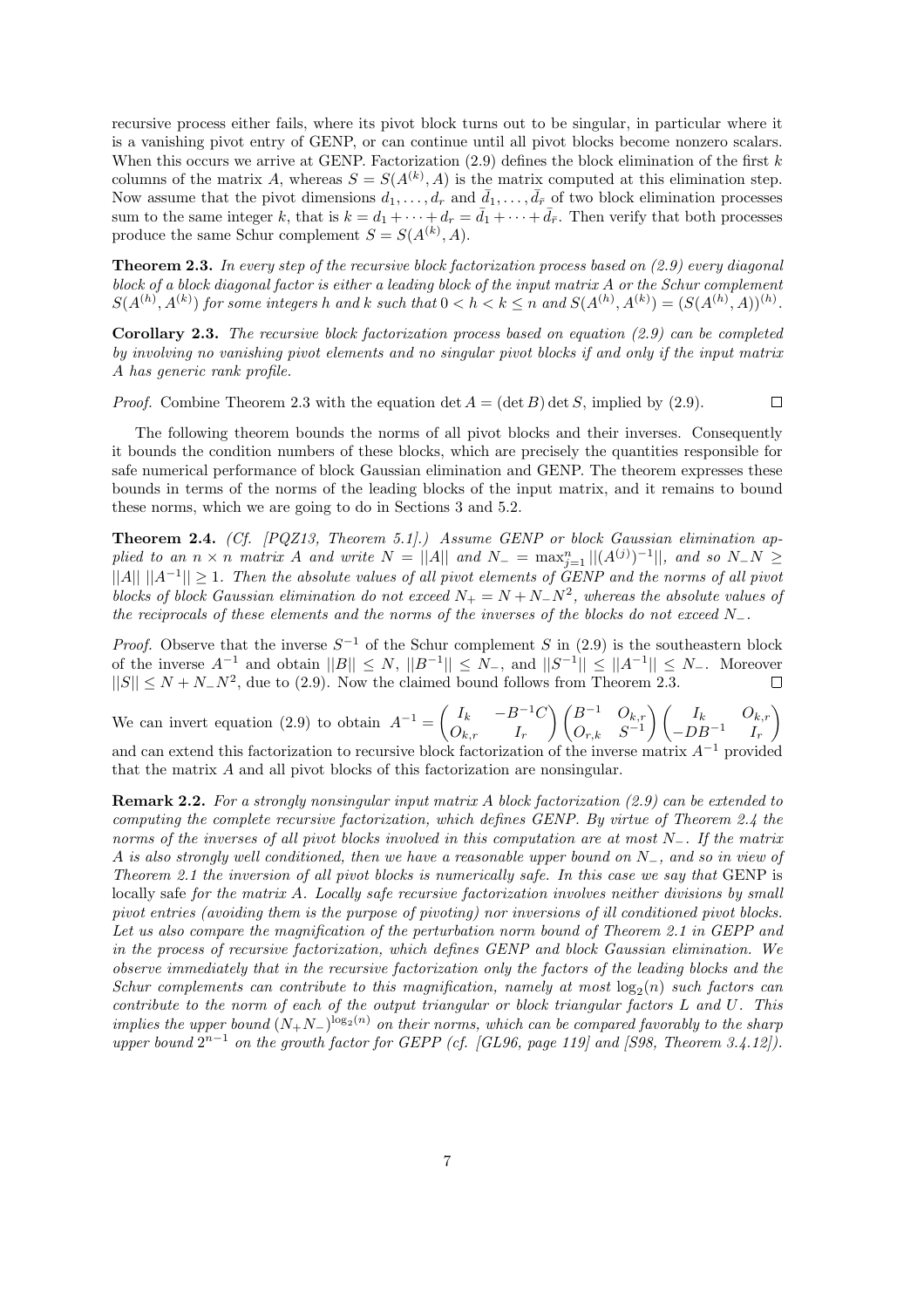recursive process either fails, where its pivot block turns out to be singular, in particular where it is a vanishing pivot entry of GENP, or can continue until all pivot blocks become nonzero scalars. When this occurs we arrive at GENP. Factorization (2.9) defines the block elimination of the first $k$ columns of the matrix $A$, whereas $S = S(A^{(k)}, A)$ is the matrix computed at this elimination step. Now assume that the pivot dimensions $d_1, \dots, d_r$ and $\bar{d}_1, \dots, \bar{d}_{\bar{r}}$ of two block elimination processes sum to the same integer $k$, that is $k = d_1 + \cdots + d_r = \bar{d}_1 + \cdots + \bar{d}_{\bar{r}}$. Then verify that both processes produce the same Schur complement $S = S(A^{(k)}, A)$.

**Theorem 2.3.** *In every step of the recursive block factorization process based on (2.9) every diagonal block of a block diagonal factor is either a leading block of the input matrix $A$ or the Schur complement $S(A^{(h)}, A^{(k)})$ for some integers $h$ and $k$ such that $0 < h < k \le n$ and $S(A^{(h)}, A^{(k)}) = (S(A^{(h)}, A))^{(h)}$.*

**Corollary 2.3.** *The recursive block factorization process based on equation (2.9) can be completed by involving no vanishing pivot elements and no singular pivot blocks if and only if the input matrix $A$ has generic rank profile.*

*Proof.* Combine Theorem 2.3 with the equation $\det A = (\det B) \det S$, implied by (2.9). $\square$

The following theorem bounds the norms of all pivot blocks and their inverses. Consequently it bounds the condition numbers of these blocks, which are precisely the quantities responsible for safe numerical performance of block Gaussian elimination and GENP. The theorem expresses these bounds in terms of the norms of the leading blocks of the input matrix, and it remains to bound these norms, which we are going to do in Sections 3 and 5.2.

**Theorem 2.4.** *(Cf. [PQZ13, Theorem 5.1].) Assume GENP or block Gaussian elimination applied to an $n \times n$ matrix $A$ and write $N = ||A||$ and $N_- = \max_{j=1}^{n} ||(A^{(j)})^{-1}||$, and so $N_- N \ge ||A|| \, ||A^{-1}|| \ge 1$. Then the absolute values of all pivot elements of GENP and the norms of all pivot blocks of block Gaussian elimination do not exceed $N_+ = N + N_- N^2$, whereas the absolute values of the reciprocals of these elements and the norms of the inverses of the blocks do not exceed $N_-$.*

*Proof.* Observe that the inverse $S^{-1}$ of the Schur complement $S$ in (2.9) is the southeastern block of the inverse $A^{-1}$ and obtain $||B|| \le N$, $||B^{-1}|| \le N_-$, and $||S^{-1}|| \le ||A^{-1}|| \le N_-$. Moreover $||S|| \le N + N_- N^2$, due to (2.9). Now the claimed bound follows from Theorem 2.3. $\square$

We can invert equation (2.9) to obtain $A^{-1} = \begin{pmatrix} I_k & -B^{-1}C \\ O_{k,r} & I_r \end{pmatrix} \begin{pmatrix} B^{-1} & O_{k,r} \\ O_{r,k} & S^{-1} \end{pmatrix} \begin{pmatrix} I_k & O_{k,r} \\ -DB^{-1} & I_r \end{pmatrix}$ and can extend this factorization to recursive block factorization of the inverse matrix $A^{-1}$ provided that the matrix $A$ and all pivot blocks of this factorization are nonsingular.

**Remark 2.2.** *For a strongly nonsingular input matrix $A$ block factorization (2.9) can be extended to computing the complete recursive factorization, which defines GENP. By virtue of Theorem 2.4 the norms of the inverses of all pivot blocks involved in this computation are at most $N_-$. If the matrix $A$ is also strongly well conditioned, then we have a reasonable upper bound on $N_-$, and so in view of Theorem 2.1 the inversion of all pivot blocks is numerically safe. In this case we say that* GENP is locally safe *for the matrix $A$. Locally safe recursive factorization involves neither divisions by small pivot entries (avoiding them is the purpose of pivoting) nor inversions of ill conditioned pivot blocks. Let us also compare the magnification of the perturbation norm bound of Theorem 2.1 in GEPP and in the process of recursive factorization, which defines GENP and block Gaussian elimination. We observe immediately that in the recursive factorization only the factors of the leading blocks and the Schur complements can contribute to this magnification, namely at most $\log_2(n)$ such factors can contribute to the norm of each of the output triangular or block triangular factors $L$ and $U$. This implies the upper bound $(N_+ N_-)^{\log_2(n)}$ on their norms, which can be compared favorably to the sharp upper bound $2^{n-1}$ on the growth factor for GEPP (cf. [GL96, page 119] and [S98, Theorem 3.4.12]).*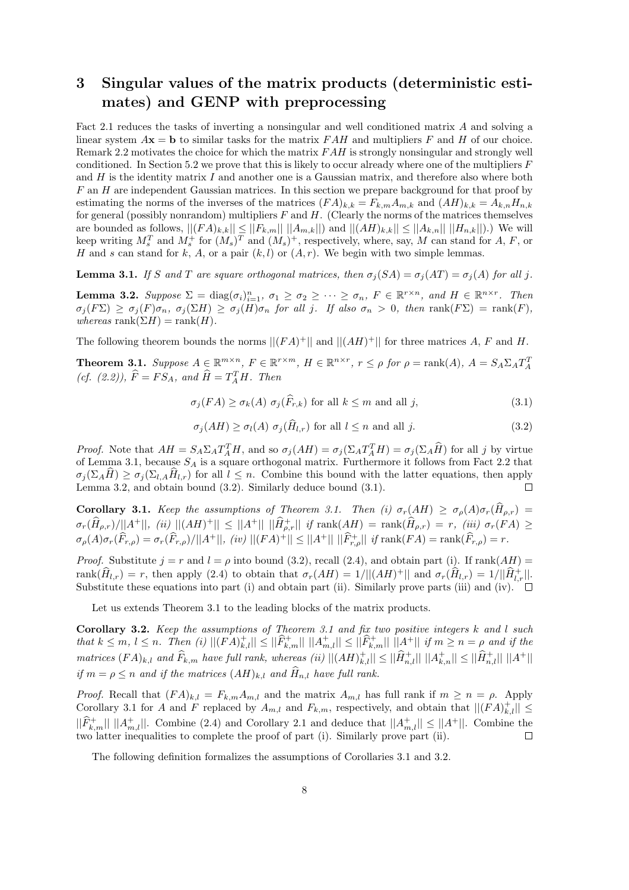# 3 Singular values of the matrix products (deterministic estimates) and GENP with preprocessing

Fact 2.1 reduces the tasks of inverting a nonsingular and well conditioned matrix $A$ and solving a linear system $A\mathbf{x} = \mathbf{b}$ to similar tasks for the matrix $FAH$ and multipliers $F$ and $H$ of our choice. Remark 2.2 motivates the choice for which the matrix $FAH$ is strongly nonsingular and strongly well conditioned. In Section 5.2 we prove that this is likely to occur already where one of the multipliers $F$ and $H$ is the identity matrix $I$ and another one is a Gaussian matrix, and therefore also where both $F$ an $H$ are independent Gaussian matrices. In this section we prepare background for that proof by estimating the norms of the inverses of the matrices $(FA)_{k,k} = F_{k,m}A_{m,k}$ and $(AH)_{k,k} = A_{k,n}H_{n,k}$ for general (possibly nonrandom) multipliers $F$ and $H$. (Clearly the norms of the matrices themselves are bounded as follows, $||(FA)_{k,k}|| \le ||F_{k,m}||\ ||A_{m,k}||$) and $||(AH)_{k,k}|| \le ||A_{k,n}||\ ||H_{n,k}||$).) We will keep writing $M_s^T$ and $M_s^+$ for $(M_s)^T$ and $(M_s)^+$, respectively, where, say, $M$ can stand for $A$, $F$, or $H$ and $s$ can stand for $k$, $A$, or a pair $(k,l)$ or $(A,r)$. We begin with two simple lemmas.

**Lemma 3.1.** *If $S$ and $T$ are square orthogonal matrices, then $\sigma_j(SA) = \sigma_j(AT) = \sigma_j(A)$ for all $j$.*

**Lemma 3.2.** *Suppose $\Sigma = \operatorname{diag}(\sigma_i)_{i=1}^n$, $\sigma_1 \ge \sigma_2 \ge \cdots \ge \sigma_n$, $F \in \mathbb{R}^{r\times n}$, and $H \in \mathbb{R}^{n\times r}$. Then $\sigma_j(F\Sigma) \ge \sigma_j(F)\sigma_n$, $\sigma_j(\Sigma H) \ge \sigma_j(H)\sigma_n$ for all $j$. If also $\sigma_n > 0$, then $\operatorname{rank}(F\Sigma) = \operatorname{rank}(F)$, whereas $\operatorname{rank}(\Sigma H) = \operatorname{rank}(H)$.*

The following theorem bounds the norms $||(FA)^+||$ and $||(AH)^+||$ for three matrices $A$, $F$ and $H$.

**Theorem 3.1.** *Suppose $A \in \mathbb{R}^{m\times n}$, $F \in \mathbb{R}^{r\times m}$, $H \in \mathbb{R}^{n\times r}$, $r \le \rho$ for $\rho = \operatorname{rank}(A)$, $A = S_A\Sigma_A T_A^T$ (cf. (2.2)), $\widehat{F} = FS_A$, and $\widehat{H} = T_A^T H$. Then*

$$\sigma_j(FA) \ge \sigma_k(A)\ \sigma_j(\widehat{F}_{r,k}) \text{ for all } k \le m \text{ and all } j, \tag{3.1}$$

$$\sigma_j(AH) \ge \sigma_l(A)\ \sigma_j(\widehat{H}_{l,r}) \text{ for all } l \le n \text{ and all } j. \tag{3.2}$$

*Proof.* Note that $AH = S_A\Sigma_A T_A^T H$, and so $\sigma_j(AH) = \sigma_j(\Sigma_A T_A^T H) = \sigma_j(\Sigma_A \widehat{H})$ for all $j$ by virtue of Lemma 3.1, because $S_A$ is a square orthogonal matrix. Furthermore it follows from Fact 2.2 that $\sigma_j(\Sigma_A\widehat{H}) \ge \sigma_j(\Sigma_{l,A}\widehat{H}_{l,r})$ for all $l \le n$. Combine this bound with the latter equations, then apply Lemma 3.2, and obtain bound (3.2). Similarly deduce bound (3.1). $\square$

**Corollary 3.1.** *Keep the assumptions of Theorem 3.1. Then (i) $\sigma_r(AH) \ge \sigma_\rho(A)\sigma_r(\widehat{H}_{\rho,r}) = \sigma_r(\widehat{H}_{\rho,r})/||A^+||$, (ii) $||(AH)^+|| \le ||A^+||\ ||\widehat{H}_{\rho,r}^+||$ if $\operatorname{rank}(AH) = \operatorname{rank}(\widehat{H}_{\rho,r}) = r$, (iii) $\sigma_r(FA) \ge \sigma_\rho(A)\sigma_r(\widehat{F}_{r,\rho}) = \sigma_r(\widehat{F}_{r,\rho})/||A^+||$, (iv) $||(FA)^+|| \le ||A^+||\ ||\widehat{F}_{r,\rho}^+||$ if $\operatorname{rank}(FA) = \operatorname{rank}(\widehat{F}_{r,\rho}) = r$.*

*Proof.* Substitute $j = r$ and $l = \rho$ into bound (3.2), recall (2.4), and obtain part (i). If $\operatorname{rank}(AH) = \operatorname{rank}(\widehat{H}_{l,r}) = r$, then apply (2.4) to obtain that $\sigma_r(AH) = 1/||(AH)^+||$ and $\sigma_r(\widehat{H}_{l,r}) = 1/||\widehat{H}_{l,r}^+||$. Substitute these equations into part (i) and obtain part (ii). Similarly prove parts (iii) and (iv). $\square$

Let us extends Theorem 3.1 to the leading blocks of the matrix products.

**Corollary 3.2.** *Keep the assumptions of Theorem 3.1 and fix two positive integers $k$ and $l$ such that $k \le m$, $l \le n$. Then (i) $||(FA)_{k,l}^+|| \le ||\widehat{F}_{k,m}^+||\ ||A_{m,l}^+|| \le ||\widehat{F}_{k,m}^+||\ ||A^+||$ if $m \ge n = \rho$ and if the matrices $(FA)_{k,l}$ and $\widehat{F}_{k,m}$ have full rank, whereas (ii) $||(AH)_{k,l}^+|| \le ||\widehat{H}_{n,l}^+||\ ||A_{k,n}^+|| \le ||\widehat{H}_{n,l}^+||\ ||A^+||$ if $m = \rho \le n$ and if the matrices $(AH)_{k,l}$ and $\widehat{H}_{n,l}$ have full rank.*

*Proof.* Recall that $(FA)_{k,l} = F_{k,m}A_{m,l}$ and the matrix $A_{m,l}$ has full rank if $m \ge n = \rho$. Apply Corollary 3.1 for $A$ and $F$ replaced by $A_{m,l}$ and $F_{k,m}$, respectively, and obtain that $||(FA)_{k,l}^+|| \le ||\widehat{F}_{k,m}^+||\ ||A_{m,l}^+||$. Combine (2.4) and Corollary 2.1 and deduce that $||A_{m,l}^+|| \le ||A^+||$. Combine the two latter inequalities to complete the proof of part (i). Similarly prove part (ii). $\square$

The following definition formalizes the assumptions of Corollaries 3.1 and 3.2.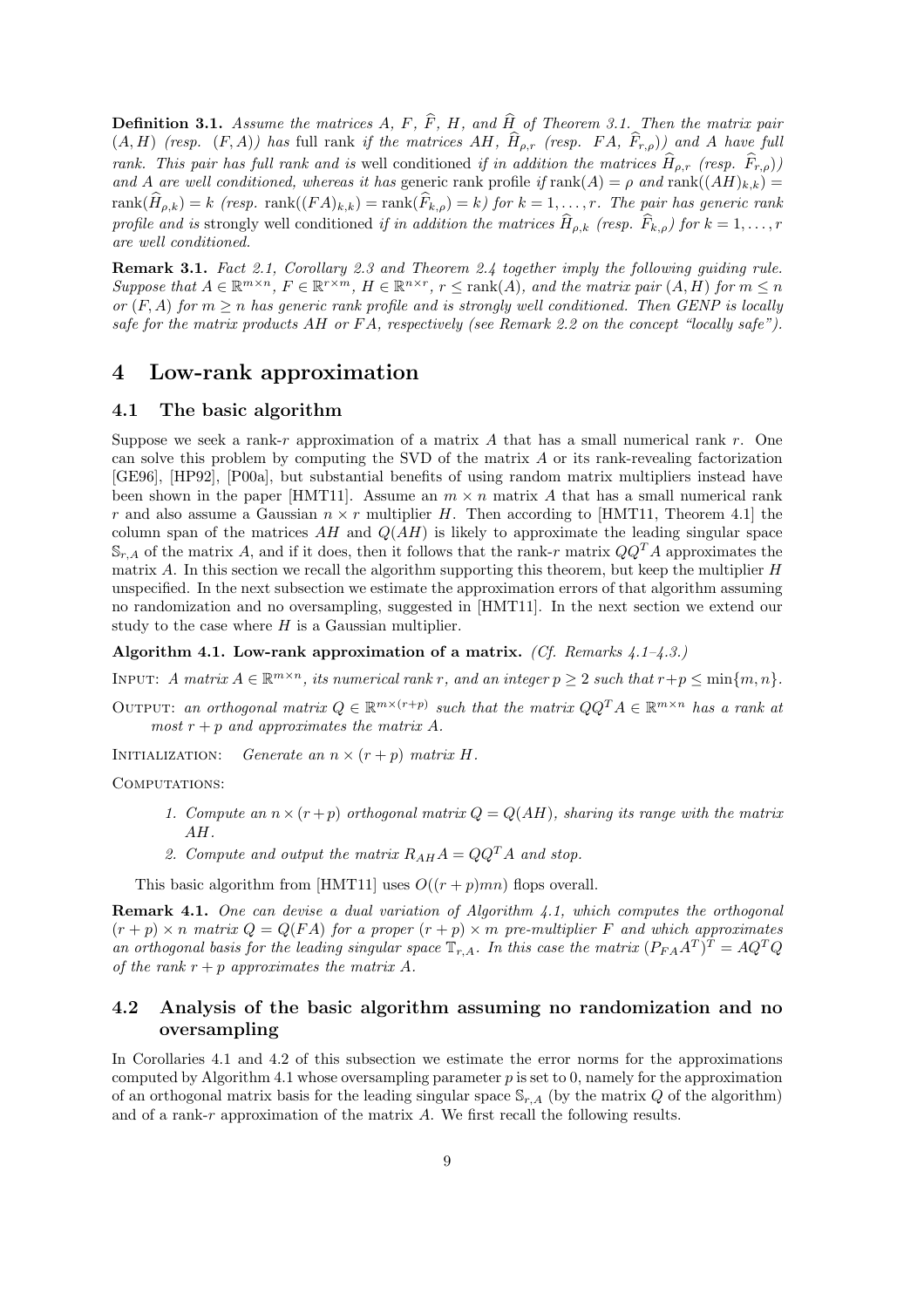**Definition 3.1.** *Assume the matrices $A$, $F$, $\widehat{F}$, $H$, and $\widehat{H}$ of Theorem 3.1. Then the matrix pair $(A, H)$ (resp. $(F, A)$) has* full rank *if the matrices $AH$, $\widehat{H}_{\rho,r}$ (resp. $FA$, $\widehat{F}_{r,\rho}$)) and $A$ have full rank. This pair has full rank and is* well conditioned *if in addition the matrices $\widehat{H}_{\rho,r}$ (resp. $\widehat{F}_{r,\rho}$)) and $A$ are well conditioned, whereas it has* generic rank profile *if $\operatorname{rank}(A) = \rho$ and $\operatorname{rank}((AH)_{k,k}) = \operatorname{rank}(\widehat{H}_{\rho,k}) = k$ (resp. $\operatorname{rank}((FA)_{k,k}) = \operatorname{rank}(\widehat{F}_{k,\rho}) = k$) for $k = 1, \ldots, r$. The pair has generic rank profile and is* strongly well conditioned *if in addition the matrices $\widehat{H}_{\rho,k}$ (resp. $\widehat{F}_{k,\rho}$) for $k = 1, \ldots, r$ are well conditioned.*

**Remark 3.1.** *Fact 2.1, Corollary 2.3 and Theorem 2.4 together imply the following guiding rule. Suppose that $A \in \mathbb{R}^{m\times n}$, $F \in \mathbb{R}^{r\times m}$, $H \in \mathbb{R}^{n\times r}$, $r \le \operatorname{rank}(A)$, and the matrix pair $(A, H)$ for $m \le n$ or $(F, A)$ for $m \ge n$ has generic rank profile and is strongly well conditioned. Then GENP is locally safe for the matrix products $AH$ or $FA$, respectively (see Remark 2.2 on the concept "locally safe").*

# 4 Low-rank approximation

## 4.1 The basic algorithm

Suppose we seek a rank-$r$ approximation of a matrix $A$ that has a small numerical rank $r$. One can solve this problem by computing the SVD of the matrix $A$ or its rank-revealing factorization [GE96], [HP92], [P00a], but substantial benefits of using random matrix multipliers instead have been shown in the paper [HMT11]. Assume an $m \times n$ matrix $A$ that has a small numerical rank $r$ and also assume a Gaussian $n \times r$ multiplier $H$. Then according to [HMT11, Theorem 4.1] the column span of the matrices $AH$ and $Q(AH)$ is likely to approximate the leading singular space $\mathbb{S}_{r,A}$ of the matrix $A$, and if it does, then it follows that the rank-$r$ matrix $QQ^TA$ approximates the matrix $A$. In this section we recall the algorithm supporting this theorem, but keep the multiplier $H$ unspecified. In the next subsection we estimate the approximation errors of that algorithm assuming no randomization and no oversampling, suggested in [HMT11]. In the next section we extend our study to the case where $H$ is a Gaussian multiplier.

**Algorithm 4.1. Low-rank approximation of a matrix.** *(Cf. Remarks 4.1–4.3.)*

INPUT: *A matrix $A \in \mathbb{R}^{m\times n}$, its numerical rank $r$, and an integer $p \ge 2$ such that $r+p \le \min\{m, n\}$.*

OUTPUT: *an orthogonal matrix $Q \in \mathbb{R}^{m\times(r+p)}$ such that the matrix $QQ^TA \in \mathbb{R}^{m\times n}$ has a rank at most $r + p$ and approximates the matrix $A$.*

INITIALIZATION: *Generate an $n \times (r + p)$ matrix $H$.*

COMPUTATIONS:

1. *Compute an $n \times (r+p)$ orthogonal matrix $Q = Q(AH)$, sharing its range with the matrix $AH$.*
2. *Compute and output the matrix $R_{AH}A = QQ^TA$ and stop.*

This basic algorithm from [HMT11] uses $O((r + p)mn)$ flops overall.

**Remark 4.1.** *One can devise a dual variation of Algorithm 4.1, which computes the orthogonal $(r + p) \times n$ matrix $Q = Q(FA)$ for a proper $(r + p) \times m$ pre-multiplier $F$ and which approximates an orthogonal basis for the leading singular space $\mathbb{T}_{r,A}$. In this case the matrix $(P_{FA}A^T)^T = AQ^TQ$ of the rank $r + p$ approximates the matrix $A$.*

## 4.2 Analysis of the basic algorithm assuming no randomization and no oversampling

In Corollaries 4.1 and 4.2 of this subsection we estimate the error norms for the approximations computed by Algorithm 4.1 whose oversampling parameter $p$ is set to 0, namely for the approximation of an orthogonal matrix basis for the leading singular space $\mathbb{S}_{r,A}$ (by the matrix $Q$ of the algorithm) and of a rank-$r$ approximation of the matrix $A$. We first recall the following results.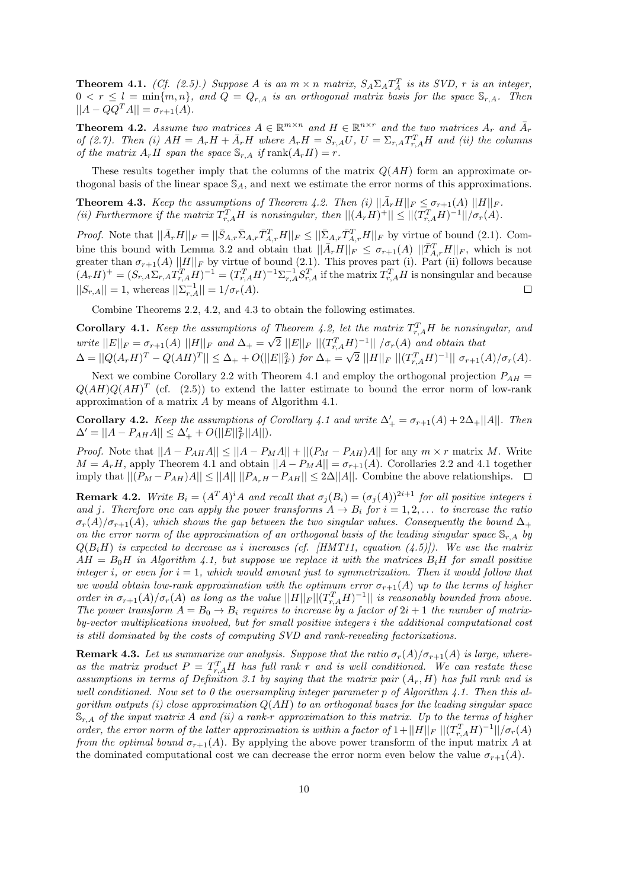**Theorem 4.1.** *(Cf. (2.5).) Suppose $A$ is an $m \times n$ matrix, $S_A \Sigma_A T_A^T$ is its SVD, $r$ is an integer, $0 < r \leq l = \min\{m, n\}$, and $Q = Q_{r,A}$ is an orthogonal matrix basis for the space $\mathbb{S}_{r,A}$. Then $||A - QQ^T A|| = \sigma_{r+1}(A)$.*

**Theorem 4.2.** *Assume two matrices $A \in \mathbb{R}^{m\times n}$ and $H \in \mathbb{R}^{n\times r}$ and the two matrices $A_r$ and $\bar{A}_r$ of (2.7). Then (i) $AH = A_r H + \bar{A}_r H$ where $A_r H = S_{r,A} U$, $U = \Sigma_{r,A} T_{r,A}^T H$ and (ii) the columns of the matrix $A_r H$ span the space $\mathbb{S}_{r,A}$ if $\operatorname{rank}(A_r H) = r$.*

These results together imply that the columns of the matrix $Q(AH)$ form an approximate orthogonal basis of the linear space $\mathbb{S}_A$, and next we estimate the error norms of this approximations.

**Theorem 4.3.** *Keep the assumptions of Theorem 4.2. Then (i) $||\bar{A}_r H||_F \leq \sigma_{r+1}(A)\ ||H||_F$. (ii) Furthermore if the matrix $T_{r,A}^T H$ is nonsingular, then $||(A_r H)^+|| \leq ||(T_{r,A}^T H)^{-1}||/\sigma_r(A)$.*

*Proof.* Note that $||\bar{A}_r H||_F = ||\bar{S}_{A,r}\bar{\Sigma}_{A,r}\bar{T}_{A,r}^T H||_F \leq ||\bar{\Sigma}_{A,r}\bar{T}_{A,r}^T H||_F$ by virtue of bound (2.1). Combine this bound with Lemma 3.2 and obtain that $||\bar{A}_r H||_F \leq \sigma_{r+1}(A)\ ||\bar{T}_{A,r}^T H||_F$, which is not greater than $\sigma_{r+1}(A)\ ||H||_F$ by virtue of bound (2.1). This proves part (i). Part (ii) follows because $(A_r H)^+ = (S_{r,A}\Sigma_{r,A} T_{r,A}^T H)^{-1} = (T_{r,A}^T H)^{-1}\Sigma_{r,A}^{-1} S_{r,A}^T$ if the matrix $T_{r,A}^T H$ is nonsingular and because $||S_{r,A}|| = 1$, whereas $||\Sigma_{r,A}^{-1}|| = 1/\sigma_r(A)$. □

Combine Theorems 2.2, 4.2, and 4.3 to obtain the following estimates.

**Corollary 4.1.** *Keep the assumptions of Theorem 4.2, let the matrix $T_{r,A}^T H$ be nonsingular, and write $||E||_F = \sigma_{r+1}(A)\ ||H||_F$ and $\Delta_+ = \sqrt{2}\ ||E||_F\ ||(T_{r,A}^T H)^{-1}||\ /\sigma_r(A)$ and obtain that $\Delta = ||Q(A_r H)^T - Q(AH)^T|| \leq \Delta_+ + O(||E||_F^2)$ for $\Delta_+ = \sqrt{2}\ ||H||_F\ ||(T_{r,A}^T H)^{-1}||\ \sigma_{r+1}(A)/\sigma_r(A)$.*

Next we combine Corollary 2.2 with Theorem 4.1 and employ the orthogonal projection $P_{AH} = Q(AH)Q(AH)^T$ (cf. (2.5)) to extend the latter estimate to bound the error norm of low-rank approximation of a matrix $A$ by means of Algorithm 4.1.

**Corollary 4.2.** *Keep the assumptions of Corollary 4.1 and write $\Delta'_+ = \sigma_{r+1}(A) + 2\Delta_+ ||A||$. Then $\Delta' = ||A - P_{AH}A|| \leq \Delta'_+ + O(||E||_F^2 ||A||)$.*

*Proof.* Note that $||A - P_{AH}A|| \leq ||A - P_M A|| + ||(P_M - P_{AH})A||$ for any $m \times r$ matrix $M$. Write $M = A_r H$, apply Theorem 4.1 and obtain $||A - P_M A|| = \sigma_{r+1}(A)$. Corollaries 2.2 and 4.1 together imply that $||(P_M - P_{AH})A|| \leq ||A||\ ||P_{A_r H} - P_{AH}|| \leq 2\Delta ||A||$. Combine the above relationships. □

**Remark 4.2.** *Write $B_i = (A^T A)^i A$ and recall that $\sigma_j(B_i) = (\sigma_j(A))^{2i+1}$ for all positive integers $i$ and $j$. Therefore one can apply the power transforms $A \to B_i$ for $i = 1, 2, \ldots$ to increase the ratio $\sigma_r(A)/\sigma_{r+1}(A)$, which shows the gap between the two singular values. Consequently the bound $\Delta_+$ on the error norm of the approximation of an orthogonal basis of the leading singular space $\mathbb{S}_{r,A}$ by $Q(B_i H)$ is expected to decrease as $i$ increases (cf. [HMT11, equation (4.5)]). We use the matrix $AH = B_0 H$ in Algorithm 4.1, but suppose we replace it with the matrices $B_i H$ for small positive integer $i$, or even for $i = 1$, which would amount just to symmetrization. Then it would follow that we would obtain low-rank approximation with the optimum error $\sigma_{r+1}(A)$ up to the terms of higher order in $\sigma_{r+1}(A)/\sigma_r(A)$ as long as the value $||H||_F||(T_{r,A}^T H)^{-1}||$ is reasonably bounded from above. The power transform $A = B_0 \to B_i$ requires to increase by a factor of $2i + 1$ the number of matrix-by-vector multiplications involved, but for small positive integers $i$ the additional computational cost is still dominated by the costs of computing SVD and rank-revealing factorizations.*

**Remark 4.3.** *Let us summarize our analysis. Suppose that the ratio $\sigma_r(A)/\sigma_{r+1}(A)$ is large, whereas the matrix product $P = T_{r,A}^T H$ has full rank $r$ and is well conditioned. We can restate these assumptions in terms of Definition 3.1 by saying that the matrix pair $(A_r, H)$ has full rank and is well conditioned. Now set to 0 the oversampling integer parameter $p$ of Algorithm 4.1. Then this algorithm outputs (i) close approximation $Q(AH)$ to an orthogonal bases for the leading singular space $\mathbb{S}_{r,A}$ of the input matrix $A$ and (ii) a rank-$r$ approximation to this matrix. Up to the terms of higher order, the error norm of the latter approximation is within a factor of $1 + ||H||_F\ ||(T_{r,A}^T H)^{-1}||/\sigma_r(A)$ from the optimal bound $\sigma_{r+1}(A)$.* By applying the above power transform of the input matrix $A$ at the dominated computational cost we can decrease the error norm even below the value $\sigma_{r+1}(A)$.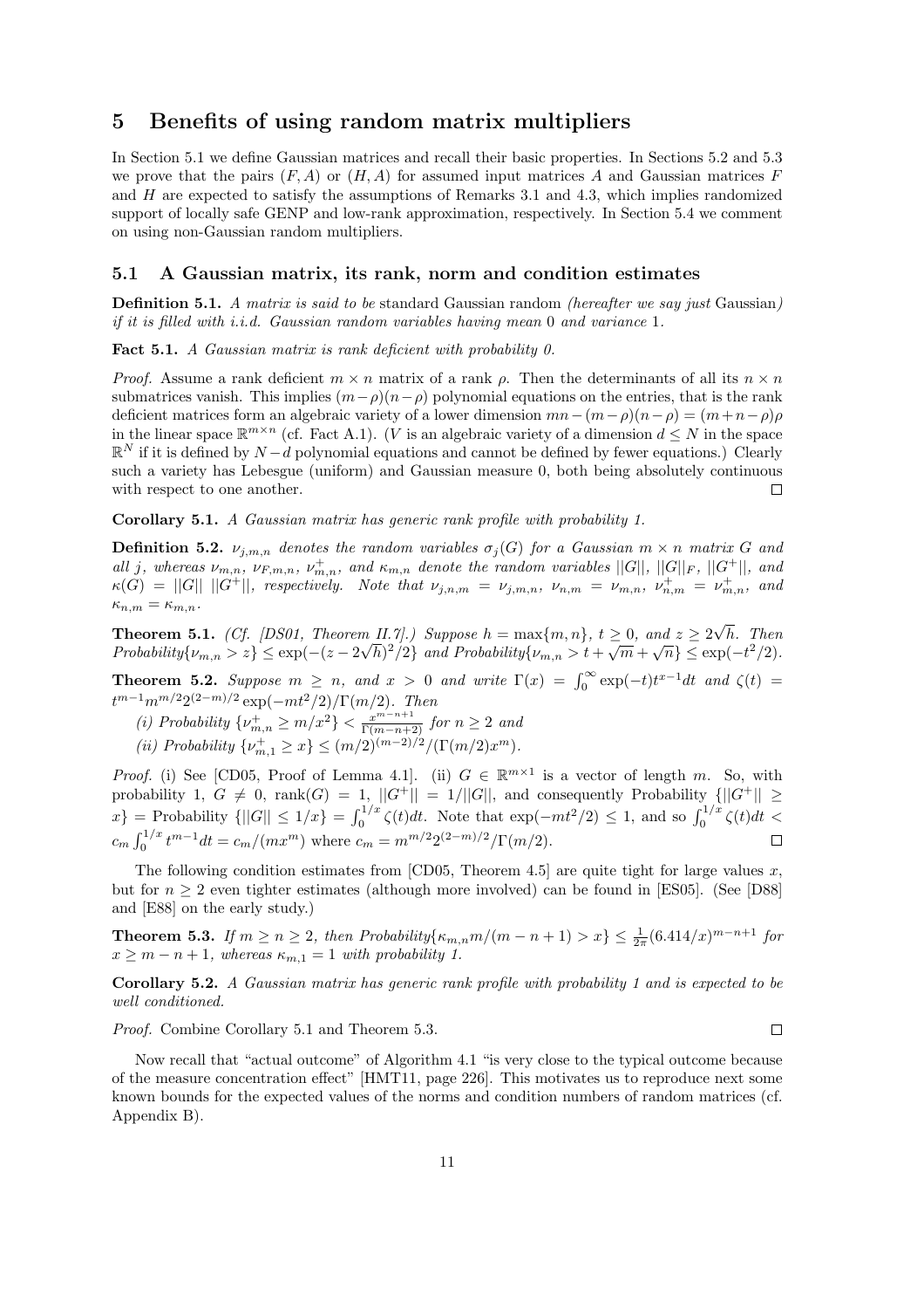# 5 Benefits of using random matrix multipliers

In Section 5.1 we define Gaussian matrices and recall their basic properties. In Sections 5.2 and 5.3 we prove that the pairs $(F, A)$ or $(H, A)$ for assumed input matrices $A$ and Gaussian matrices $F$ and $H$ are expected to satisfy the assumptions of Remarks 3.1 and 4.3, which implies randomized support of locally safe GENP and low-rank approximation, respectively. In Section 5.4 we comment on using non-Gaussian random multipliers.

## 5.1 A Gaussian matrix, its rank, norm and condition estimates

**Definition 5.1.** *A matrix is said to be* standard Gaussian random *(hereafter we say just* Gaussian*) if it is filled with i.i.d. Gaussian random variables having mean* 0 *and variance* 1*.*

**Fact 5.1.** *A Gaussian matrix is rank deficient with probability 0.*

*Proof.* Assume a rank deficient $m \times n$ matrix of a rank $\rho$. Then the determinants of all its $n \times n$ submatrices vanish. This implies $(m-\rho)(n-\rho)$ polynomial equations on the entries, that is the rank deficient matrices form an algebraic variety of a lower dimension $mn-(m-\rho)(n-\rho) = (m+n-\rho)\rho$ in the linear space $\mathbb{R}^{m\times n}$ (cf. Fact A.1). ($V$ is an algebraic variety of a dimension $d \le N$ in the space $\mathbb{R}^N$ if it is defined by $N-d$ polynomial equations and cannot be defined by fewer equations.) Clearly such a variety has Lebesgue (uniform) and Gaussian measure 0, both being absolutely continuous with respect to one another. $\square$

**Corollary 5.1.** *A Gaussian matrix has generic rank profile with probability 1.*

**Definition 5.2.** *$\nu_{j,m,n}$ denotes the random variables $\sigma_j(G)$ for a Gaussian $m \times n$ matrix $G$ and all $j$, whereas $\nu_{m,n}$, $\nu_{F,m,n}$, $\nu^+_{m,n}$, and $\kappa_{m,n}$ denote the random variables $||G||$, $||G||_F$, $||G^+||$, and $\kappa(G) = ||G||\ ||G^+||$, respectively. Note that $\nu_{j,n,m} = \nu_{j,m,n}$, $\nu_{n,m} = \nu_{m,n}$, $\nu^+_{n,m} = \nu^+_{m,n}$, and $\kappa_{n,m} = \kappa_{m,n}$.*

**Theorem 5.1.** *(Cf. [DS01, Theorem II.7].) Suppose $h = \max\{m, n\}$, $t \ge 0$, and $z \ge 2\sqrt{h}$. Then Probability$\{\nu_{m,n} > z\} \le \exp(-(z-2\sqrt{h})^2/2\}$ and Probability$\{\nu_{m,n} > t + \sqrt{m} + \sqrt{n}\} \le \exp(-t^2/2)$.*

**Theorem 5.2.** *Suppose $m \ge n$, and $x > 0$ and write $\Gamma(x) = \int_0^\infty \exp(-t)t^{x-1}dt$ and $\zeta(t) = t^{m-1}m^{m/2}2^{(2-m)/2}\exp(-mt^2/2)/\Gamma(m/2)$. Then*

*(i) Probability $\{\nu^+_{m,n} \ge m/x^2\} < \frac{x^{m-n+1}}{\Gamma(m-n+2)}$ for $n \ge 2$ and*

*(ii) Probability $\{\nu^+_{m,1} \ge x\} \le (m/2)^{(m-2)/2}/(\Gamma(m/2)x^m)$.*

*Proof.* (i) See [CD05, Proof of Lemma 4.1]. (ii) $G \in \mathbb{R}^{m\times 1}$ is a vector of length $m$. So, with probability 1, $G \ne 0$, $\text{rank}(G) = 1$, $||G^+|| = 1/||G||$, and consequently Probability $\{||G^+|| \ge x\} =$ Probability $\{||G|| \le 1/x\} = \int_0^{1/x}\zeta(t)dt$. Note that $\exp(-mt^2/2) \le 1$, and so $\int_0^{1/x}\zeta(t)dt < c_m\int_0^{1/x}t^{m-1}dt = c_m/(mx^m)$ where $c_m = m^{m/2}2^{(2-m)/2}/\Gamma(m/2)$. $\square$

The following condition estimates from [CD05, Theorem 4.5] are quite tight for large values $x$, but for $n \ge 2$ even tighter estimates (although more involved) can be found in [ES05]. (See [D88] and [E88] on the early study.)

**Theorem 5.3.** *If $m \ge n \ge 2$, then Probability$\{\kappa_{m,n}m/(m-n+1) > x\} \le \frac{1}{2\pi}(6.414/x)^{m-n+1}$ for $x \ge m-n+1$, whereas $\kappa_{m,1} = 1$ with probability 1.*

**Corollary 5.2.** *A Gaussian matrix has generic rank profile with probability 1 and is expected to be well conditioned.*

*Proof.* Combine Corollary 5.1 and Theorem 5.3. $\square$

Now recall that "actual outcome" of Algorithm 4.1 "is very close to the typical outcome because of the measure concentration effect" [HMT11, page 226]. This motivates us to reproduce next some known bounds for the expected values of the norms and condition numbers of random matrices (cf. Appendix B).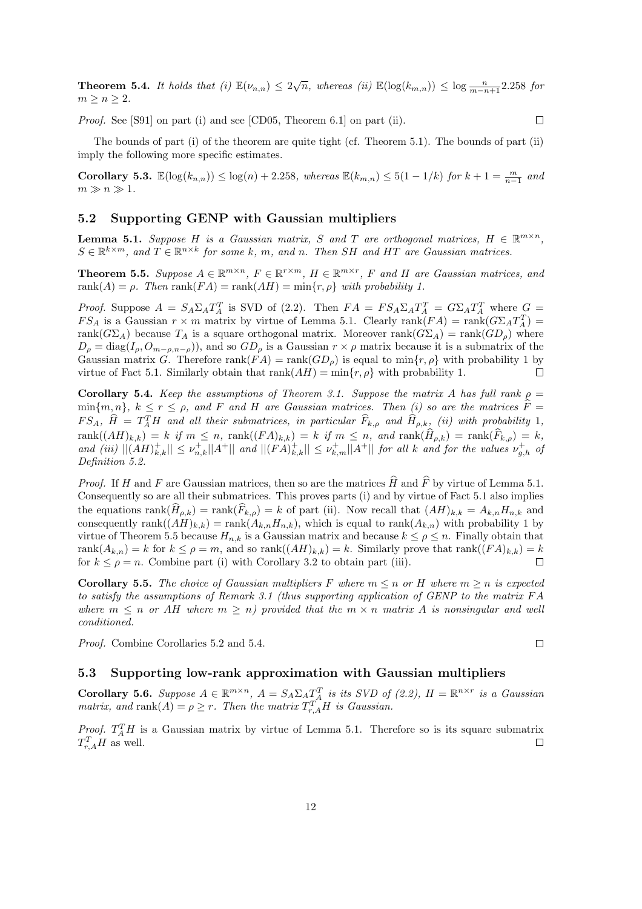**Theorem 5.4.** *It holds that (i) $\mathbb{E}(\nu_{n,n}) \leq 2\sqrt{n}$, whereas (ii) $\mathbb{E}(\log(k_{m,n})) \leq \log \frac{n}{m-n+1} 2.258$ for $m \geq n \geq 2$.*

*Proof.* See [S91] on part (i) and see [CD05, Theorem 6.1] on part (ii). $\square$

The bounds of part (i) of the theorem are quite tight (cf. Theorem 5.1). The bounds of part (ii) imply the following more specific estimates.

**Corollary 5.3.** $\mathbb{E}(\log(k_{n,n})) \leq \log(n) + 2.258$*, whereas* $\mathbb{E}(k_{m,n}) \leq 5(1 - 1/k)$ *for* $k + 1 = \frac{m}{n-1}$ *and* $m \gg n \gg 1$.

## 5.2 Supporting GENP with Gaussian multipliers

**Lemma 5.1.** *Suppose $H$ is a Gaussian matrix, $S$ and $T$ are orthogonal matrices, $H \in \mathbb{R}^{m \times n}$, $S \in \mathbb{R}^{k \times m}$, and $T \in \mathbb{R}^{n \times k}$ for some $k$, $m$, and $n$. Then $SH$ and $HT$ are Gaussian matrices.*

**Theorem 5.5.** *Suppose $A \in \mathbb{R}^{m \times n}$, $F \in \mathbb{R}^{r \times m}$, $H \in \mathbb{R}^{m \times r}$, $F$ and $H$ are Gaussian matrices, and $\operatorname{rank}(A) = \rho$. Then $\operatorname{rank}(FA) = \operatorname{rank}(AH) = \min\{r, \rho\}$ with probability 1.*

*Proof.* Suppose $A = S_A \Sigma_A T_A^T$ is SVD of (2.2). Then $FA = FS_A \Sigma_A T_A^T = G \Sigma_A T_A^T$ where $G = FS_A$ is a Gaussian $r \times m$ matrix by virtue of Lemma 5.1. Clearly $\operatorname{rank}(FA) = \operatorname{rank}(G \Sigma_A T_A^T) = \operatorname{rank}(G \Sigma_A)$ because $T_A$ is a square orthogonal matrix. Moreover $\operatorname{rank}(G \Sigma_A) = \operatorname{rank}(G D_\rho)$ where $D_\rho = \operatorname{diag}(I_\rho, O_{m-\rho, n-\rho})$, and so $G D_\rho$ is a Gaussian $r \times \rho$ matrix because it is a submatrix of the Gaussian matrix $G$. Therefore $\operatorname{rank}(FA) = \operatorname{rank}(G D_\rho)$ is equal to $\min\{r, \rho\}$ with probability 1 by virtue of Fact 5.1. Similarly obtain that $\operatorname{rank}(AH) = \min\{r, \rho\}$ with probability 1. $\square$

**Corollary 5.4.** *Keep the assumptions of Theorem 3.1. Suppose the matrix $A$ has full rank $\rho = \min\{m, n\}$, $k \leq r \leq \rho$, and $F$ and $H$ are Gaussian matrices. Then (i) so are the matrices $\widehat{F} = FS_A$, $\widehat{H} = T_A^T H$ and all their submatrices, in particular $\widehat{F}_{k,\rho}$ and $\widehat{H}_{\rho,k}$, (ii) with probability 1, $\operatorname{rank}((AH)_{k,k}) = k$ if $m \leq n$, $\operatorname{rank}((FA)_{k,k}) = k$ if $m \leq n$, and $\operatorname{rank}(\widehat{H}_{\rho,k}) = \operatorname{rank}(\widehat{F}_{k,\rho}) = k$, and (iii) $||(AH)_{k,k}^+|| \leq \nu_{n,k}^+ ||A^+||$ and $||(FA)_{k,k}^+|| \leq \nu_{k,m}^+ ||A^+||$ for all $k$ and for the values $\nu_{g,h}^+$ of Definition 5.2.*

*Proof.* If $H$ and $F$ are Gaussian matrices, then so are the matrices $\widehat{H}$ and $\widehat{F}$ by virtue of Lemma 5.1. Consequently so are all their submatrices. This proves parts (i) and by virtue of Fact 5.1 also implies the equations $\operatorname{rank}(\widehat{H}_{\rho,k}) = \operatorname{rank}(\widehat{F}_{k,\rho}) = k$ of part (ii). Now recall that $(AH)_{k,k} = A_{k,n} H_{n,k}$ and consequently $\operatorname{rank}((AH)_{k,k}) = \operatorname{rank}(A_{k,n} H_{n,k})$, which is equal to $\operatorname{rank}(A_{k,n})$ with probability 1 by virtue of Theorem 5.5 because $H_{n,k}$ is a Gaussian matrix and because $k \leq \rho \leq n$. Finally obtain that $\operatorname{rank}(A_{k,n}) = k$ for $k \leq \rho = m$, and so $\operatorname{rank}((AH)_{k,k}) = k$. Similarly prove that $\operatorname{rank}((FA)_{k,k}) = k$ for $k \leq \rho = n$. Combine part (i) with Corollary 3.2 to obtain part (iii). $\square$

**Corollary 5.5.** *The choice of Gaussian multipliers $F$ where $m \leq n$ or $H$ where $m \geq n$ is expected to satisfy the assumptions of Remark 3.1 (thus supporting application of GENP to the matrix $FA$ where $m \leq n$ or $AH$ where $m \geq n$) provided that the $m \times n$ matrix $A$ is nonsingular and well conditioned.*

*Proof.* Combine Corollaries 5.2 and 5.4. $\square$

## 5.3 Supporting low-rank approximation with Gaussian multipliers

**Corollary 5.6.** *Suppose $A \in \mathbb{R}^{m \times n}$, $A = S_A \Sigma_A T_A^T$ is its SVD of (2.2), $H = \mathbb{R}^{n \times r}$ is a Gaussian matrix, and $\operatorname{rank}(A) = \rho \geq r$. Then the matrix $T_{r,A}^T H$ is Gaussian.*

*Proof.* $T_A^T H$ is a Gaussian matrix by virtue of Lemma 5.1. Therefore so is its square submatrix $T_{r,A}^T H$ as well. $\square$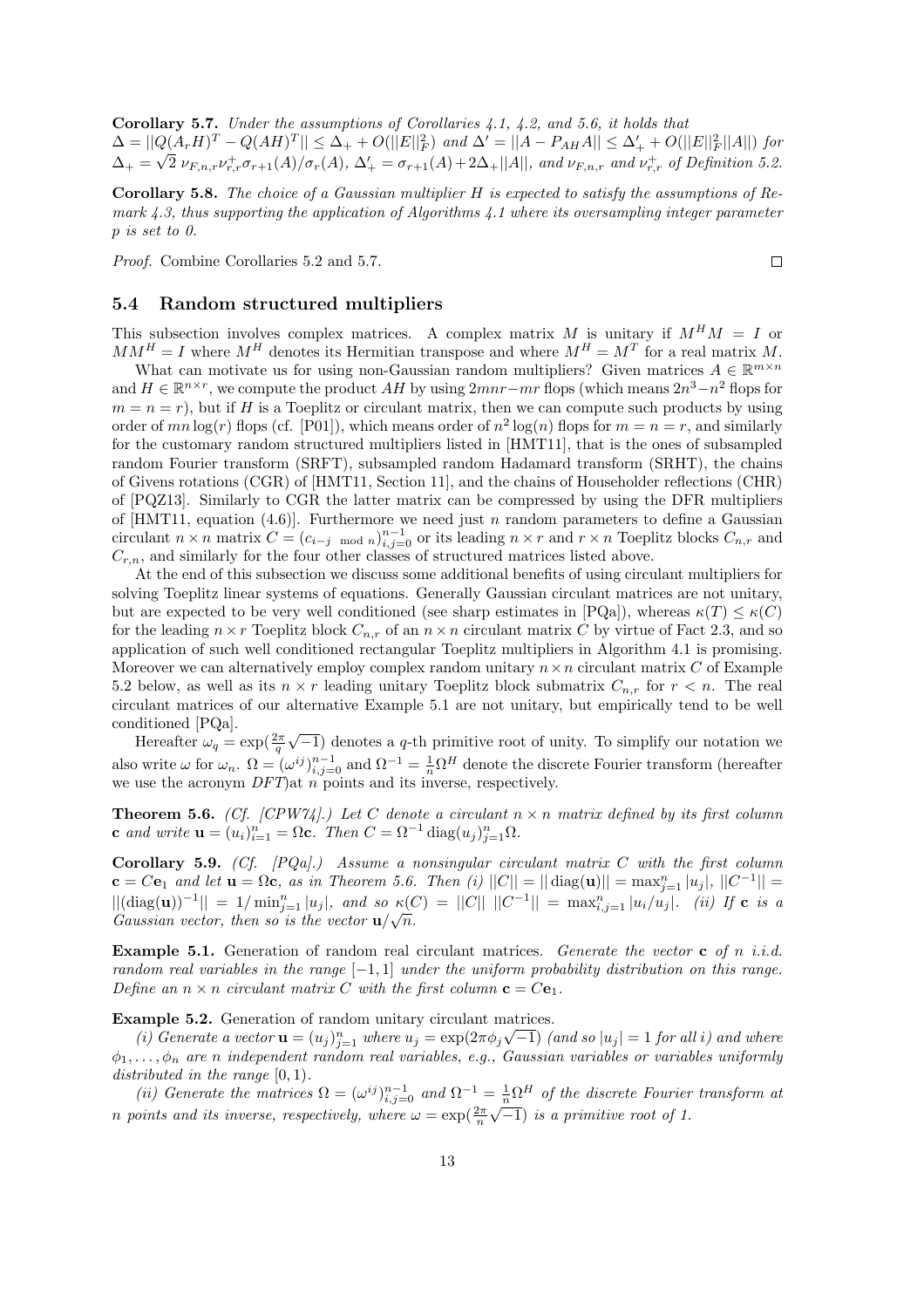**Corollary 5.7.** *Under the assumptions of Corollaries 4.1, 4.2, and 5.6, it holds that* $\Delta = ||Q(A_rH)^T - Q(AH)^T|| \le \Delta_+ + O(||E||_F^2)$ *and* $\Delta' = ||A - P_{AH}A|| \le \Delta'_+ + O(||E||_F^2||A||)$ *for* $\Delta_+ = \sqrt{2}\ \nu_{F,n,r}\nu^+_{r,r}\sigma_{r+1}(A)/\sigma_r(A)$, $\Delta'_+ = \sigma_{r+1}(A) + 2\Delta_+||A||$, *and* $\nu_{F,n,r}$ *and* $\nu^+_{r,r}$ *of Definition 5.2.*

**Corollary 5.8.** *The choice of a Gaussian multiplier $H$ is expected to satisfy the assumptions of Remark 4.3, thus supporting the application of Algorithms 4.1 where its oversampling integer parameter $p$ is set to 0.*

*Proof.* Combine Corollaries 5.2 and 5.7. □

### 5.4 Random structured multipliers

This subsection involves complex matrices. A complex matrix $M$ is unitary if $M^HM = I$ or $MM^H = I$ where $M^H$ denotes its Hermitian transpose and where $M^H = M^T$ for a real matrix $M$.

What can motivate us for using non-Gaussian random multipliers? Given matrices $A \in \mathbb{R}^{m\times n}$ and $H \in \mathbb{R}^{n\times r}$, we compute the product $AH$ by using $2mnr - mr$ flops (which means $2n^3 - n^2$ flops for $m = n = r$), but if $H$ is a Toeplitz or circulant matrix, then we can compute such products by using order of $mn\log(r)$ flops (cf. [P01]), which means order of $n^2\log(n)$ flops for $m = n = r$, and similarly for the customary random structured multipliers listed in [HMT11], that is the ones of subsampled random Fourier transform (SRFT), subsampled random Hadamard transform (SRHT), the chains of Givens rotations (CGR) of [HMT11, Section 11], and the chains of Householder reflections (CHR) of [PQZ13]. Similarly to CGR the latter matrix can be compressed by using the DFR multipliers of [HMT11, equation (4.6)]. Furthermore we need just $n$ random parameters to define a Gaussian circulant $n\times n$ matrix $C = (c_{i-j \mod n})_{i,j=0}^{n-1}$ or its leading $n\times r$ and $r\times n$ Toeplitz blocks $C_{n,r}$ and $C_{r,n}$, and similarly for the four other classes of structured matrices listed above.

At the end of this subsection we discuss some additional benefits of using circulant multipliers for solving Toeplitz linear systems of equations. Generally Gaussian circulant matrices are not unitary, but are expected to be very well conditioned (see sharp estimates in [PQa]), whereas $\kappa(T) \le \kappa(C)$ for the leading $n\times r$ Toeplitz block $C_{n,r}$ of an $n\times n$ circulant matrix $C$ by virtue of Fact 2.3, and so application of such well conditioned rectangular Toeplitz multipliers in Algorithm 4.1 is promising. Moreover we can alternatively employ complex random unitary $n\times n$ circulant matrix $C$ of Example 5.2 below, as well as its $n\times r$ leading unitary Toeplitz block submatrix $C_{n,r}$ for $r < n$. The real circulant matrices of our alternative Example 5.1 are not unitary, but empirically tend to be well conditioned [PQa].

Hereafter $\omega_q = \exp(\frac{2\pi}{q}\sqrt{-1})$ denotes a $q$-th primitive root of unity. To simplify our notation we also write $\omega$ for $\omega_n$. $\Omega = (\omega^{ij})_{i,j=0}^{n-1}$ and $\Omega^{-1} = \frac{1}{n}\Omega^H$ denote the discrete Fourier transform (hereafter we use the acronym *DFT*)at $n$ points and its inverse, respectively.

**Theorem 5.6.** *(Cf. [CPW74].) Let $C$ denote a circulant $n\times n$ matrix defined by its first column $\mathbf{c}$ and write $\mathbf{u} = (u_i)_{i=1}^n = \Omega\mathbf{c}$. Then $C = \Omega^{-1}\operatorname{diag}(u_j)_{j=1}^n\Omega$.*

**Corollary 5.9.** *(Cf. [PQa].) Assume a nonsingular circulant matrix $C$ with the first column $\mathbf{c} = C\mathbf{e}_1$ and let $\mathbf{u} = \Omega\mathbf{c}$, as in Theorem 5.6. Then (i) $||C|| = ||\operatorname{diag}(\mathbf{u})|| = \max_{j=1}^n |u_j|$, $||C^{-1}|| = ||(\operatorname{diag}(\mathbf{u}))^{-1}|| = 1/\min_{j=1}^n |u_j|$, and so $\kappa(C) = ||C||\ ||C^{-1}|| = \max_{i,j=1}^n |u_i/u_j|$. (ii) If $\mathbf{c}$ is a Gaussian vector, then so is the vector $\mathbf{u}/\sqrt{n}$.*

**Example 5.1.** Generation of random real circulant matrices. *Generate the vector $\mathbf{c}$ of $n$ i.i.d. random real variables in the range $[-1, 1]$ under the uniform probability distribution on this range. Define an $n\times n$ circulant matrix $C$ with the first column $\mathbf{c} = C\mathbf{e}_1$.*

**Example 5.2.** Generation of random unitary circulant matrices.

*(i) Generate a vector $\mathbf{u} = (u_j)_{j=1}^n$ where $u_j = \exp(2\pi\phi_j\sqrt{-1})$ (and so $|u_j| = 1$ for all $i$) and where $\phi_1, \dots, \phi_n$ are $n$ independent random real variables, e.g., Gaussian variables or variables uniformly distributed in the range $[0, 1)$.*

*(ii) Generate the matrices $\Omega = (\omega^{ij})_{i,j=0}^{n-1}$ and $\Omega^{-1} = \frac{1}{n}\Omega^H$ of the discrete Fourier transform at $n$ points and its inverse, respectively, where $\omega = \exp(\frac{2\pi}{n}\sqrt{-1})$ is a primitive root of 1.*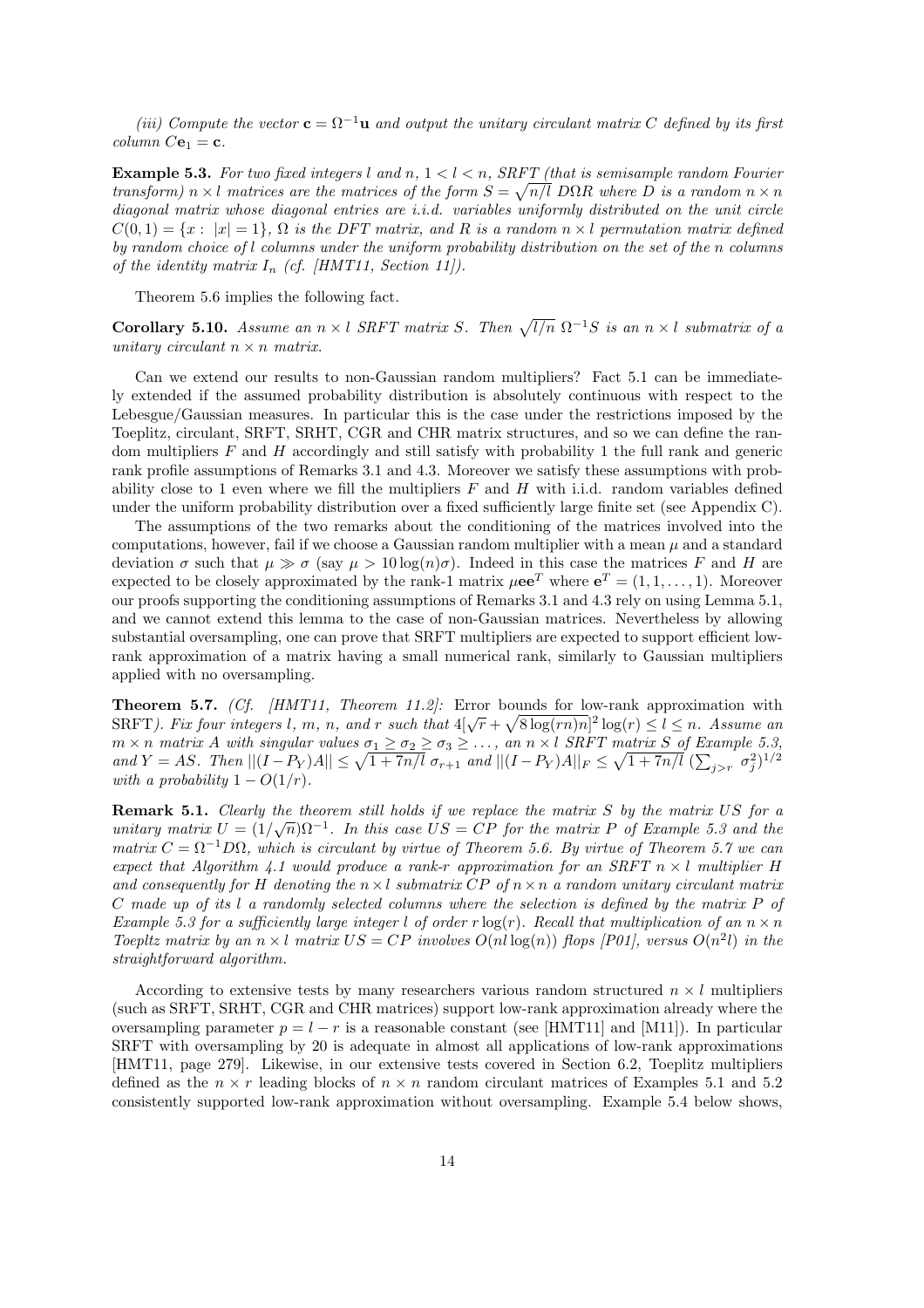*(iii) Compute the vector $\mathbf{c} = \Omega^{-1}\mathbf{u}$ and output the unitary circulant matrix $C$ defined by its first column $C\mathbf{e}_1 = \mathbf{c}$.*

**Example 5.3.** *For two fixed integers $l$ and $n$, $1 < l < n$, SRFT (that is semisample random Fourier transform) $n \times l$ matrices are the matrices of the form $S = \sqrt{n/l}\ D\Omega R$ where $D$ is a random $n \times n$ diagonal matrix whose diagonal entries are i.i.d. variables uniformly distributed on the unit circle $C(0,1) = \{x : \ |x| = 1\}$, $\Omega$ is the DFT matrix, and $R$ is a random $n \times l$ permutation matrix defined by random choice of $l$ columns under the uniform probability distribution on the set of the $n$ columns of the identity matrix $I_n$ (cf. [HMT11, Section 11]).*

Theorem 5.6 implies the following fact.

**Corollary 5.10.** *Assume an $n \times l$ SRFT matrix $S$. Then $\sqrt{l/n}\ \Omega^{-1}S$ is an $n \times l$ submatrix of a unitary circulant $n \times n$ matrix.*

Can we extend our results to non-Gaussian random multipliers? Fact 5.1 can be immediately extended if the assumed probability distribution is absolutely continuous with respect to the Lebesgue/Gaussian measures. In particular this is the case under the restrictions imposed by the Toeplitz, circulant, SRFT, SRHT, CGR and CHR matrix structures, and so we can define the random multipliers $F$ and $H$ accordingly and still satisfy with probability 1 the full rank and generic rank profile assumptions of Remarks 3.1 and 4.3. Moreover we satisfy these assumptions with probability close to 1 even where we fill the multipliers $F$ and $H$ with i.i.d. random variables defined under the uniform probability distribution over a fixed sufficiently large finite set (see Appendix C).

The assumptions of the two remarks about the conditioning of the matrices involved into the computations, however, fail if we choose a Gaussian random multiplier with a mean $\mu$ and a standard deviation $\sigma$ such that $\mu \gg \sigma$ (say $\mu > 10\log(n)\sigma$). Indeed in this case the matrices $F$ and $H$ are expected to be closely approximated by the rank-1 matrix $\mu\mathbf{e}\mathbf{e}^T$ where $\mathbf{e}^T = (1, 1, \dots, 1)$. Moreover our proofs supporting the conditioning assumptions of Remarks 3.1 and 4.3 rely on using Lemma 5.1, and we cannot extend this lemma to the case of non-Gaussian matrices. Nevertheless by allowing substantial oversampling, one can prove that SRFT multipliers are expected to support efficient low-rank approximation of a matrix having a small numerical rank, similarly to Gaussian multipliers applied with no oversampling.

**Theorem 5.7.** *(Cf. [HMT11, Theorem 11.2]:* Error bounds for low-rank approximation with SRFT*). Fix four integers $l$, $m$, $n$, and $r$ such that $4[\sqrt{r} + \sqrt{8\log(rn)n}]^2\log(r) \le l \le n$. Assume an $m \times n$ matrix $A$ with singular values $\sigma_1 \ge \sigma_2 \ge \sigma_3 \ge \dots$, an $n \times l$ SRFT matrix $S$ of Example 5.3, and $Y = AS$. Then $||(I - P_Y)A|| \le \sqrt{1 + 7n/l}\ \sigma_{r+1}$ and $||(I - P_Y)A||_F \le \sqrt{1 + 7n/l}\ (\sum_{j>r}\ \sigma_j^2)^{1/2}$ with a probability $1 - O(1/r)$.*

**Remark 5.1.** *Clearly the theorem still holds if we replace the matrix $S$ by the matrix $US$ for a unitary matrix $U = (1/\sqrt{n})\Omega^{-1}$. In this case $US = CP$ for the matrix $P$ of Example 5.3 and the matrix $C = \Omega^{-1}D\Omega$, which is circulant by virtue of Theorem 5.6. By virtue of Theorem 5.7 we can expect that Algorithm 4.1 would produce a rank-$r$ approximation for an SRFT $n \times l$ multiplier $H$ and consequently for $H$ denoting the $n \times l$ submatrix $CP$ of $n \times n$ a random unitary circulant matrix $C$ made up of its $l$ a randomly selected columns where the selection is defined by the matrix $P$ of Example 5.3 for a sufficiently large integer $l$ of order $r\log(r)$. Recall that multiplication of an $n \times n$ Toepltz matrix by an $n \times l$ matrix $US = CP$ involves $O(nl\log(n))$ flops [P01], versus $O(n^2 l)$ in the straightforward algorithm.*

According to extensive tests by many researchers various random structured $n \times l$ multipliers (such as SRFT, SRHT, CGR and CHR matrices) support low-rank approximation already where the oversampling parameter $p = l - r$ is a reasonable constant (see [HMT11] and [M11]). In particular SRFT with oversampling by 20 is adequate in almost all applications of low-rank approximations [HMT11, page 279]. Likewise, in our extensive tests covered in Section 6.2, Toeplitz multipliers defined as the $n \times r$ leading blocks of $n \times n$ random circulant matrices of Examples 5.1 and 5.2 consistently supported low-rank approximation without oversampling. Example 5.4 below shows,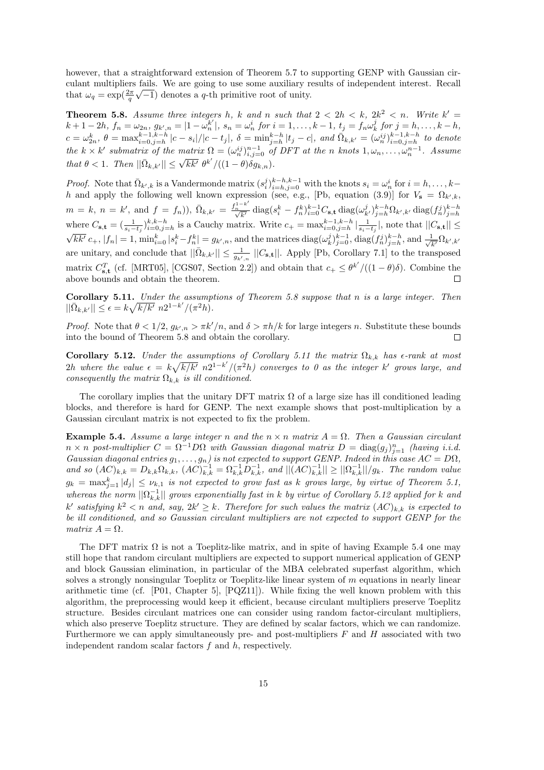however, that a straightforward extension of Theorem 5.7 to supporting GENP with Gaussian circulant multipliers fails. We are going to use some auxiliary results of independent interest. Recall that $\omega_q = \exp(\frac{2\pi}{q}\sqrt{-1})$ denotes a $q$-th primitive root of unity.

**Theorem 5.8.** *Assume three integers $h$, $k$ and $n$ such that $2 < 2h < k$, $2k^2 < n$. Write $k' = k + 1 - 2h$, $f_n = \omega_{2n}$, $g_{k',n} = |1 - \omega_n^{k'}|$, $s_n = \omega_n^i$ for $i = 1, \dots, k-1$, $t_j = f_n \omega_k^j$ for $j = h, \dots, k-h$, $c = \omega_{2n}^k$, $\theta = \max_{i=0,j=h}^{k-1,k-h} |c - s_i|/|c - t_j|$, $\delta = \min_{j=h}^{k-h} |t_j - c|$, and $\bar{\Omega}_{k,k'} = (\omega_n^{ij})_{i=0,j=h}^{k-1,k-h}$ to denote the $k \times k'$ submatrix of the matrix $\Omega = (\omega_n^{ij})_{i,j=0}^{n-1}$ of DFT at the $n$ knots $1, \omega_n, \dots, \omega_n^{n-1}$. Assume that $\theta < 1$. Then $||\bar{\Omega}_{k,k'}|| \le \sqrt{kk'}\ \theta^{k'}/((1-\theta)\delta g_{k,n})$.*

*Proof.* Note that $\bar{\Omega}_{k',k}$ is a Vandermonde matrix $(s_i^j)_{i=h,j=0}^{k-h,k-1}$ with the knots $s_i = \omega_n^i$ for $i = h, \dots, k-h$ and apply the following well known expression (see, e.g., [Pb, equation (3.9)] for $V_{\mathbf{s}} = \Omega_{k',k}$, $m = k$, $n = k'$, and $f = f_n$)), $\bar{\Omega}_{k,k'} = \frac{f_n^{1-k'}}{\sqrt{k'}} \operatorname{diag}(s_i^k - f_n^k)_{i=0}^{k-1} C_{\mathbf{s},\mathbf{t}} \operatorname{diag}(\omega_{k'}^j)_{j=h}^{k-h} \Omega_{k',k'} \operatorname{diag}(f_n^j)_{j=h}^{k-h}$ where $C_{\mathbf{s},\mathbf{t}} = (\frac{1}{s_i - t_j})_{i=0,j=h}^{k,k-h}$ is a Cauchy matrix. Write $c_+ = \max_{i=0,j=h}^{k-1,k-h} |\frac{1}{s_i - t_j}|$, note that $||C_{\mathbf{s},\mathbf{t}}|| \le \sqrt{kk'}\, c_+$, $|f_n| = 1$, $\min_{i=0}^{k} |s_i^k - f_n^k| = g_{k',n}$, and the matrices $\operatorname{diag}(\omega_k^j)_{j=0}^{k-1}$, $\operatorname{diag}(f_n^j)_{j=h}^{k-h}$, and $\frac{1}{\sqrt{k'}}\Omega_{k',k'}$ are unitary, and conclude that $||\bar{\Omega}_{k,k'}|| \le \frac{1}{g_{k',n}} ||C_{\mathbf{s},\mathbf{t}}||$. Apply [Pb, Corollary 7.1] to the transposed matrix $C_{\mathbf{s},\mathbf{t}}^T$ (cf. [MRT05], [CGS07, Section 2.2]) and obtain that $c_+ \le \theta^{k'}/((1-\theta)\delta)$. Combine the above bounds and obtain the theorem. $\square$

**Corollary 5.11.** *Under the assumptions of Theorem 5.8 suppose that $n$ is a large integer. Then $||\bar{\Omega}_{k,k'}|| \le \epsilon = k\sqrt{k/k'}\ n 2^{1-k'}/(\pi^2 h)$.*

*Proof.* Note that $\theta < 1/2$, $g_{k',n} > \pi k'/n$, and $\delta > \pi h/k$ for large integers $n$. Substitute these bounds into the bound of Theorem 5.8 and obtain the corollary. $\square$

**Corollary 5.12.** *Under the assumptions of Corollary 5.11 the matrix $\Omega_{k,k}$ has $\epsilon$-rank at most $2h$ where the value $\epsilon = k\sqrt{k/k'}\ n2^{1-k'}/(\pi^2 h)$ converges to 0 as the integer $k'$ grows large, and consequently the matrix $\Omega_{k,k}$ is ill conditioned.*

The corollary implies that the unitary DFT matrix $\Omega$ of a large size has ill conditioned leading blocks, and therefore is hard for GENP. The next example shows that post-multiplication by a Gaussian circulant matrix is not expected to fix the problem.

**Example 5.4.** *Assume a large integer $n$ and the $n \times n$ matrix $A = \Omega$. Then a Gaussian circulant $n \times n$ post-multiplier $C = \Omega^{-1} D \Omega$ with Gaussian diagonal matrix $D = \operatorname{diag}(g_j)_{j=1}^n$ (having i.i.d. Gaussian diagonal entries $g_1, \dots, g_n$) is not expected to support GENP. Indeed in this case $AC = D\Omega$, and so $(AC)_{k,k} = D_{k,k}\Omega_{k,k}$, $(AC)_{k,k}^{-1} = \Omega_{k,k}^{-1} D_{k,k}^{-1}$, and $||(AC)_{k,k}^{-1}|| \ge ||\Omega_{k,k}^{-1}||/g_k$. The random value $g_k = \max_{j=1}^k |d_j| \le \nu_{k,1}$ is not expected to grow fast as $k$ grows large, by virtue of Theorem 5.1, whereas the norm $||\Omega_{k,k}^{-1}||$ grows exponentially fast in $k$ by virtue of Corollary 5.12 applied for $k$ and $k'$ satisfying $k^2 < n$ and, say, $2k' \ge k$. Therefore for such values the matrix $(AC)_{k,k}$ is expected to be ill conditioned, and so Gaussian circulant multipliers are not expected to support GENP for the matrix $A = \Omega$.*

The DFT matrix $\Omega$ is not a Toeplitz-like matrix, and in spite of having Example 5.4 one may still hope that random circulant multipliers are expected to support numerical application of GENP and block Gaussian elimination, in particular of the MBA celebrated superfast algorithm, which solves a strongly nonsingular Toeplitz or Toeplitz-like linear system of $m$ equations in nearly linear arithmetic time (cf. [P01, Chapter 5], [PQZ11]). While fixing the well known problem with this algorithm, the preprocessing would keep it efficient, because circulant multipliers preserve Toeplitz structure. Besides circulant matrices one can consider using random factor-circulant multipliers, which also preserve Toeplitz structure. They are defined by scalar factors, which we can randomize. Furthermore we can apply simultaneously pre- and post-multipliers $F$ and $H$ associated with two independent random scalar factors $f$ and $h$, respectively.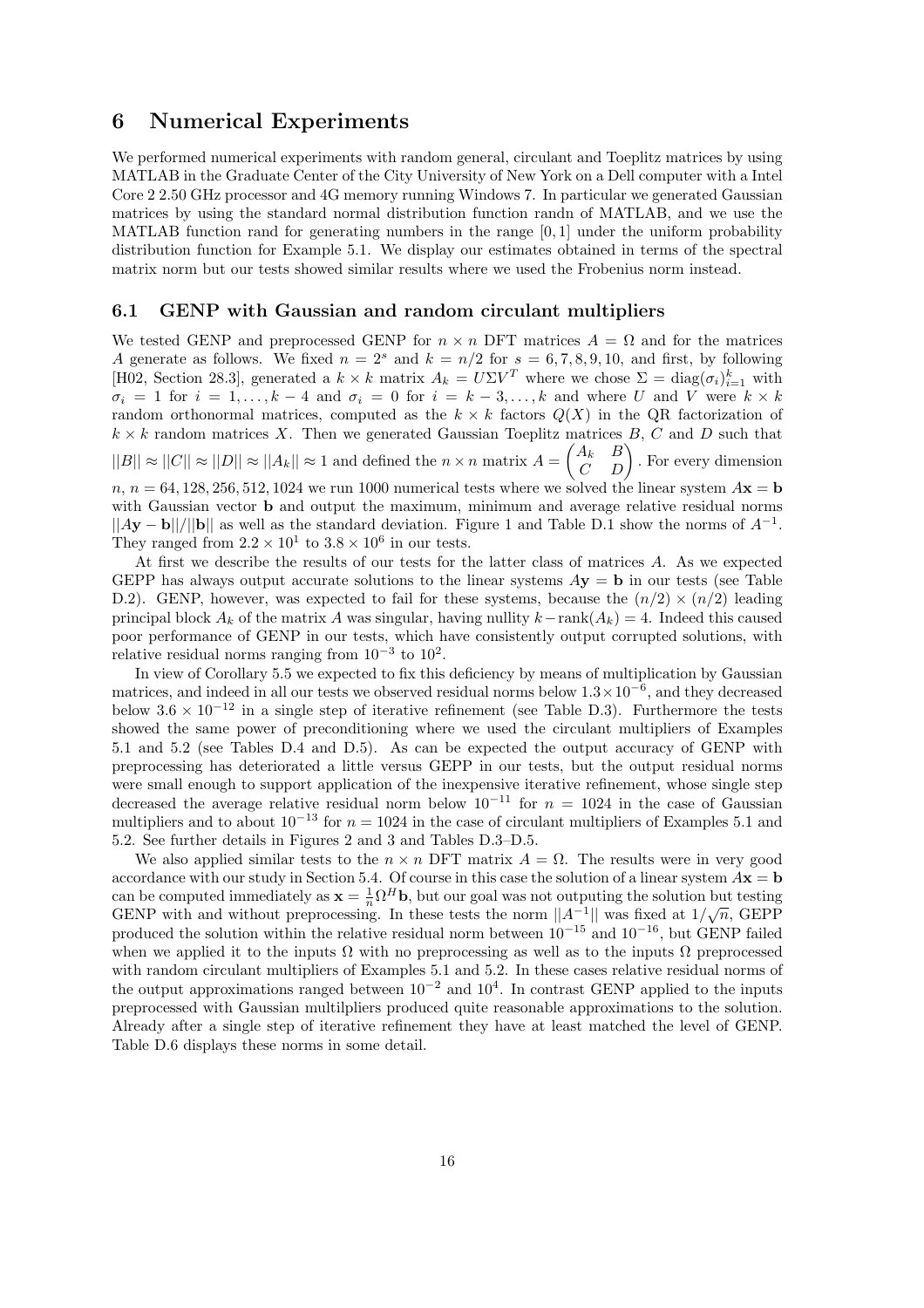# 6 Numerical Experiments

We performed numerical experiments with random general, circulant and Toeplitz matrices by using MATLAB in the Graduate Center of the City University of New York on a Dell computer with a Intel Core 2 2.50 GHz processor and 4G memory running Windows 7. In particular we generated Gaussian matrices by using the standard normal distribution function randn of MATLAB, and we use the MATLAB function rand for generating numbers in the range $[0, 1]$ under the uniform probability distribution function for Example 5.1. We display our estimates obtained in terms of the spectral matrix norm but our tests showed similar results where we used the Frobenius norm instead.

## 6.1 GENP with Gaussian and random circulant multipliers

We tested GENP and preprocessed GENP for $n \times n$ DFT matrices $A = \Omega$ and for the matrices $A$ generate as follows. We fixed $n = 2^s$ and $k = n/2$ for $s = 6, 7, 8, 9, 10$, and first, by following [H02, Section 28.3], generated a $k \times k$ matrix $A_k = U\Sigma V^T$ where we chose $\Sigma = \text{diag}(\sigma_i)_{i=1}^k$ with $\sigma_i = 1$ for $i = 1, \ldots, k-4$ and $\sigma_i = 0$ for $i = k-3, \ldots, k$ and where $U$ and $V$ were $k \times k$ random orthonormal matrices, computed as the $k \times k$ factors $Q(X)$ in the QR factorization of $k \times k$ random matrices $X$. Then we generated Gaussian Toeplitz matrices $B$, $C$ and $D$ such that $||B|| \approx ||C|| \approx ||D|| \approx ||A_k|| \approx 1$ and defined the $n \times n$ matrix $A = \begin{pmatrix} A_k & B \\ C & D \end{pmatrix}$. For every dimension $n$, $n = 64, 128, 256, 512, 1024$ we run 1000 numerical tests where we solved the linear system $A\mathbf{x} = \mathbf{b}$ with Gaussian vector $\mathbf{b}$ and output the maximum, minimum and average relative residual norms $||A\mathbf{y} - \mathbf{b}||/||\mathbf{b}||$ as well as the standard deviation. Figure 1 and Table D.1 show the norms of $A^{-1}$. They ranged from $2.2 \times 10^1$ to $3.8 \times 10^6$ in our tests.

At first we describe the results of our tests for the latter class of matrices $A$. As we expected GEPP has always output accurate solutions to the linear systems $A\mathbf{y} = \mathbf{b}$ in our tests (see Table D.2). GENP, however, was expected to fail for these systems, because the $(n/2) \times (n/2)$ leading principal block $A_k$ of the matrix $A$ was singular, having nullity $k - \text{rank}(A_k) = 4$. Indeed this caused poor performance of GENP in our tests, which have consistently output corrupted solutions, with relative residual norms ranging from $10^{-3}$ to $10^2$.

In view of Corollary 5.5 we expected to fix this deficiency by means of multiplication by Gaussian matrices, and indeed in all our tests we observed residual norms below $1.3 \times 10^{-6}$, and they decreased below $3.6 \times 10^{-12}$ in a single step of iterative refinement (see Table D.3). Furthermore the tests showed the same power of preconditioning where we used the circulant multipliers of Examples 5.1 and 5.2 (see Tables D.4 and D.5). As can be expected the output accuracy of GENP with preprocessing has deteriorated a little versus GEPP in our tests, but the output residual norms were small enough to support application of the inexpensive iterative refinement, whose single step decreased the average relative residual norm below $10^{-11}$ for $n = 1024$ in the case of Gaussian multipliers and to about $10^{-13}$ for $n = 1024$ in the case of circulant multipliers of Examples 5.1 and 5.2. See further details in Figures 2 and 3 and Tables D.3–D.5.

We also applied similar tests to the $n \times n$ DFT matrix $A = \Omega$. The results were in very good accordance with our study in Section 5.4. Of course in this case the solution of a linear system $A\mathbf{x} = \mathbf{b}$ can be computed immediately as $\mathbf{x} = \frac{1}{n}\Omega^H\mathbf{b}$, but our goal was not outputing the solution but testing GENP with and without preprocessing. In these tests the norm $||A^{-1}||$ was fixed at $1/\sqrt{n}$, GEPP produced the solution within the relative residual norm between $10^{-15}$ and $10^{-16}$, but GENP failed when we applied it to the inputs $\Omega$ with no preprocessing as well as to the inputs $\Omega$ preprocessed with random circulant multipliers of Examples 5.1 and 5.2. In these cases relative residual norms of the output approximations ranged between $10^{-2}$ and $10^4$. In contrast GENP applied to the inputs preprocessed with Gaussian multilpliers produced quite reasonable approximations to the solution. Already after a single step of iterative refinement they have at least matched the level of GENP. Table D.6 displays these norms in some detail.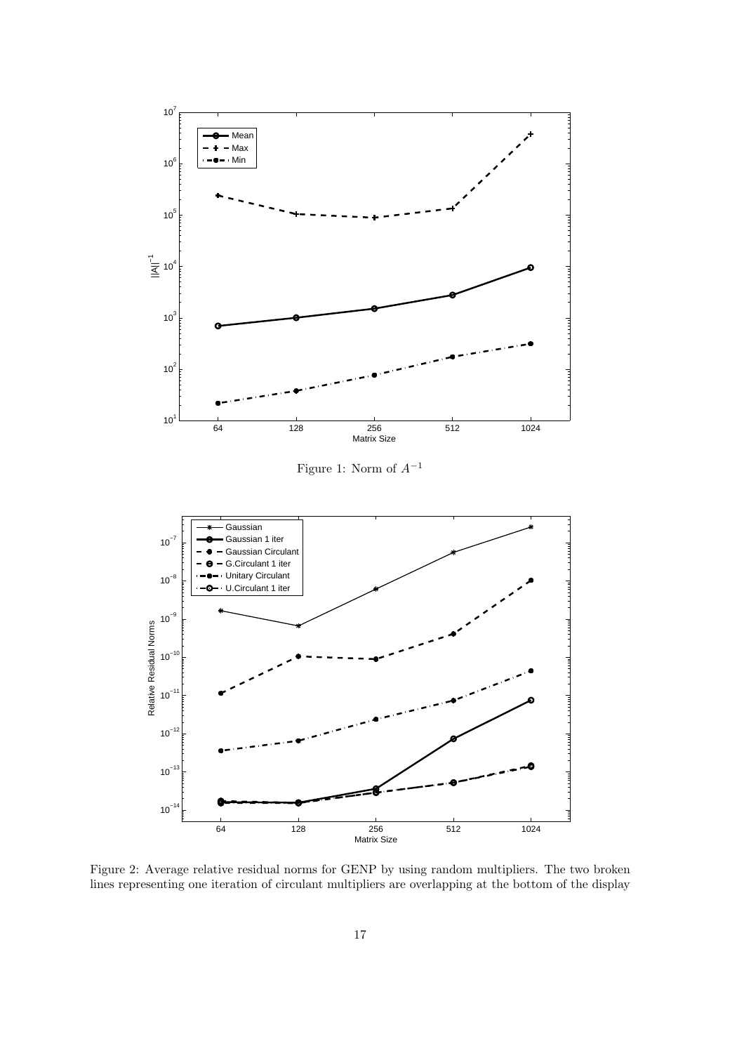Figure 1: Norm of $A^{-1}$

Figure 2: Average relative residual norms for GENP by using random multipliers. The two broken lines representing one iteration of circulant multipliers are overlapping at the bottom of the display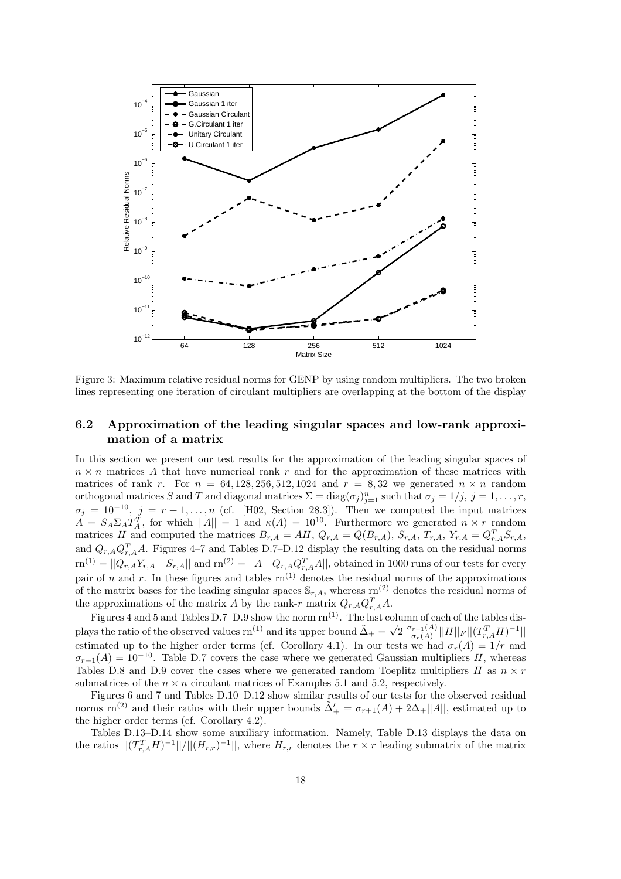Figure 3: Maximum relative residual norms for GENP by using random multipliers. The two broken lines representing one iteration of circulant multipliers are overlapping at the bottom of the display

## 6.2 Approximation of the leading singular spaces and low-rank approximation of a matrix

In this section we present our test results for the approximation of the leading singular spaces of $n \times n$ matrices $A$ that have numerical rank $r$ and for the approximation of these matrices with matrices of rank $r$. For $n = 64, 128, 256, 512, 1024$ and $r = 8, 32$ we generated $n \times n$ random orthogonal matrices $S$ and $T$ and diagonal matrices $\Sigma = \text{diag}(\sigma_j)_{j=1}^n$ such that $\sigma_j = 1/j$, $j = 1, \ldots, r$, $\sigma_j = 10^{-10}$, $j = r+1, \ldots, n$ (cf. [H02, Section 28.3]). Then we computed the input matrices $A = S_A \Sigma_A T_A^T$, for which $||A|| = 1$ and $\kappa(A) = 10^{10}$. Furthermore we generated $n \times r$ random matrices $H$ and computed the matrices $B_{r,A} = AH$, $Q_{r,A} = Q(B_{r,A})$, $S_{r,A}$, $T_{r,A}$, $Y_{r,A} = Q_{r,A}^T S_{r,A}$, and $Q_{r,A} Q_{r,A}^T A$. Figures 4–7 and Tables D.7–D.12 display the resulting data on the residual norms $\text{rn}^{(1)} = ||Q_{r,A} Y_{r,A} - S_{r,A}||$ and $\text{rn}^{(2)} = ||A - Q_{r,A} Q_{r,A}^T A||$, obtained in 1000 runs of our tests for every pair of $n$ and $r$. In these figures and tables $\text{rn}^{(1)}$ denotes the residual norms of the approximations of the matrix bases for the leading singular spaces $\mathbb{S}_{r,A}$, whereas $\text{rn}^{(2)}$ denotes the residual norms of the approximations of the matrix $A$ by the rank-$r$ matrix $Q_{r,A} Q_{r,A}^T A$.

Figures 4 and 5 and Tables D.7–D.9 show the norm $\text{rn}^{(1)}$. The last column of each of the tables displays the ratio of the observed values $\text{rn}^{(1)}$ and its upper bound $\tilde{\Delta}_+ = \sqrt{2}\, \frac{\sigma_{r+1}(A)}{\sigma_r(A)} ||H||_F ||(T_{r,A}^T H)^{-1}||$ estimated up to the higher order terms (cf. Corollary 4.1). In our tests we had $\sigma_r(A) = 1/r$ and $\sigma_{r+1}(A) = 10^{-10}$. Table D.7 covers the case where we generated Gaussian multipliers $H$, whereas Tables D.8 and D.9 cover the cases where we generated random Toeplitz multipliers $H$ as $n \times r$ submatrices of the $n \times n$ circulant matrices of Examples 5.1 and 5.2, respectively.

Figures 6 and 7 and Tables D.10–D.12 show similar results of our tests for the observed residual norms $\text{rn}^{(2)}$ and their ratios with their upper bounds $\tilde{\Delta}'_+ = \sigma_{r+1}(A) + 2\Delta_+ ||A||$, estimated up to the higher order terms (cf. Corollary 4.2).

Tables D.13–D.14 show some auxiliary information. Namely, Table D.13 displays the data on the ratios $||(T_{r,A}^T H)^{-1}||/||(H_{r,r})^{-1}||$, where $H_{r,r}$ denotes the $r \times r$ leading submatrix of the matrix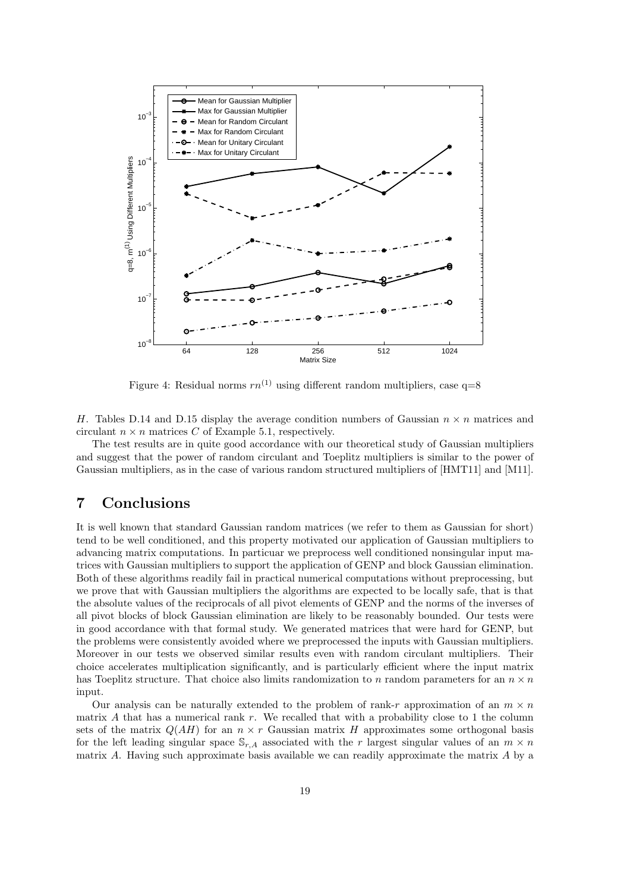Figure 4: Residual norms $rn^{(1)}$ using different random multipliers, case q=8

$H$. Tables D.14 and D.15 display the average condition numbers of Gaussian $n \times n$ matrices and circulant $n \times n$ matrices $C$ of Example 5.1, respectively.

The test results are in quite good accordance with our theoretical study of Gaussian multipliers and suggest that the power of random circulant and Toeplitz multipliers is similar to the power of Gaussian multipliers, as in the case of various random structured multipliers of [HMT11] and [M11].

# 7 Conclusions

It is well known that standard Gaussian random matrices (we refer to them as Gaussian for short) tend to be well conditioned, and this property motivated our application of Gaussian multipliers to advancing matrix computations. In particuar we preprocess well conditioned nonsingular input matrices with Gaussian multipliers to support the application of GENP and block Gaussian elimination. Both of these algorithms readily fail in practical numerical computations without preprocessing, but we prove that with Gaussian multipliers the algorithms are expected to be locally safe, that is that the absolute values of the reciprocals of all pivot elements of GENP and the norms of the inverses of all pivot blocks of block Gaussian elimination are likely to be reasonably bounded. Our tests were in good accordance with that formal study. We generated matrices that were hard for GENP, but the problems were consistently avoided where we preprocessed the inputs with Gaussian multipliers. Moreover in our tests we observed similar results even with random circulant multipliers. Their choice accelerates multiplication significantly, and is particularly efficient where the input matrix has Toeplitz structure. That choice also limits randomization to $n$ random parameters for an $n \times n$ input.

Our analysis can be naturally extended to the problem of rank-$r$ approximation of an $m \times n$ matrix $A$ that has a numerical rank $r$. We recalled that with a probability close to 1 the column sets of the matrix $Q(AH)$ for an $n \times r$ Gaussian matrix $H$ approximates some orthogonal basis for the left leading singular space $\mathbb{S}_{r,A}$ associated with the $r$ largest singular values of an $m \times n$ matrix $A$. Having such approximate basis available we can readily approximate the matrix $A$ by a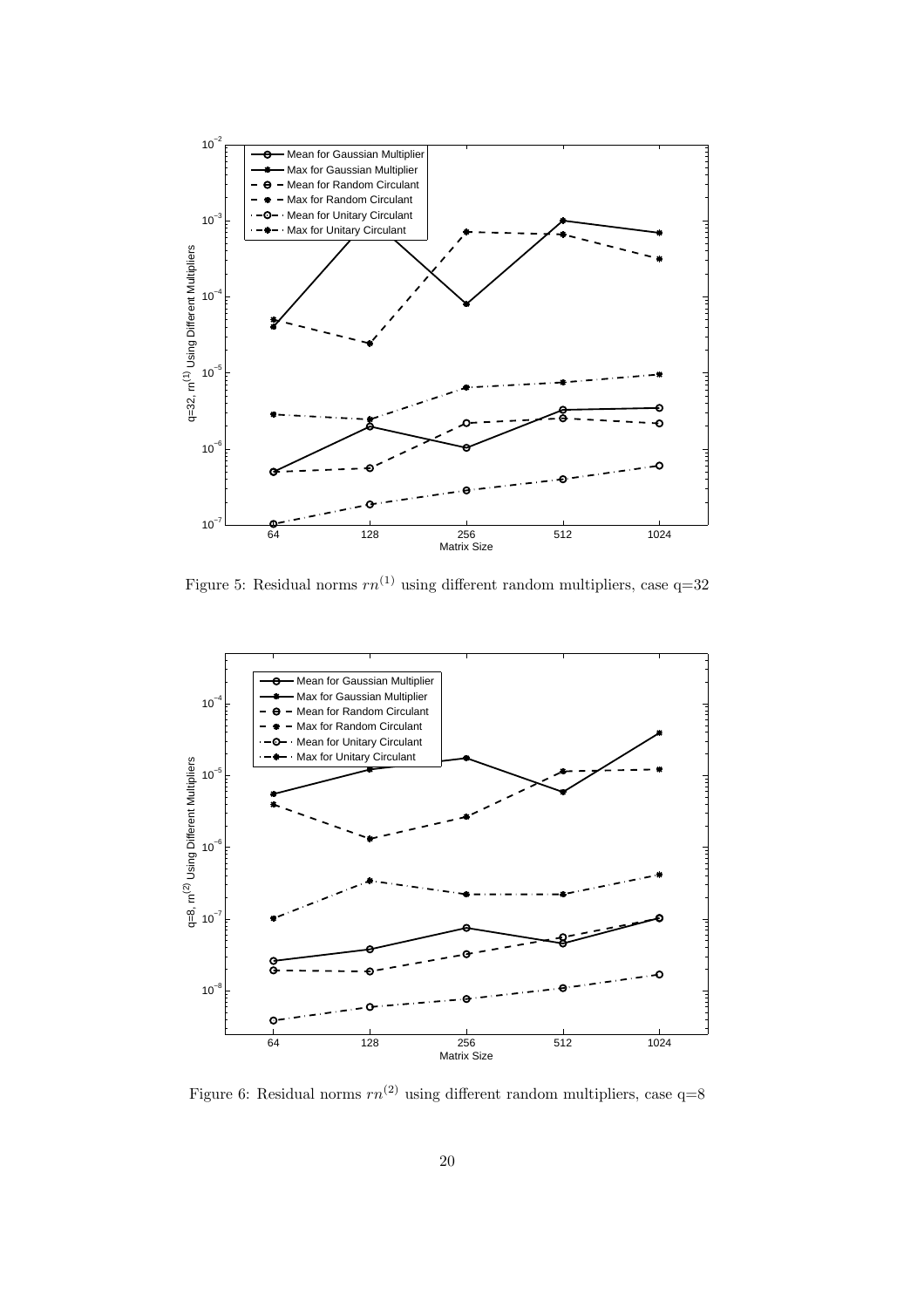Figure 5: Residual norms $rn^{(1)}$ using different random multipliers, case q=32

Figure 6: Residual norms $rn^{(2)}$ using different random multipliers, case q=8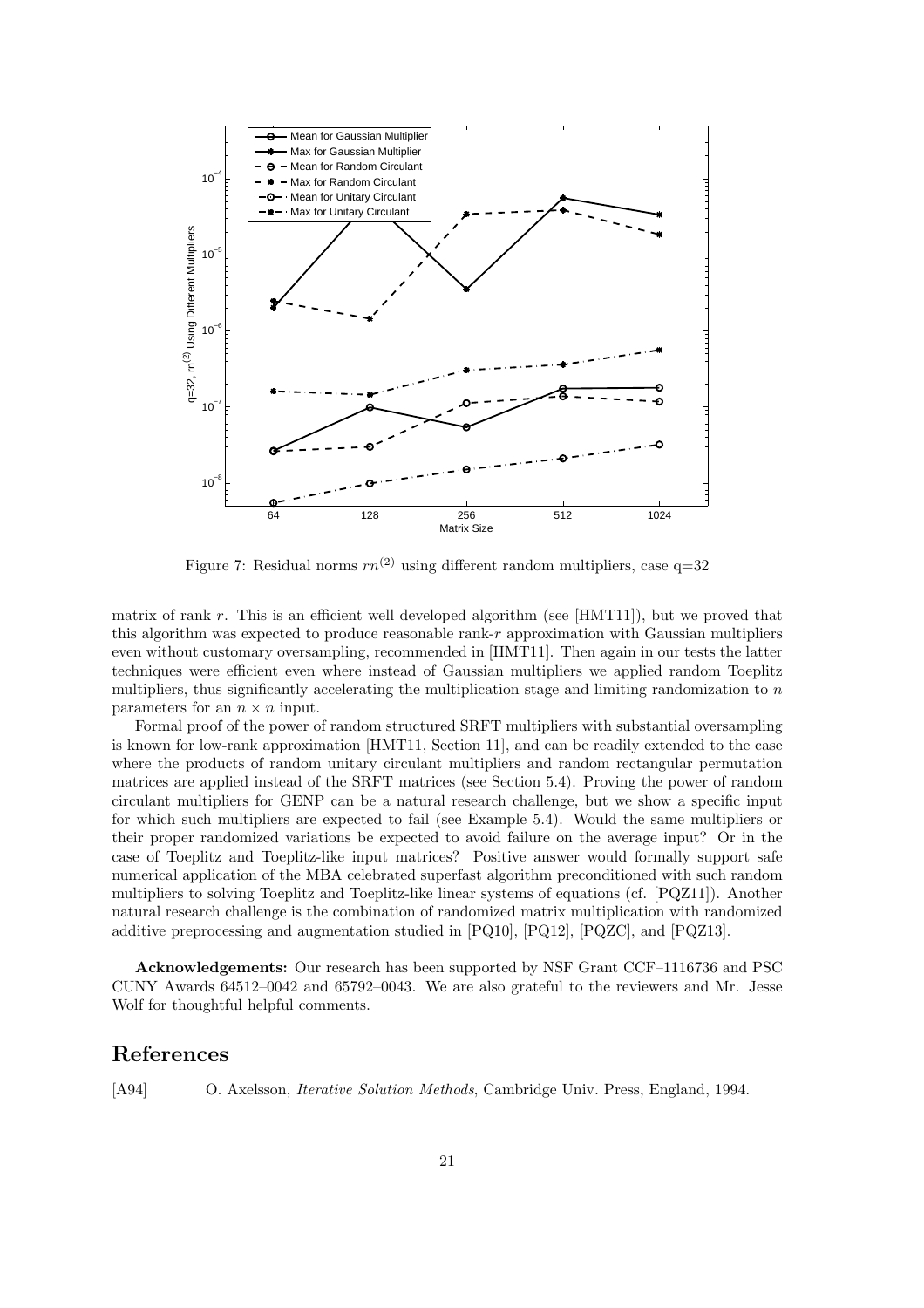Figure 7: Residual norms $rn^{(2)}$ using different random multipliers, case q=32

matrix of rank $r$. This is an efficient well developed algorithm (see [HMT11]), but we proved that this algorithm was expected to produce reasonable rank-$r$ approximation with Gaussian multipliers even without customary oversampling, recommended in [HMT11]. Then again in our tests the latter techniques were efficient even where instead of Gaussian multipliers we applied random Toeplitz multipliers, thus significantly accelerating the multiplication stage and limiting randomization to $n$ parameters for an $n \times n$ input.

Formal proof of the power of random structured SRFT multipliers with substantial oversampling is known for low-rank approximation [HMT11, Section 11], and can be readily extended to the case where the products of random unitary circulant multipliers and random rectangular permutation matrices are applied instead of the SRFT matrices (see Section 5.4). Proving the power of random circulant multipliers for GENP can be a natural research challenge, but we show a specific input for which such multipliers are expected to fail (see Example 5.4). Would the same multipliers or their proper randomized variations be expected to avoid failure on the average input? Or in the case of Toeplitz and Toeplitz-like input matrices? Positive answer would formally support safe numerical application of the MBA celebrated superfast algorithm preconditioned with such random multipliers to solving Toeplitz and Toeplitz-like linear systems of equations (cf. [PQZ11]). Another natural research challenge is the combination of randomized matrix multiplication with randomized additive preprocessing and augmentation studied in [PQ10], [PQ12], [PQZC], and [PQZ13].

**Acknowledgements:** Our research has been supported by NSF Grant CCF–1116736 and PSC CUNY Awards 64512–0042 and 65792–0043. We are also grateful to the reviewers and Mr. Jesse Wolf for thoughtful helpful comments.

# References

[A94] O. Axelsson, *Iterative Solution Methods*, Cambridge Univ. Press, England, 1994.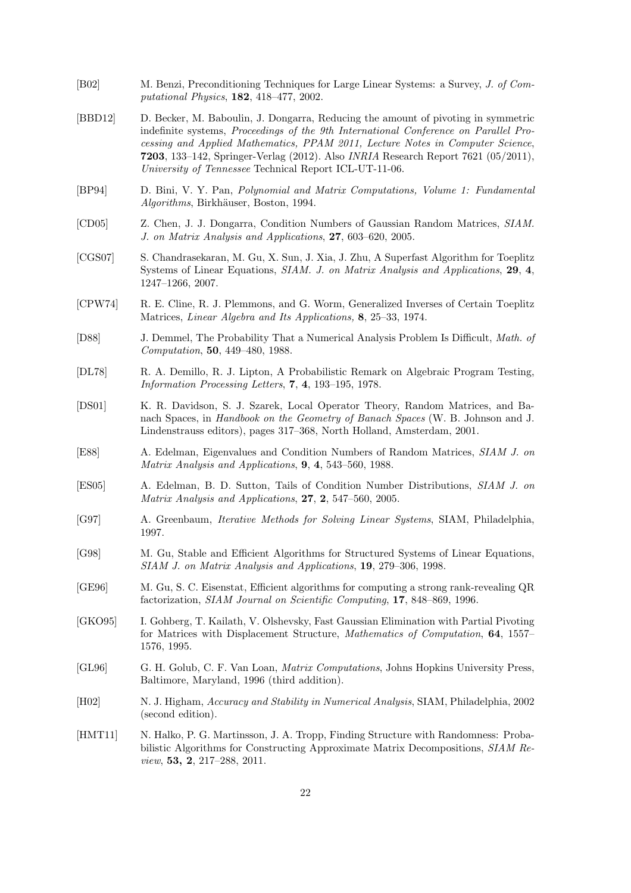[B02] M. Benzi, Preconditioning Techniques for Large Linear Systems: a Survey, *J. of Computational Physics*, **182**, 418–477, 2002.

[BBD12] D. Becker, M. Baboulin, J. Dongarra, Reducing the amount of pivoting in symmetric indefinite systems, *Proceedings of the 9th International Conference on Parallel Processing and Applied Mathematics, PPAM 2011, Lecture Notes in Computer Science*, **7203**, 133–142, Springer-Verlag (2012). Also *INRIA* Research Report 7621 (05/2011), *University of Tennessee* Technical Report ICL-UT-11-06.

[BP94] D. Bini, V. Y. Pan, *Polynomial and Matrix Computations, Volume 1: Fundamental Algorithms*, Birkhäuser, Boston, 1994.

[CD05] Z. Chen, J. J. Dongarra, Condition Numbers of Gaussian Random Matrices, *SIAM. J. on Matrix Analysis and Applications*, **27**, 603–620, 2005.

[CGS07] S. Chandrasekaran, M. Gu, X. Sun, J. Xia, J. Zhu, A Superfast Algorithm for Toeplitz Systems of Linear Equations, *SIAM. J. on Matrix Analysis and Applications*, **29**, **4**, 1247–1266, 2007.

[CPW74] R. E. Cline, R. J. Plemmons, and G. Worm, Generalized Inverses of Certain Toeplitz Matrices, *Linear Algebra and Its Applications,* **8**, 25–33, 1974.

[D88] J. Demmel, The Probability That a Numerical Analysis Problem Is Difficult, *Math. of Computation*, **50**, 449–480, 1988.

[DL78] R. A. Demillo, R. J. Lipton, A Probabilistic Remark on Algebraic Program Testing, *Information Processing Letters*, **7**, **4**, 193–195, 1978.

[DS01] K. R. Davidson, S. J. Szarek, Local Operator Theory, Random Matrices, and Banach Spaces, in *Handbook on the Geometry of Banach Spaces* (W. B. Johnson and J. Lindenstrauss editors), pages 317–368, North Holland, Amsterdam, 2001.

[E88] A. Edelman, Eigenvalues and Condition Numbers of Random Matrices, *SIAM J. on Matrix Analysis and Applications*, **9**, **4**, 543–560, 1988.

[ES05] A. Edelman, B. D. Sutton, Tails of Condition Number Distributions, *SIAM J. on Matrix Analysis and Applications*, **27**, **2**, 547–560, 2005.

[G97] A. Greenbaum, *Iterative Methods for Solving Linear Systems*, SIAM, Philadelphia, 1997.

[G98] M. Gu, Stable and Efficient Algorithms for Structured Systems of Linear Equations, *SIAM J. on Matrix Analysis and Applications*, **19**, 279–306, 1998.

[GE96] M. Gu, S. C. Eisenstat, Efficient algorithms for computing a strong rank-revealing QR factorization, *SIAM Journal on Scientific Computing*, **17**, 848–869, 1996.

[GKO95] I. Gohberg, T. Kailath, V. Olshevsky, Fast Gaussian Elimination with Partial Pivoting for Matrices with Displacement Structure, *Mathematics of Computation*, **64**, 1557–1576, 1995.

[GL96] G. H. Golub, C. F. Van Loan, *Matrix Computations*, Johns Hopkins University Press, Baltimore, Maryland, 1996 (third addition).

[H02] N. J. Higham, *Accuracy and Stability in Numerical Analysis*, SIAM, Philadelphia, 2002 (second edition).

[HMT11] N. Halko, P. G. Martinsson, J. A. Tropp, Finding Structure with Randomness: Probabilistic Algorithms for Constructing Approximate Matrix Decompositions, *SIAM Review*, **53, 2**, 217–288, 2011.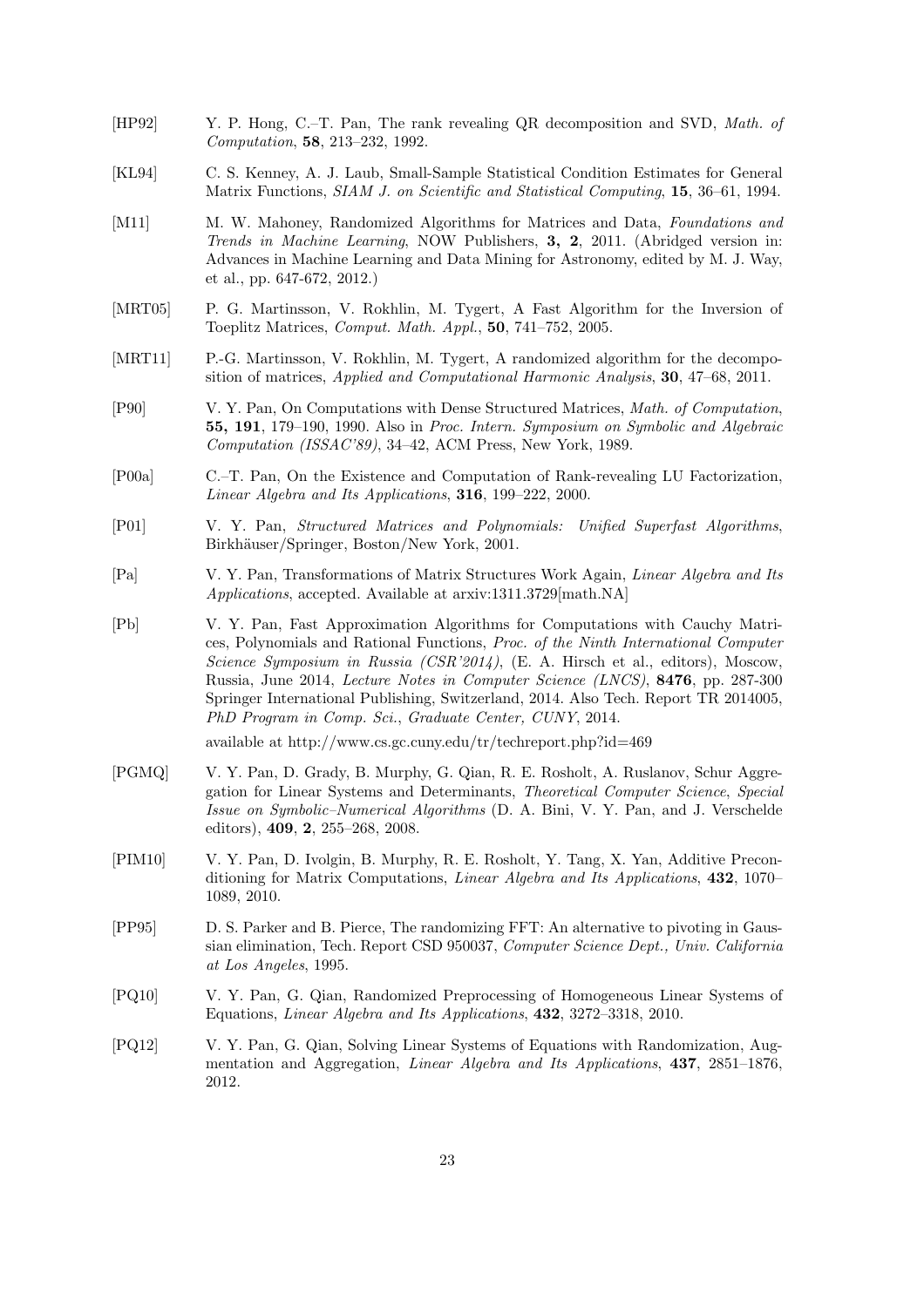[HP92] Y. P. Hong, C.–T. Pan, The rank revealing QR decomposition and SVD, *Math. of Computation*, **58**, 213–232, 1992.

[KL94] C. S. Kenney, A. J. Laub, Small-Sample Statistical Condition Estimates for General Matrix Functions, *SIAM J. on Scientific and Statistical Computing*, **15**, 36–61, 1994.

[M11] M. W. Mahoney, Randomized Algorithms for Matrices and Data, *Foundations and Trends in Machine Learning*, NOW Publishers, **3, 2**, 2011. (Abridged version in: Advances in Machine Learning and Data Mining for Astronomy, edited by M. J. Way, et al., pp. 647-672, 2012.)

[MRT05] P. G. Martinsson, V. Rokhlin, M. Tygert, A Fast Algorithm for the Inversion of Toeplitz Matrices, *Comput. Math. Appl.*, **50**, 741–752, 2005.

[MRT11] P.-G. Martinsson, V. Rokhlin, M. Tygert, A randomized algorithm for the decomposition of matrices, *Applied and Computational Harmonic Analysis*, **30**, 47–68, 2011.

[P90] V. Y. Pan, On Computations with Dense Structured Matrices, *Math. of Computation*, **55, 191**, 179–190, 1990. Also in *Proc. Intern. Symposium on Symbolic and Algebraic Computation (ISSAC'89)*, 34–42, ACM Press, New York, 1989.

[P00a] C.–T. Pan, On the Existence and Computation of Rank-revealing LU Factorization, *Linear Algebra and Its Applications*, **316**, 199–222, 2000.

[P01] V. Y. Pan, *Structured Matrices and Polynomials: Unified Superfast Algorithms*, Birkhäuser/Springer, Boston/New York, 2001.

[Pa] V. Y. Pan, Transformations of Matrix Structures Work Again, *Linear Algebra and Its Applications*, accepted. Available at arxiv:1311.3729[math.NA]

[Pb] V. Y. Pan, Fast Approximation Algorithms for Computations with Cauchy Matrices, Polynomials and Rational Functions, *Proc. of the Ninth International Computer Science Symposium in Russia (CSR'2014)*, (E. A. Hirsch et al., editors), Moscow, Russia, June 2014, *Lecture Notes in Computer Science (LNCS)*, **8476**, pp. 287-300 Springer International Publishing, Switzerland, 2014. Also Tech. Report TR 2014005, *PhD Program in Comp. Sci., Graduate Center, CUNY*, 2014.

available at http://www.cs.gc.cuny.edu/tr/techreport.php?id=469

[PGMQ] V. Y. Pan, D. Grady, B. Murphy, G. Qian, R. E. Rosholt, A. Ruslanov, Schur Aggregation for Linear Systems and Determinants, *Theoretical Computer Science*, *Special Issue on Symbolic–Numerical Algorithms* (D. A. Bini, V. Y. Pan, and J. Verschelde editors), **409**, **2**, 255–268, 2008.

[PIM10] V. Y. Pan, D. Ivolgin, B. Murphy, R. E. Rosholt, Y. Tang, X. Yan, Additive Preconditioning for Matrix Computations, *Linear Algebra and Its Applications*, **432**, 1070–1089, 2010.

[PP95] D. S. Parker and B. Pierce, The randomizing FFT: An alternative to pivoting in Gaussian elimination, Tech. Report CSD 950037, *Computer Science Dept., Univ. California at Los Angeles*, 1995.

[PQ10] V. Y. Pan, G. Qian, Randomized Preprocessing of Homogeneous Linear Systems of Equations, *Linear Algebra and Its Applications*, **432**, 3272–3318, 2010.

[PQ12] V. Y. Pan, G. Qian, Solving Linear Systems of Equations with Randomization, Augmentation and Aggregation, *Linear Algebra and Its Applications*, **437**, 2851–1876, 2012.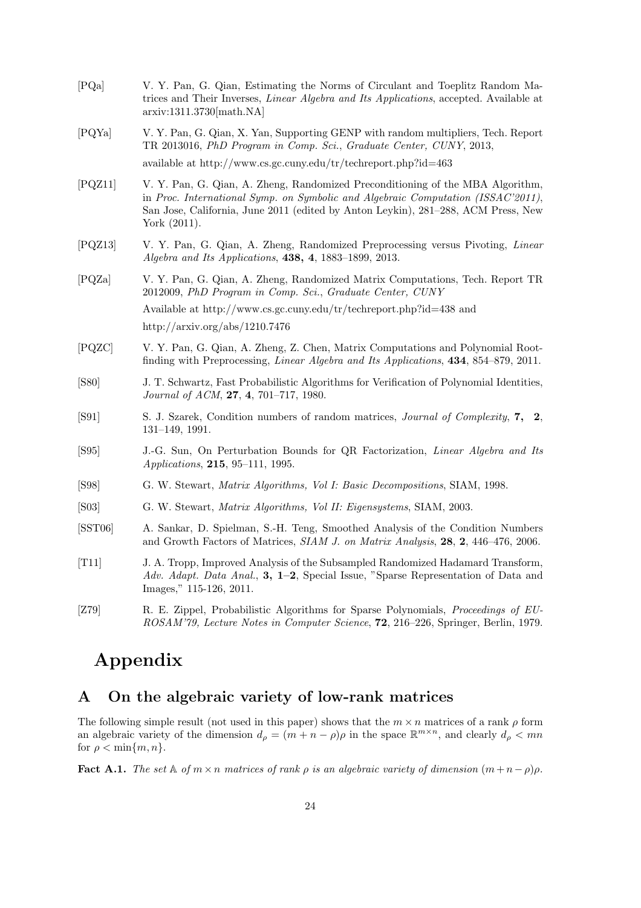[PQa] V. Y. Pan, G. Qian, Estimating the Norms of Circulant and Toeplitz Random Matrices and Their Inverses, *Linear Algebra and Its Applications*, accepted. Available at arxiv:1311.3730[math.NA]

[PQYa] V. Y. Pan, G. Qian, X. Yan, Supporting GENP with random multipliers, Tech. Report TR 2013016, *PhD Program in Comp. Sci., Graduate Center, CUNY*, 2013, available at http://www.cs.gc.cuny.edu/tr/techreport.php?id=463

[PQZ11] V. Y. Pan, G. Qian, A. Zheng, Randomized Preconditioning of the MBA Algorithm, in *Proc. International Symp. on Symbolic and Algebraic Computation (ISSAC'2011)*, San Jose, California, June 2011 (edited by Anton Leykin), 281–288, ACM Press, New York (2011).

[PQZ13] V. Y. Pan, G. Qian, A. Zheng, Randomized Preprocessing versus Pivoting, *Linear Algebra and Its Applications*, **438, 4**, 1883–1899, 2013.

[PQZa] V. Y. Pan, G. Qian, A. Zheng, Randomized Matrix Computations, Tech. Report TR 2012009, *PhD Program in Comp. Sci., Graduate Center, CUNY*
Available at http://www.cs.gc.cuny.edu/tr/techreport.php?id=438 and
http://arxiv.org/abs/1210.7476

[PQZC] V. Y. Pan, G. Qian, A. Zheng, Z. Chen, Matrix Computations and Polynomial Root-finding with Preprocessing, *Linear Algebra and Its Applications*, **434**, 854–879, 2011.

[S80] J. T. Schwartz, Fast Probabilistic Algorithms for Verification of Polynomial Identities, *Journal of ACM*, **27**, **4**, 701–717, 1980.

[S91] S. J. Szarek, Condition numbers of random matrices, *Journal of Complexity*, **7, 2**, 131–149, 1991.

[S95] J.-G. Sun, On Perturbation Bounds for QR Factorization, *Linear Algebra and Its Applications*, **215**, 95–111, 1995.

[S98] G. W. Stewart, *Matrix Algorithms, Vol I: Basic Decompositions*, SIAM, 1998.

[S03] G. W. Stewart, *Matrix Algorithms, Vol II: Eigensystems*, SIAM, 2003.

[SST06] A. Sankar, D. Spielman, S.-H. Teng, Smoothed Analysis of the Condition Numbers and Growth Factors of Matrices, *SIAM J. on Matrix Analysis*, **28**, **2**, 446–476, 2006.

[T11] J. A. Tropp, Improved Analysis of the Subsampled Randomized Hadamard Transform, *Adv. Adapt. Data Anal.*, **3, 1–2**, Special Issue, "Sparse Representation of Data and Images," 115-126, 2011.

[Z79] R. E. Zippel, Probabilistic Algorithms for Sparse Polynomials, *Proceedings of EUROSAM'79, Lecture Notes in Computer Science*, **72**, 216–226, Springer, Berlin, 1979.

# Appendix

## A On the algebraic variety of low-rank matrices

The following simple result (not used in this paper) shows that the $m \times n$ matrices of a rank $\rho$ form an algebraic variety of the dimension $d_\rho = (m + n - \rho)\rho$ in the space $\mathbb{R}^{m\times n}$, and clearly $d_\rho < mn$ for $\rho < \min\{m, n\}$.

**Fact A.1.** *The set $\mathbb{A}$ of $m \times n$ matrices of rank $\rho$ is an algebraic variety of dimension $(m + n - \rho)\rho$.*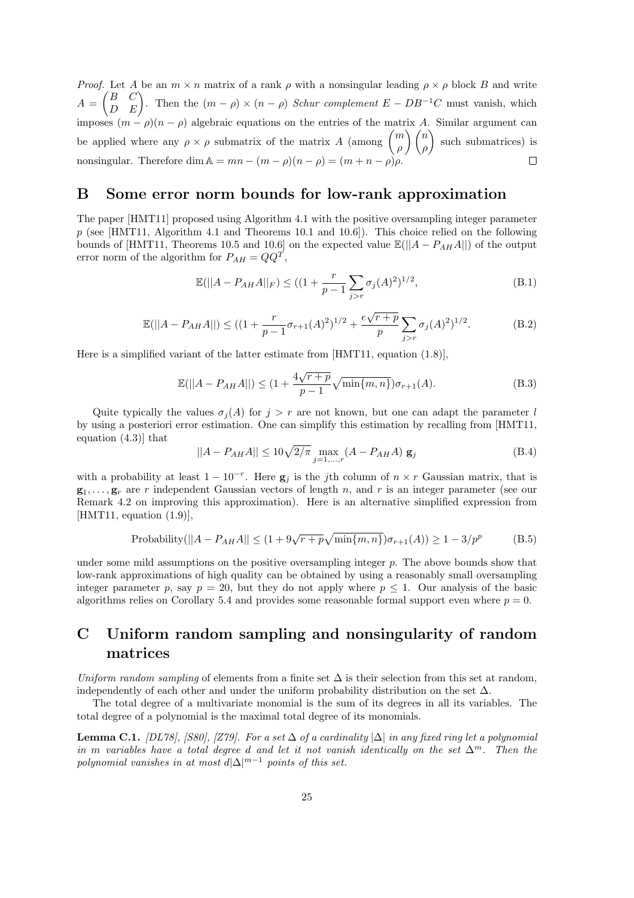*Proof.* Let $A$ be an $m \times n$ matrix of a rank $\rho$ with a nonsingular leading $\rho \times \rho$ block $B$ and write $A = \begin{pmatrix} B & C \\ D & E \end{pmatrix}$. Then the $(m-\rho) \times (n-\rho)$ *Schur complement* $E - DB^{-1}C$ must vanish, which imposes $(m-\rho)(n-\rho)$ algebraic equations on the entries of the matrix $A$. Similar argument can be applied where any $\rho \times \rho$ submatrix of the matrix $A$ (among $\binom{m}{\rho}\binom{n}{\rho}$ such submatrices) is nonsingular. Therefore $\dim \mathbb{A} = mn - (m-\rho)(n-\rho) = (m+n-\rho)\rho$. $\square$

## B Some error norm bounds for low-rank approximation

The paper [HMT11] proposed using Algorithm 4.1 with the positive oversampling integer parameter $p$ (see [HMT11, Algorithm 4.1 and Theorems 10.1 and 10.6]). This choice relied on the following bounds of [HMT11, Theorems 10.5 and 10.6] on the expected value $\mathbb{E}(||A - P_{AH}A||)$ of the output error norm of the algorithm for $P_{AH} = QQ^T$,

$$\mathbb{E}(||A - P_{AH}A||_F) \leq ((1 + \frac{r}{p-1}\sum_{j>r}\sigma_j(A)^2)^{1/2}, \tag{B.1}$$

$$\mathbb{E}(||A - P_{AH}A||) \leq ((1 + \frac{r}{p-1}\sigma_{r+1}(A)^2)^{1/2} + \frac{e\sqrt{r+p}}{p}\sum_{j>r}\sigma_j(A)^2)^{1/2}. \tag{B.2}$$

Here is a simplified variant of the latter estimate from [HMT11, equation (1.8)],

$$\mathbb{E}(||A - P_{AH}A||) \leq (1 + \frac{4\sqrt{r+p}}{p-1}\sqrt{\min\{m,n\}})\sigma_{r+1}(A). \tag{B.3}$$

Quite typically the values $\sigma_j(A)$ for $j > r$ are not known, but one can adapt the parameter $l$ by using a posteriori error estimation. One can simplify this estimation by recalling from [HMT11, equation (4.3)] that

$$||A - P_{AH}A|| \leq 10\sqrt{2/\pi}\max_{j=1,\dots,r}(A - P_{AH}A)\ \mathbf{g}_j \tag{B.4}$$

with a probability at least $1 - 10^{-r}$. Here $\mathbf{g}_j$ is the $j$th column of $n \times r$ Gaussian matrix, that is $\mathbf{g}_1, \dots, \mathbf{g}_r$ are $r$ independent Gaussian vectors of length $n$, and $r$ is an integer parameter (see our Remark 4.2 on improving this approximation). Here is an alternative simplified expression from [HMT11, equation (1.9)],

$$\text{Probability}(||A - P_{AH}A|| \leq (1 + 9\sqrt{r+p}\sqrt{\min\{m,n\}})\sigma_{r+1}(A)) \geq 1 - 3/p^p \tag{B.5}$$

under some mild assumptions on the positive oversampling integer $p$. The above bounds show that low-rank approximations of high quality can be obtained by using a reasonably small oversampling integer parameter $p$, say $p = 20$, but they do not apply where $p \leq 1$. Our analysis of the basic algorithms relies on Corollary 5.4 and provides some reasonable formal support even where $p = 0$.

## C Uniform random sampling and nonsingularity of random matrices

*Uniform random sampling* of elements from a finite set $\Delta$ is their selection from this set at random, independently of each other and under the uniform probability distribution on the set $\Delta$.

The total degree of a multivariate monomial is the sum of its degrees in all its variables. The total degree of a polynomial is the maximal total degree of its monomials.

**Lemma C.1.** *[DL78], [S80], [Z79]. For a set $\Delta$ of a cardinality $|\Delta|$ in any fixed ring let a polynomial in $m$ variables have a total degree $d$ and let it not vanish identically on the set $\Delta^m$. Then the polynomial vanishes in at most $d|\Delta|^{m-1}$ points of this set.*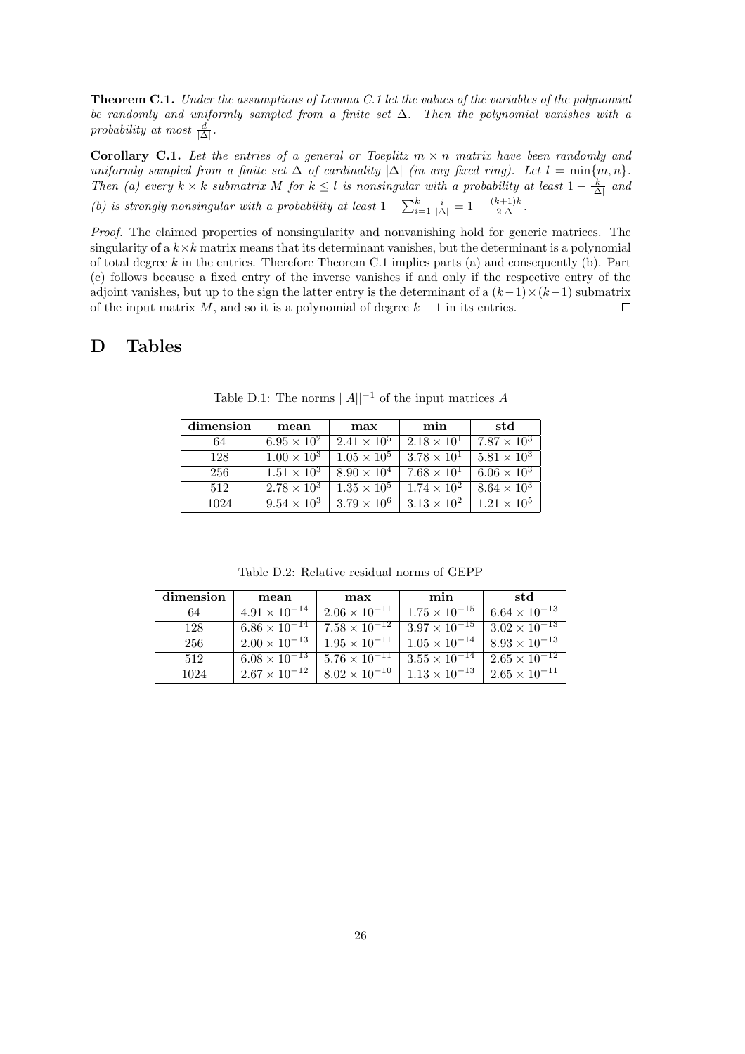**Theorem C.1.** *Under the assumptions of Lemma C.1 let the values of the variables of the polynomial be randomly and uniformly sampled from a finite set $\Delta$. Then the polynomial vanishes with a probability at most $\frac{d}{|\Delta|}$.*

**Corollary C.1.** *Let the entries of a general or Toeplitz $m \times n$ matrix have been randomly and uniformly sampled from a finite set $\Delta$ of cardinality $|\Delta|$ (in any fixed ring). Let $l = \min\{m, n\}$. Then (a) every $k \times k$ submatrix $M$ for $k \leq l$ is nonsingular with a probability at least $1 - \frac{k}{|\Delta|}$ and (b) is strongly nonsingular with a probability at least $1 - \sum_{i=1}^{k} \frac{i}{|\Delta|} = 1 - \frac{(k+1)k}{2|\Delta|}$.*

*Proof.* The claimed properties of nonsingularity and nonvanishing hold for generic matrices. The singularity of a $k \times k$ matrix means that its determinant vanishes, but the determinant is a polynomial of total degree $k$ in the entries. Therefore Theorem C.1 implies parts (a) and consequently (b). Part (c) follows because a fixed entry of the inverse vanishes if and only if the respective entry of the adjoint vanishes, but up to the sign the latter entry is the determinant of a $(k-1) \times (k-1)$ submatrix of the input matrix $M$, and so it is a polynomial of degree $k - 1$ in its entries. $\square$

# D Tables

Table D.1: The norms $||A||^{-1}$ of the input matrices $A$

| dimension | mean | max | min | std |
|---|---|---|---|---|
| 64 | $6.95 \times 10^{2}$ | $2.41 \times 10^{5}$ | $2.18 \times 10^{1}$ | $7.87 \times 10^{3}$ |
| 128 | $1.00 \times 10^{3}$ | $1.05 \times 10^{5}$ | $3.78 \times 10^{1}$ | $5.81 \times 10^{3}$ |
| 256 | $1.51 \times 10^{3}$ | $8.90 \times 10^{4}$ | $7.68 \times 10^{1}$ | $6.06 \times 10^{3}$ |
| 512 | $2.78 \times 10^{3}$ | $1.35 \times 10^{5}$ | $1.74 \times 10^{2}$ | $8.64 \times 10^{3}$ |
| 1024 | $9.54 \times 10^{3}$ | $3.79 \times 10^{6}$ | $3.13 \times 10^{2}$ | $1.21 \times 10^{5}$ |

Table D.2: Relative residual norms of GEPP

| dimension | mean | max | min | std |
|---|---|---|---|---|
| 64 | $4.91 \times 10^{-14}$ | $2.06 \times 10^{-11}$ | $1.75 \times 10^{-15}$ | $6.64 \times 10^{-13}$ |
| 128 | $6.86 \times 10^{-14}$ | $7.58 \times 10^{-12}$ | $3.97 \times 10^{-15}$ | $3.02 \times 10^{-13}$ |
| 256 | $2.00 \times 10^{-13}$ | $1.95 \times 10^{-11}$ | $1.05 \times 10^{-14}$ | $8.93 \times 10^{-13}$ |
| 512 | $6.08 \times 10^{-13}$ | $5.76 \times 10^{-11}$ | $3.55 \times 10^{-14}$ | $2.65 \times 10^{-12}$ |
| 1024 | $2.67 \times 10^{-12}$ | $8.02 \times 10^{-10}$ | $1.13 \times 10^{-13}$ | $2.65 \times 10^{-11}$ |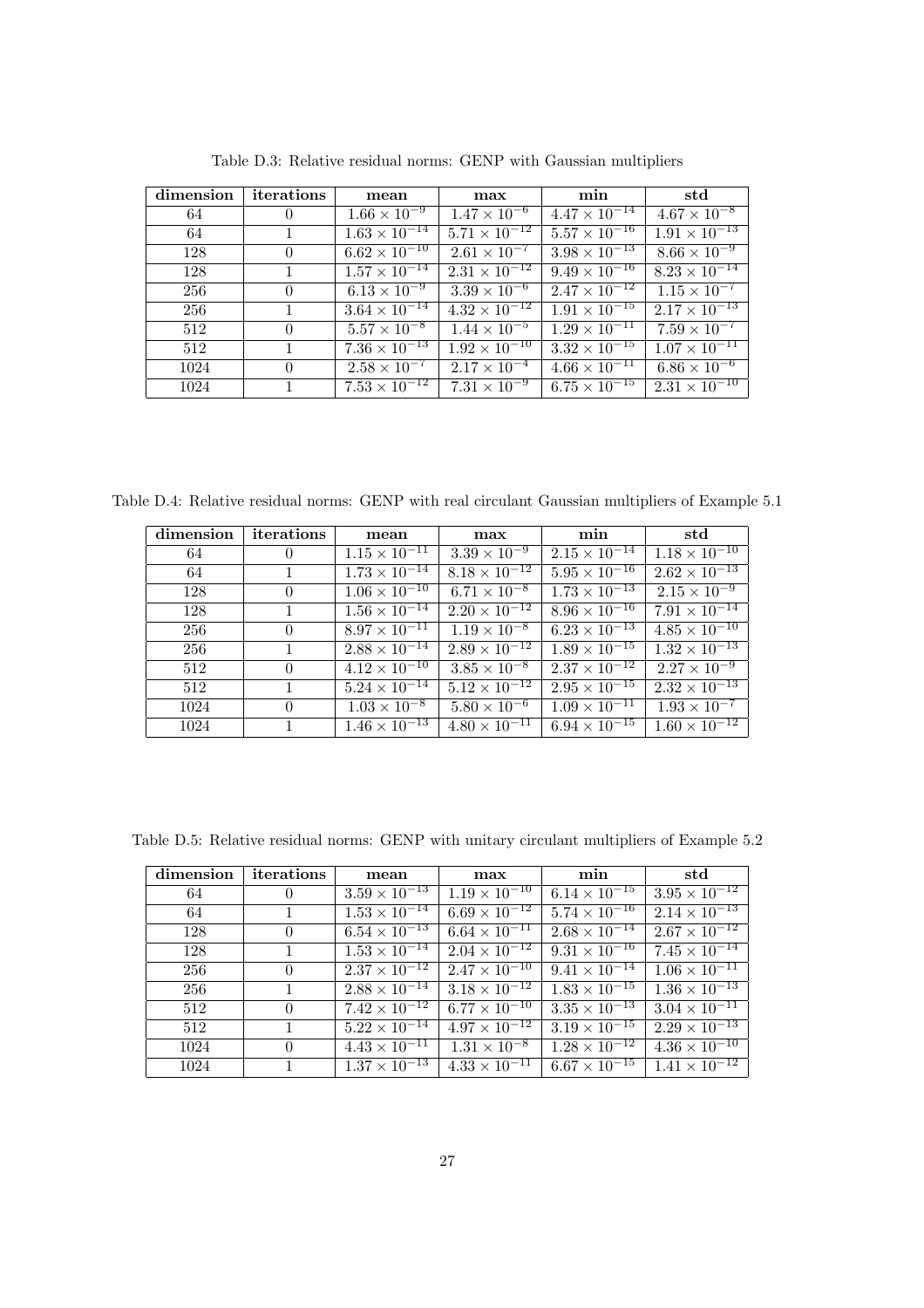Table D.3: Relative residual norms: GENP with Gaussian multipliers

| dimension | iterations | mean | max | min | std |
|---|---|---|---|---|---|
| 64 | 0 | $1.66 \times 10^{-9}$ | $1.47 \times 10^{-6}$ | $4.47 \times 10^{-14}$ | $4.67 \times 10^{-8}$ |
| 64 | 1 | $1.63 \times 10^{-14}$ | $5.71 \times 10^{-12}$ | $5.57 \times 10^{-16}$ | $1.91 \times 10^{-13}$ |
| 128 | 0 | $6.62 \times 10^{-10}$ | $2.61 \times 10^{-7}$ | $3.98 \times 10^{-13}$ | $8.66 \times 10^{-9}$ |
| 128 | 1 | $1.57 \times 10^{-14}$ | $2.31 \times 10^{-12}$ | $9.49 \times 10^{-16}$ | $8.23 \times 10^{-14}$ |
| 256 | 0 | $6.13 \times 10^{-9}$ | $3.39 \times 10^{-6}$ | $2.47 \times 10^{-12}$ | $1.15 \times 10^{-7}$ |
| 256 | 1 | $3.64 \times 10^{-14}$ | $4.32 \times 10^{-12}$ | $1.91 \times 10^{-15}$ | $2.17 \times 10^{-13}$ |
| 512 | 0 | $5.57 \times 10^{-8}$ | $1.44 \times 10^{-5}$ | $1.29 \times 10^{-11}$ | $7.59 \times 10^{-7}$ |
| 512 | 1 | $7.36 \times 10^{-13}$ | $1.92 \times 10^{-10}$ | $3.32 \times 10^{-15}$ | $1.07 \times 10^{-11}$ |
| 1024 | 0 | $2.58 \times 10^{-7}$ | $2.17 \times 10^{-4}$ | $4.66 \times 10^{-11}$ | $6.86 \times 10^{-6}$ |
| 1024 | 1 | $7.53 \times 10^{-12}$ | $7.31 \times 10^{-9}$ | $6.75 \times 10^{-15}$ | $2.31 \times 10^{-10}$ |

Table D.4: Relative residual norms: GENP with real circulant Gaussian multipliers of Example 5.1

| dimension | iterations | mean | max | min | std |
|---|---|---|---|---|---|
| 64 | 0 | $1.15 \times 10^{-11}$ | $3.39 \times 10^{-9}$ | $2.15 \times 10^{-14}$ | $1.18 \times 10^{-10}$ |
| 64 | 1 | $1.73 \times 10^{-14}$ | $8.18 \times 10^{-12}$ | $5.95 \times 10^{-16}$ | $2.62 \times 10^{-13}$ |
| 128 | 0 | $1.06 \times 10^{-10}$ | $6.71 \times 10^{-8}$ | $1.73 \times 10^{-13}$ | $2.15 \times 10^{-9}$ |
| 128 | 1 | $1.56 \times 10^{-14}$ | $2.20 \times 10^{-12}$ | $8.96 \times 10^{-16}$ | $7.91 \times 10^{-14}$ |
| 256 | 0 | $8.97 \times 10^{-11}$ | $1.19 \times 10^{-8}$ | $6.23 \times 10^{-13}$ | $4.85 \times 10^{-10}$ |
| 256 | 1 | $2.88 \times 10^{-14}$ | $2.89 \times 10^{-12}$ | $1.89 \times 10^{-15}$ | $1.32 \times 10^{-13}$ |
| 512 | 0 | $4.12 \times 10^{-10}$ | $3.85 \times 10^{-8}$ | $2.37 \times 10^{-12}$ | $2.27 \times 10^{-9}$ |
| 512 | 1 | $5.24 \times 10^{-14}$ | $5.12 \times 10^{-12}$ | $2.95 \times 10^{-15}$ | $2.32 \times 10^{-13}$ |
| 1024 | 0 | $1.03 \times 10^{-8}$ | $5.80 \times 10^{-6}$ | $1.09 \times 10^{-11}$ | $1.93 \times 10^{-7}$ |
| 1024 | 1 | $1.46 \times 10^{-13}$ | $4.80 \times 10^{-11}$ | $6.94 \times 10^{-15}$ | $1.60 \times 10^{-12}$ |

Table D.5: Relative residual norms: GENP with unitary circulant multipliers of Example 5.2

| dimension | iterations | mean | max | min | std |
|---|---|---|---|---|---|
| 64 | 0 | $3.59 \times 10^{-13}$ | $1.19 \times 10^{-10}$ | $6.14 \times 10^{-15}$ | $3.95 \times 10^{-12}$ |
| 64 | 1 | $1.53 \times 10^{-14}$ | $6.69 \times 10^{-12}$ | $5.74 \times 10^{-16}$ | $2.14 \times 10^{-13}$ |
| 128 | 0 | $6.54 \times 10^{-13}$ | $6.64 \times 10^{-11}$ | $2.68 \times 10^{-14}$ | $2.67 \times 10^{-12}$ |
| 128 | 1 | $1.53 \times 10^{-14}$ | $2.04 \times 10^{-12}$ | $9.31 \times 10^{-16}$ | $7.45 \times 10^{-14}$ |
| 256 | 0 | $2.37 \times 10^{-12}$ | $2.47 \times 10^{-10}$ | $9.41 \times 10^{-14}$ | $1.06 \times 10^{-11}$ |
| 256 | 1 | $2.88 \times 10^{-14}$ | $3.18 \times 10^{-12}$ | $1.83 \times 10^{-15}$ | $1.36 \times 10^{-13}$ |
| 512 | 0 | $7.42 \times 10^{-12}$ | $6.77 \times 10^{-10}$ | $3.35 \times 10^{-13}$ | $3.04 \times 10^{-11}$ |
| 512 | 1 | $5.22 \times 10^{-14}$ | $4.97 \times 10^{-12}$ | $3.19 \times 10^{-15}$ | $2.29 \times 10^{-13}$ |
| 1024 | 0 | $4.43 \times 10^{-11}$ | $1.31 \times 10^{-8}$ | $1.28 \times 10^{-12}$ | $4.36 \times 10^{-10}$ |
| 1024 | 1 | $1.37 \times 10^{-13}$ | $4.33 \times 10^{-11}$ | $6.67 \times 10^{-15}$ | $1.41 \times 10^{-12}$ |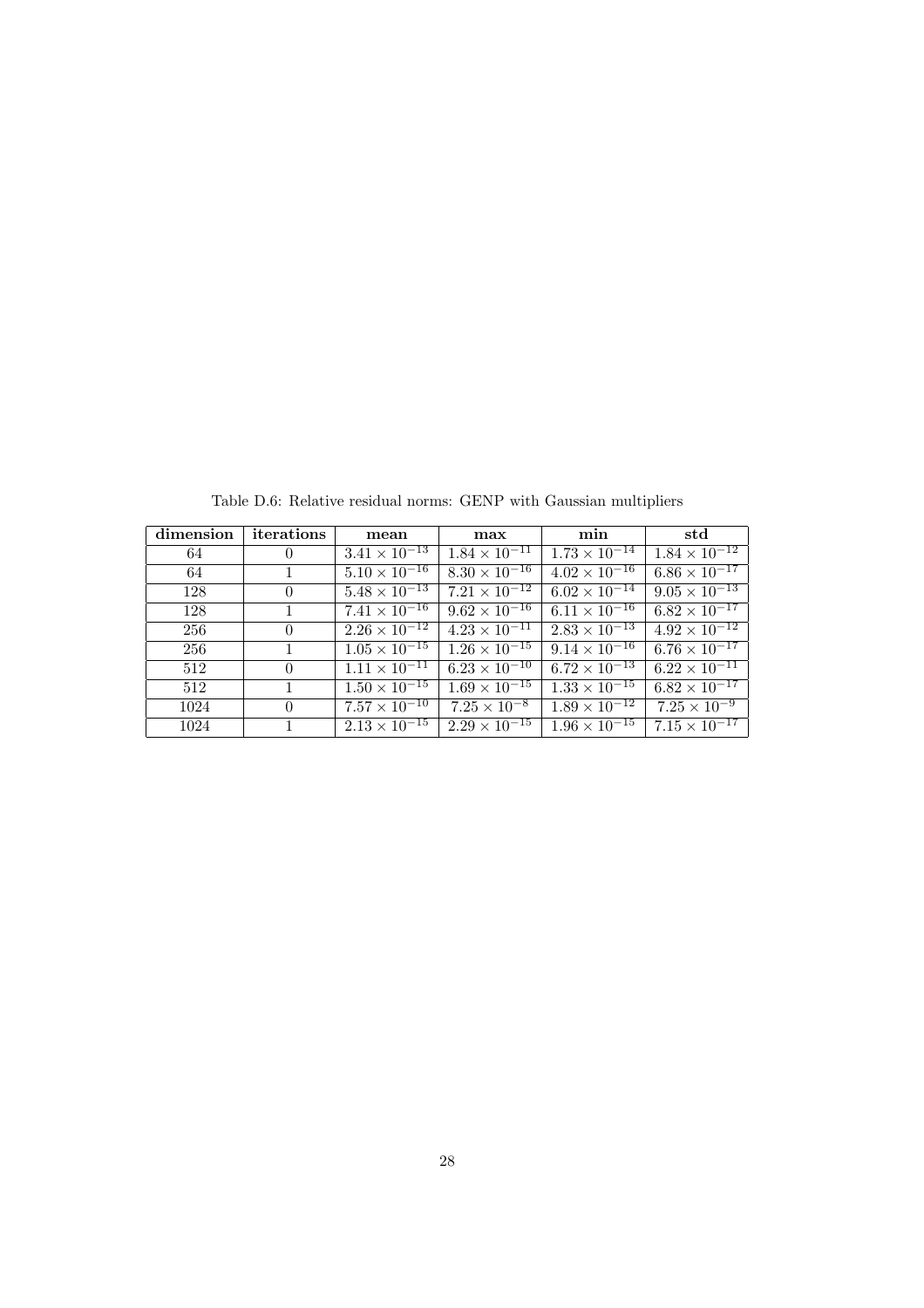Table D.6: Relative residual norms: GENP with Gaussian multipliers

| dimension | iterations | mean | max | min | std |
|---|---|---|---|---|---|
| 64 | 0 | $3.41 \times 10^{-13}$ | $1.84 \times 10^{-11}$ | $1.73 \times 10^{-14}$ | $1.84 \times 10^{-12}$ |
| 64 | 1 | $5.10 \times 10^{-16}$ | $8.30 \times 10^{-16}$ | $4.02 \times 10^{-16}$ | $6.86 \times 10^{-17}$ |
| 128 | 0 | $5.48 \times 10^{-13}$ | $7.21 \times 10^{-12}$ | $6.02 \times 10^{-14}$ | $9.05 \times 10^{-13}$ |
| 128 | 1 | $7.41 \times 10^{-16}$ | $9.62 \times 10^{-16}$ | $6.11 \times 10^{-16}$ | $6.82 \times 10^{-17}$ |
| 256 | 0 | $2.26 \times 10^{-12}$ | $4.23 \times 10^{-11}$ | $2.83 \times 10^{-13}$ | $4.92 \times 10^{-12}$ |
| 256 | 1 | $1.05 \times 10^{-15}$ | $1.26 \times 10^{-15}$ | $9.14 \times 10^{-16}$ | $6.76 \times 10^{-17}$ |
| 512 | 0 | $1.11 \times 10^{-11}$ | $6.23 \times 10^{-10}$ | $6.72 \times 10^{-13}$ | $6.22 \times 10^{-11}$ |
| 512 | 1 | $1.50 \times 10^{-15}$ | $1.69 \times 10^{-15}$ | $1.33 \times 10^{-15}$ | $6.82 \times 10^{-17}$ |
| 1024 | 0 | $7.57 \times 10^{-10}$ | $7.25 \times 10^{-8}$ | $1.89 \times 10^{-12}$ | $7.25 \times 10^{-9}$ |
| 1024 | 1 | $2.13 \times 10^{-15}$ | $2.29 \times 10^{-15}$ | $1.96 \times 10^{-15}$ | $7.15 \times 10^{-17}$ |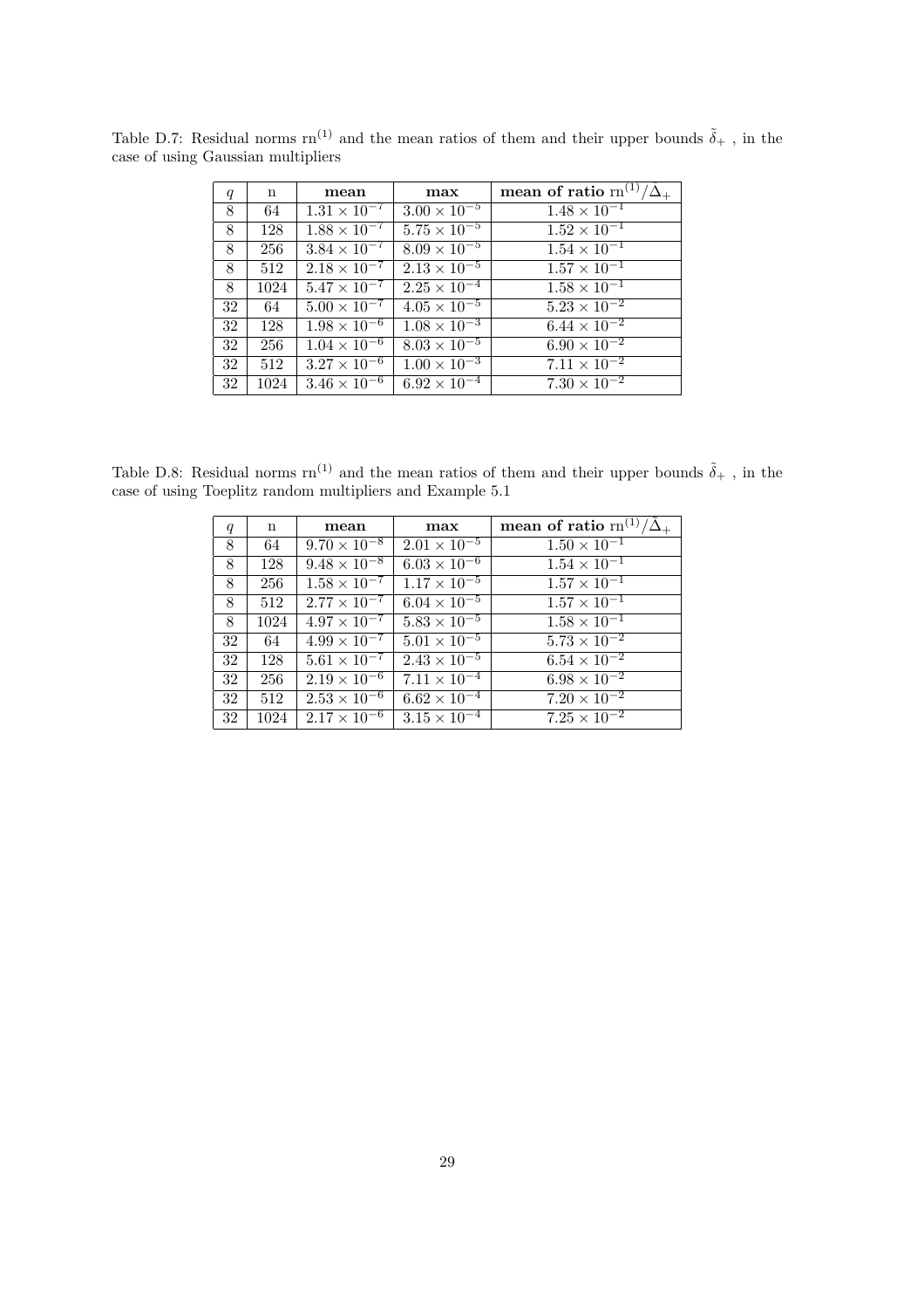Table D.7: Residual norms $\mathrm{rn}^{(1)}$ and the mean ratios of them and their upper bounds $\tilde{\delta}_+$ , in the case of using Gaussian multipliers

| $q$ | n | **mean** | **max** | **mean of ratio** $\mathrm{rn}^{(1)}/\tilde{\Delta}_+$ |
|---|---|---|---|---|
| 8 | 64 | $1.31 \times 10^{-7}$ | $3.00 \times 10^{-5}$ | $1.48 \times 10^{-1}$ |
| 8 | 128 | $1.88 \times 10^{-7}$ | $5.75 \times 10^{-5}$ | $1.52 \times 10^{-1}$ |
| 8 | 256 | $3.84 \times 10^{-7}$ | $8.09 \times 10^{-5}$ | $1.54 \times 10^{-1}$ |
| 8 | 512 | $2.18 \times 10^{-7}$ | $2.13 \times 10^{-5}$ | $1.57 \times 10^{-1}$ |
| 8 | 1024 | $5.47 \times 10^{-7}$ | $2.25 \times 10^{-4}$ | $1.58 \times 10^{-1}$ |
| 32 | 64 | $5.00 \times 10^{-7}$ | $4.05 \times 10^{-5}$ | $5.23 \times 10^{-2}$ |
| 32 | 128 | $1.98 \times 10^{-6}$ | $1.08 \times 10^{-3}$ | $6.44 \times 10^{-2}$ |
| 32 | 256 | $1.04 \times 10^{-6}$ | $8.03 \times 10^{-5}$ | $6.90 \times 10^{-2}$ |
| 32 | 512 | $3.27 \times 10^{-6}$ | $1.00 \times 10^{-3}$ | $7.11 \times 10^{-2}$ |
| 32 | 1024 | $3.46 \times 10^{-6}$ | $6.92 \times 10^{-4}$ | $7.30 \times 10^{-2}$ |

Table D.8: Residual norms $\mathrm{rn}^{(1)}$ and the mean ratios of them and their upper bounds $\tilde{\delta}_+$ , in the case of using Toeplitz random multipliers and Example 5.1

| $q$ | n | **mean** | **max** | **mean of ratio** $\mathrm{rn}^{(1)}/\tilde{\Delta}_+$ |
|---|---|---|---|---|
| 8 | 64 | $9.70 \times 10^{-8}$ | $2.01 \times 10^{-5}$ | $1.50 \times 10^{-1}$ |
| 8 | 128 | $9.48 \times 10^{-8}$ | $6.03 \times 10^{-6}$ | $1.54 \times 10^{-1}$ |
| 8 | 256 | $1.58 \times 10^{-7}$ | $1.17 \times 10^{-5}$ | $1.57 \times 10^{-1}$ |
| 8 | 512 | $2.77 \times 10^{-7}$ | $6.04 \times 10^{-5}$ | $1.57 \times 10^{-1}$ |
| 8 | 1024 | $4.97 \times 10^{-7}$ | $5.83 \times 10^{-5}$ | $1.58 \times 10^{-1}$ |
| 32 | 64 | $4.99 \times 10^{-7}$ | $5.01 \times 10^{-5}$ | $5.73 \times 10^{-2}$ |
| 32 | 128 | $5.61 \times 10^{-7}$ | $2.43 \times 10^{-5}$ | $6.54 \times 10^{-2}$ |
| 32 | 256 | $2.19 \times 10^{-6}$ | $7.11 \times 10^{-4}$ | $6.98 \times 10^{-2}$ |
| 32 | 512 | $2.53 \times 10^{-6}$ | $6.62 \times 10^{-4}$ | $7.20 \times 10^{-2}$ |
| 32 | 1024 | $2.17 \times 10^{-6}$ | $3.15 \times 10^{-4}$ | $7.25 \times 10^{-2}$ |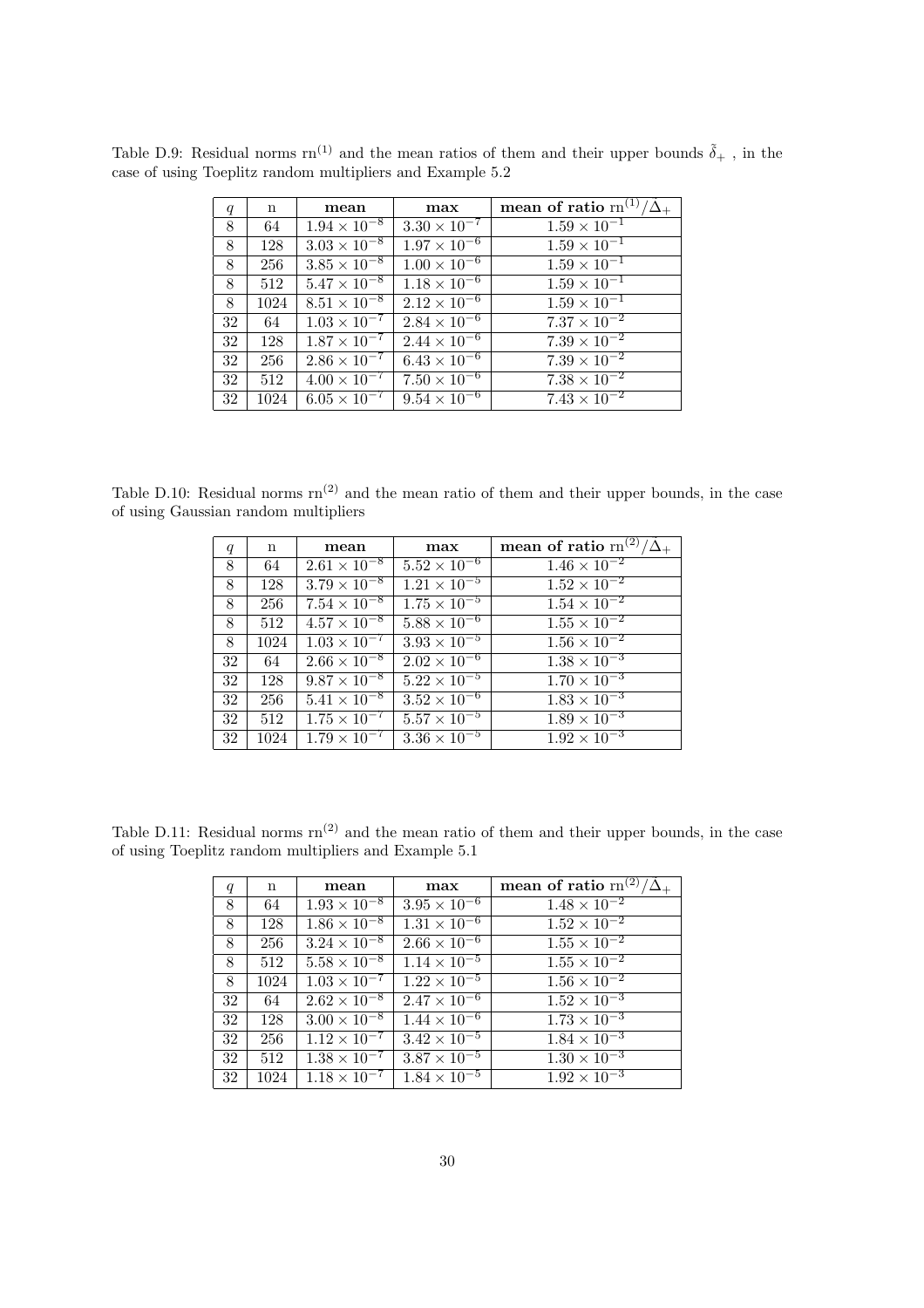Table D.9: Residual norms $\mathrm{rn}^{(1)}$ and the mean ratios of them and their upper bounds $\tilde{\delta}_+$, in the case of using Toeplitz random multipliers and Example 5.2

| $q$ | n | **mean** | **max** | **mean of ratio** $\mathrm{rn}^{(1)}/\tilde{\Delta}_+$ |
|---|---|---|---|---|
| 8 | 64 | $1.94 \times 10^{-8}$ | $3.30 \times 10^{-7}$ | $1.59 \times 10^{-1}$ |
| 8 | 128 | $3.03 \times 10^{-8}$ | $1.97 \times 10^{-6}$ | $1.59 \times 10^{-1}$ |
| 8 | 256 | $3.85 \times 10^{-8}$ | $1.00 \times 10^{-6}$ | $1.59 \times 10^{-1}$ |
| 8 | 512 | $5.47 \times 10^{-8}$ | $1.18 \times 10^{-6}$ | $1.59 \times 10^{-1}$ |
| 8 | 1024 | $8.51 \times 10^{-8}$ | $2.12 \times 10^{-6}$ | $1.59 \times 10^{-1}$ |
| 32 | 64 | $1.03 \times 10^{-7}$ | $2.84 \times 10^{-6}$ | $7.37 \times 10^{-2}$ |
| 32 | 128 | $1.87 \times 10^{-7}$ | $2.44 \times 10^{-6}$ | $7.39 \times 10^{-2}$ |
| 32 | 256 | $2.86 \times 10^{-7}$ | $6.43 \times 10^{-6}$ | $7.39 \times 10^{-2}$ |
| 32 | 512 | $4.00 \times 10^{-7}$ | $7.50 \times 10^{-6}$ | $7.38 \times 10^{-2}$ |
| 32 | 1024 | $6.05 \times 10^{-7}$ | $9.54 \times 10^{-6}$ | $7.43 \times 10^{-2}$ |

Table D.10: Residual norms $\mathrm{rn}^{(2)}$ and the mean ratio of them and their upper bounds, in the case of using Gaussian random multipliers

| $q$ | n | **mean** | **max** | **mean of ratio** $\mathrm{rn}^{(2)}/\tilde{\Delta}_+$ |
|---|---|---|---|---|
| 8 | 64 | $2.61 \times 10^{-8}$ | $5.52 \times 10^{-6}$ | $1.46 \times 10^{-2}$ |
| 8 | 128 | $3.79 \times 10^{-8}$ | $1.21 \times 10^{-5}$ | $1.52 \times 10^{-2}$ |
| 8 | 256 | $7.54 \times 10^{-8}$ | $1.75 \times 10^{-5}$ | $1.54 \times 10^{-2}$ |
| 8 | 512 | $4.57 \times 10^{-8}$ | $5.88 \times 10^{-6}$ | $1.55 \times 10^{-2}$ |
| 8 | 1024 | $1.03 \times 10^{-7}$ | $3.93 \times 10^{-5}$ | $1.56 \times 10^{-2}$ |
| 32 | 64 | $2.66 \times 10^{-8}$ | $2.02 \times 10^{-6}$ | $1.38 \times 10^{-3}$ |
| 32 | 128 | $9.87 \times 10^{-8}$ | $5.22 \times 10^{-5}$ | $1.70 \times 10^{-3}$ |
| 32 | 256 | $5.41 \times 10^{-8}$ | $3.52 \times 10^{-6}$ | $1.83 \times 10^{-3}$ |
| 32 | 512 | $1.75 \times 10^{-7}$ | $5.57 \times 10^{-5}$ | $1.89 \times 10^{-3}$ |
| 32 | 1024 | $1.79 \times 10^{-7}$ | $3.36 \times 10^{-5}$ | $1.92 \times 10^{-3}$ |

Table D.11: Residual norms $\mathrm{rn}^{(2)}$ and the mean ratio of them and their upper bounds, in the case of using Toeplitz random multipliers and Example 5.1

| $q$ | n | **mean** | **max** | **mean of ratio** $\mathrm{rn}^{(2)}/\tilde{\Delta}_+$ |
|---|---|---|---|---|
| 8 | 64 | $1.93 \times 10^{-8}$ | $3.95 \times 10^{-6}$ | $1.48 \times 10^{-2}$ |
| 8 | 128 | $1.86 \times 10^{-8}$ | $1.31 \times 10^{-6}$ | $1.52 \times 10^{-2}$ |
| 8 | 256 | $3.24 \times 10^{-8}$ | $2.66 \times 10^{-6}$ | $1.55 \times 10^{-2}$ |
| 8 | 512 | $5.58 \times 10^{-8}$ | $1.14 \times 10^{-5}$ | $1.55 \times 10^{-2}$ |
| 8 | 1024 | $1.03 \times 10^{-7}$ | $1.22 \times 10^{-5}$ | $1.56 \times 10^{-2}$ |
| 32 | 64 | $2.62 \times 10^{-8}$ | $2.47 \times 10^{-6}$ | $1.52 \times 10^{-3}$ |
| 32 | 128 | $3.00 \times 10^{-8}$ | $1.44 \times 10^{-6}$ | $1.73 \times 10^{-3}$ |
| 32 | 256 | $1.12 \times 10^{-7}$ | $3.42 \times 10^{-5}$ | $1.84 \times 10^{-3}$ |
| 32 | 512 | $1.38 \times 10^{-7}$ | $3.87 \times 10^{-5}$ | $1.30 \times 10^{-3}$ |
| 32 | 1024 | $1.18 \times 10^{-7}$ | $1.84 \times 10^{-5}$ | $1.92 \times 10^{-3}$ |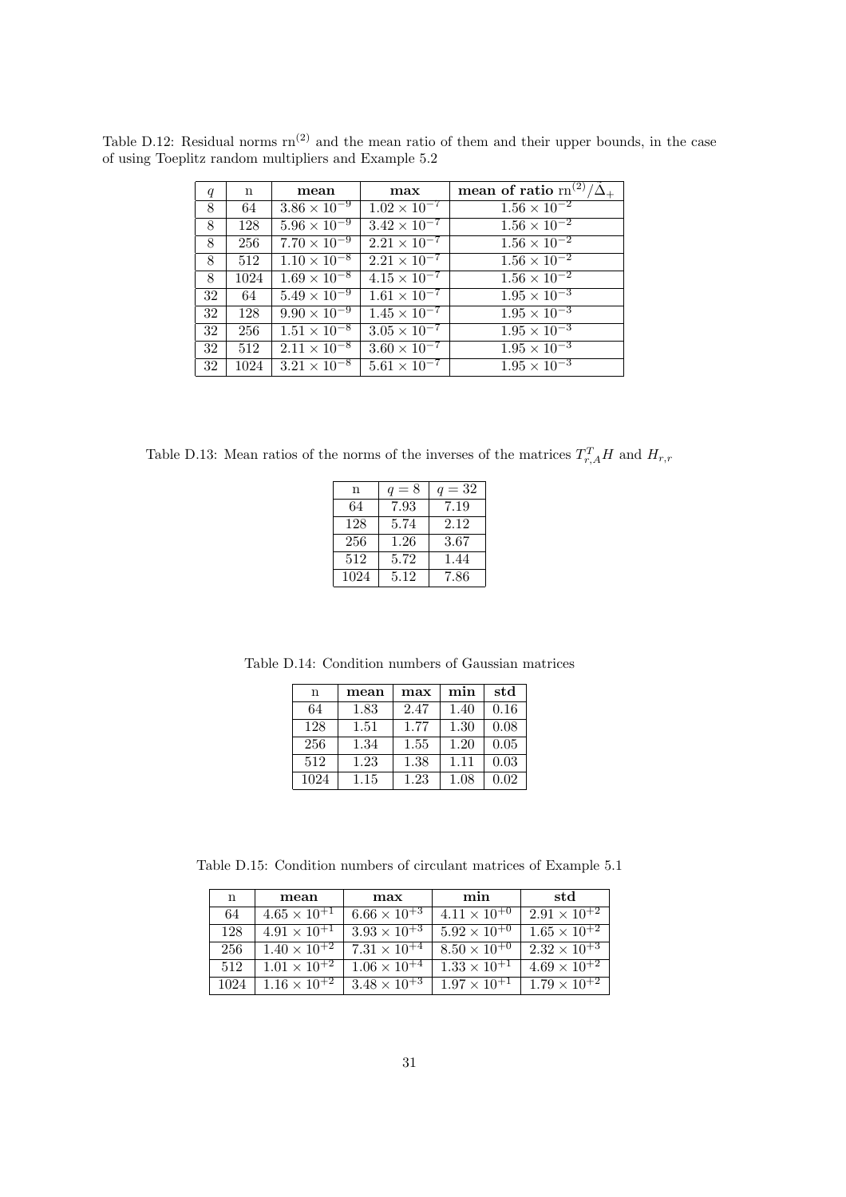Table D.12: Residual norms $\mathrm{rn}^{(2)}$ and the mean ratio of them and their upper bounds, in the case of using Toeplitz random multipliers and Example 5.2

| $q$ | n | **mean** | **max** | **mean of ratio** $\mathrm{rn}^{(2)}/\Delta_+$ |
|---|---|---|---|---|
| 8 | 64 | $3.86 \times 10^{-9}$ | $1.02 \times 10^{-7}$ | $1.56 \times 10^{-2}$ |
| 8 | 128 | $5.96 \times 10^{-9}$ | $3.42 \times 10^{-7}$ | $1.56 \times 10^{-2}$ |
| 8 | 256 | $7.70 \times 10^{-9}$ | $2.21 \times 10^{-7}$ | $1.56 \times 10^{-2}$ |
| 8 | 512 | $1.10 \times 10^{-8}$ | $2.21 \times 10^{-7}$ | $1.56 \times 10^{-2}$ |
| 8 | 1024 | $1.69 \times 10^{-8}$ | $4.15 \times 10^{-7}$ | $1.56 \times 10^{-2}$ |
| 32 | 64 | $5.49 \times 10^{-9}$ | $1.61 \times 10^{-7}$ | $1.95 \times 10^{-3}$ |
| 32 | 128 | $9.90 \times 10^{-9}$ | $1.45 \times 10^{-7}$ | $1.95 \times 10^{-3}$ |
| 32 | 256 | $1.51 \times 10^{-8}$ | $3.05 \times 10^{-7}$ | $1.95 \times 10^{-3}$ |
| 32 | 512 | $2.11 \times 10^{-8}$ | $3.60 \times 10^{-7}$ | $1.95 \times 10^{-3}$ |
| 32 | 1024 | $3.21 \times 10^{-8}$ | $5.61 \times 10^{-7}$ | $1.95 \times 10^{-3}$ |

Table D.13: Mean ratios of the norms of the inverses of the matrices $T_{r,A}^T H$ and $H_{r,r}$

| n | $q = 8$ | $q = 32$ |
|---|---|---|
| 64 | 7.93 | 7.19 |
| 128 | 5.74 | 2.12 |
| 256 | 1.26 | 3.67 |
| 512 | 5.72 | 1.44 |
| 1024 | 5.12 | 7.86 |

Table D.14: Condition numbers of Gaussian matrices

| n | **mean** | **max** | **min** | **std** |
|---|---|---|---|---|
| 64 | 1.83 | 2.47 | 1.40 | 0.16 |
| 128 | 1.51 | 1.77 | 1.30 | 0.08 |
| 256 | 1.34 | 1.55 | 1.20 | 0.05 |
| 512 | 1.23 | 1.38 | 1.11 | 0.03 |
| 1024 | 1.15 | 1.23 | 1.08 | 0.02 |

Table D.15: Condition numbers of circulant matrices of Example 5.1

| n | **mean** | **max** | **min** | **std** |
|---|---|---|---|---|
| 64 | $4.65 \times 10^{+1}$ | $6.66 \times 10^{+3}$ | $4.11 \times 10^{+0}$ | $2.91 \times 10^{+2}$ |
| 128 | $4.91 \times 10^{+1}$ | $3.93 \times 10^{+3}$ | $5.92 \times 10^{+0}$ | $1.65 \times 10^{+2}$ |
| 256 | $1.40 \times 10^{+2}$ | $7.31 \times 10^{+4}$ | $8.50 \times 10^{+0}$ | $2.32 \times 10^{+3}$ |
| 512 | $1.01 \times 10^{+2}$ | $1.06 \times 10^{+4}$ | $1.33 \times 10^{+1}$ | $4.69 \times 10^{+2}$ |
| 1024 | $1.16 \times 10^{+2}$ | $3.48 \times 10^{+3}$ | $1.97 \times 10^{+1}$ | $1.79 \times 10^{+2}$ |